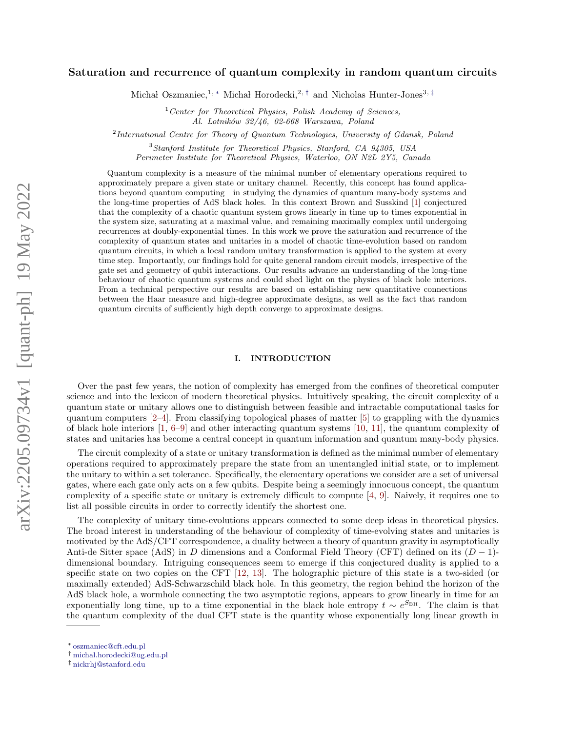# Saturation and recurrence of quantum complexity in random quantum circuits

Michał Oszmaniec,[1,*] Michał Horodecki,[2,†] and Nicholas Hunter-Jones[3,‡]

[1] Center for Theoretical Physics, Polish Academy of Sciences, Al. Lotników 32/46, 02-668 Warszawa, Poland

[2] International Centre for Theory of Quantum Technologies, University of Gdansk, Poland

[3] Stanford Institute for Theoretical Physics, Stanford, CA 94305, USA
Perimeter Institute for Theoretical Physics, Waterloo, ON N2L 2Y5, Canada

Quantum complexity is a measure of the minimal number of elementary operations required to approximately prepare a given state or unitary channel. Recently, this concept has found applications beyond quantum computing—in studying the dynamics of quantum many-body systems and the long-time properties of AdS black holes. In this context Brown and Susskind [1] conjectured that the complexity of a chaotic quantum system grows linearly in time up to times exponential in the system size, saturating at a maximal value, and remaining maximally complex until undergoing recurrences at doubly-exponential times. In this work we prove the saturation and recurrence of the complexity of quantum states and unitaries in a model of chaotic time-evolution based on random quantum circuits, in which a local random unitary transformation is applied to the system at every time step. Importantly, our findings hold for quite general random circuit models, irrespective of the gate set and geometry of qubit interactions. Our results advance an understanding of the long-time behaviour of chaotic quantum systems and could shed light on the physics of black hole interiors. From a technical perspective our results are based on establishing new quantitative connections between the Haar measure and high-degree approximate designs, as well as the fact that random quantum circuits of sufficiently high depth converge to approximate designs.

## I. INTRODUCTION

Over the past few years, the notion of complexity has emerged from the confines of theoretical computer science and into the lexicon of modern theoretical physics. Intuitively speaking, the circuit complexity of a quantum state or unitary allows one to distinguish between feasible and intractable computational tasks for quantum computers [2–4]. From classifying topological phases of matter [5] to grappling with the dynamics of black hole interiors [1, 6–9] and other interacting quantum systems [10, 11], the quantum complexity of states and unitaries has become a central concept in quantum information and quantum many-body physics.

The circuit complexity of a state or unitary transformation is defined as the minimal number of elementary operations required to approximately prepare the state from an unentangled initial state, or to implement the unitary to within a set tolerance. Specifically, the elementary operations we consider are a set of universal gates, where each gate only acts on a few qubits. Despite being a seemingly innocuous concept, the quantum complexity of a specific state or unitary is extremely difficult to compute [4, 9]. Naively, it requires one to list all possible circuits in order to correctly identify the shortest one.

The complexity of unitary time-evolutions appears connected to some deep ideas in theoretical physics. The broad interest in understanding of the behaviour of complexity of time-evolving states and unitaries is motivated by the AdS/CFT correspondence, a duality between a theory of quantum gravity in asymptotically Anti-de Sitter space (AdS) in $D$ dimensions and a Conformal Field Theory (CFT) defined on its $(D-1)$-dimensional boundary. Intriguing consequences seem to emerge if this conjectured duality is applied to a specific state on two copies on the CFT [12, 13]. The holographic picture of this state is a two-sided (or maximally extended) AdS-Schwarzschild black hole. In this geometry, the region behind the horizon of the AdS black hole, a wormhole connecting the two asymptotic regions, appears to grow linearly in time for an exponentially long time, up to a time exponential in the black hole entropy $t \sim e^{S_{\rm BH}}$. The claim is that the quantum complexity of the dual CFT state is the quantity whose exponentially long linear growth in

* oszmaniec@cft.edu.pl
† michal.horodecki@ug.edu.pl
‡ nickrhj@stanford.edu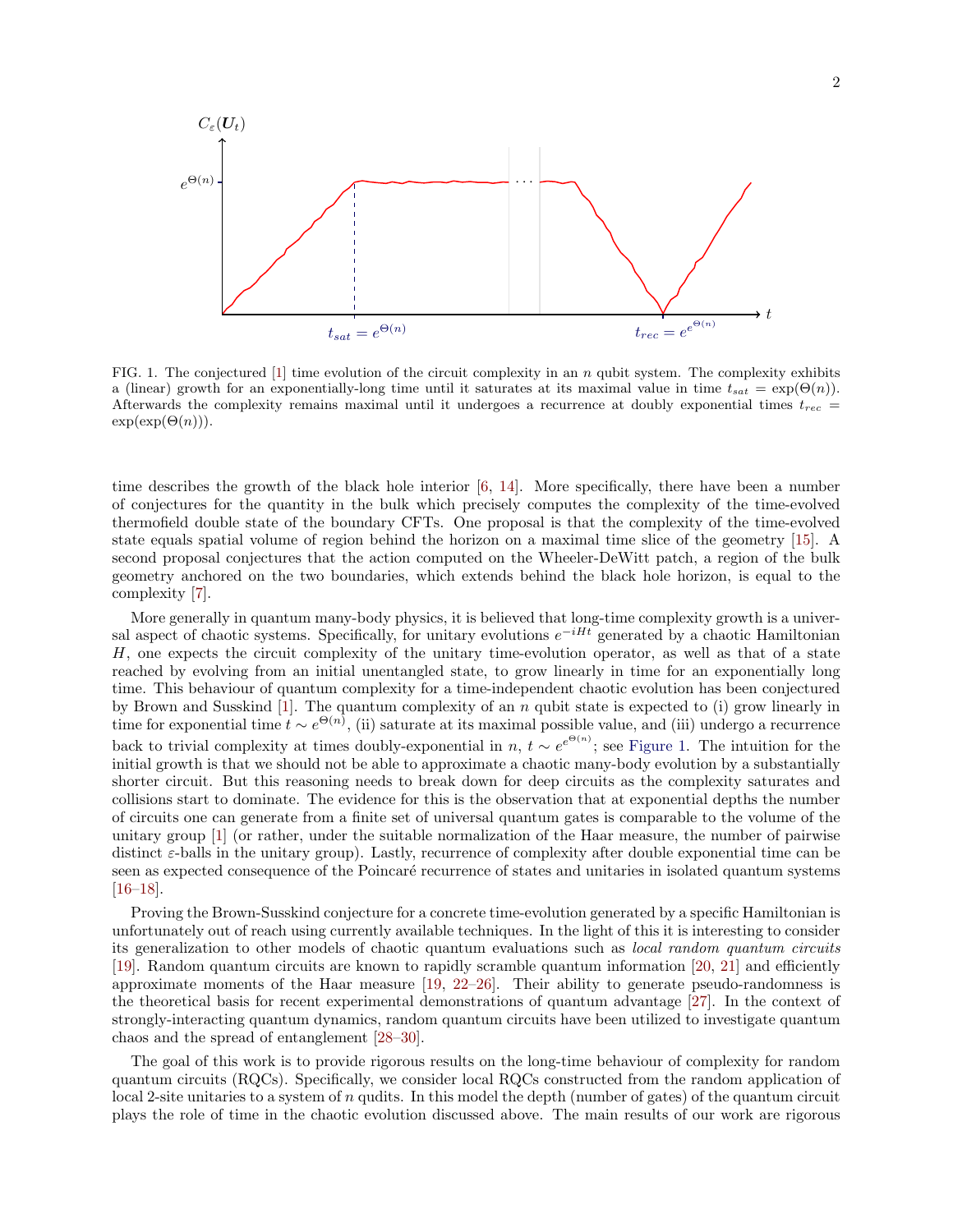FIG. 1. The conjectured [1] time evolution of the circuit complexity in an $n$ qubit system. The complexity exhibits a (linear) growth for an exponentially-long time until it saturates at its maximal value in time $t_{sat} = \exp(\Theta(n))$. Afterwards the complexity remains maximal until it undergoes a recurrence at doubly exponential times $t_{rec} = \exp(\exp(\Theta(n)))$.

time describes the growth of the black hole interior [6, 14]. More specifically, there have been a number of conjectures for the quantity in the bulk which precisely computes the complexity of the time-evolved thermofield double state of the boundary CFTs. One proposal is that the complexity of the time-evolved state equals spatial volume of region behind the horizon on a maximal time slice of the geometry [15]. A second proposal conjectures that the action computed on the Wheeler-DeWitt patch, a region of the bulk geometry anchored on the two boundaries, which extends behind the black hole horizon, is equal to the complexity [7].

More generally in quantum many-body physics, it is believed that long-time complexity growth is a universal aspect of chaotic systems. Specifically, for unitary evolutions $e^{-iHt}$ generated by a chaotic Hamiltonian $H$, one expects the circuit complexity of the unitary time-evolution operator, as well as that of a state reached by evolving from an initial unentangled state, to grow linearly in time for an exponentially long time. This behaviour of quantum complexity for a time-independent chaotic evolution has been conjectured by Brown and Susskind [1]. The quantum complexity of an $n$ qubit state is expected to (i) grow linearly in time for exponential time $t \sim e^{\Theta(n)}$, (ii) saturate at its maximal possible value, and (iii) undergo a recurrence back to trivial complexity at times doubly-exponential in $n$, $t \sim e^{e^{\Theta(n)}}$; see Figure 1. The intuition for the initial growth is that we should not be able to approximate a chaotic many-body evolution by a substantially shorter circuit. But this reasoning needs to break down for deep circuits as the complexity saturates and collisions start to dominate. The evidence for this is the observation that at exponential depths the number of circuits one can generate from a finite set of universal quantum gates is comparable to the volume of the unitary group [1] (or rather, under the suitable normalization of the Haar measure, the number of pairwise distinct $\varepsilon$-balls in the unitary group). Lastly, recurrence of complexity after double exponential time can be seen as expected consequence of the Poincaré recurrence of states and unitaries in isolated quantum systems [16–18].

Proving the Brown-Susskind conjecture for a concrete time-evolution generated by a specific Hamiltonian is unfortunately out of reach using currently available techniques. In the light of this it is interesting to consider its generalization to other models of chaotic quantum evaluations such as *local random quantum circuits* [19]. Random quantum circuits are known to rapidly scramble quantum information [20, 21] and efficiently approximate moments of the Haar measure [19, 22–26]. Their ability to generate pseudo-randomness is the theoretical basis for recent experimental demonstrations of quantum advantage [27]. In the context of strongly-interacting quantum dynamics, random quantum circuits have been utilized to investigate quantum chaos and the spread of entanglement [28–30].

The goal of this work is to provide rigorous results on the long-time behaviour of complexity for random quantum circuits (RQCs). Specifically, we consider local RQCs constructed from the random application of local 2-site unitaries to a system of $n$ qudits. In this model the depth (number of gates) of the quantum circuit plays the role of time in the chaotic evolution discussed above. The main results of our work are rigorous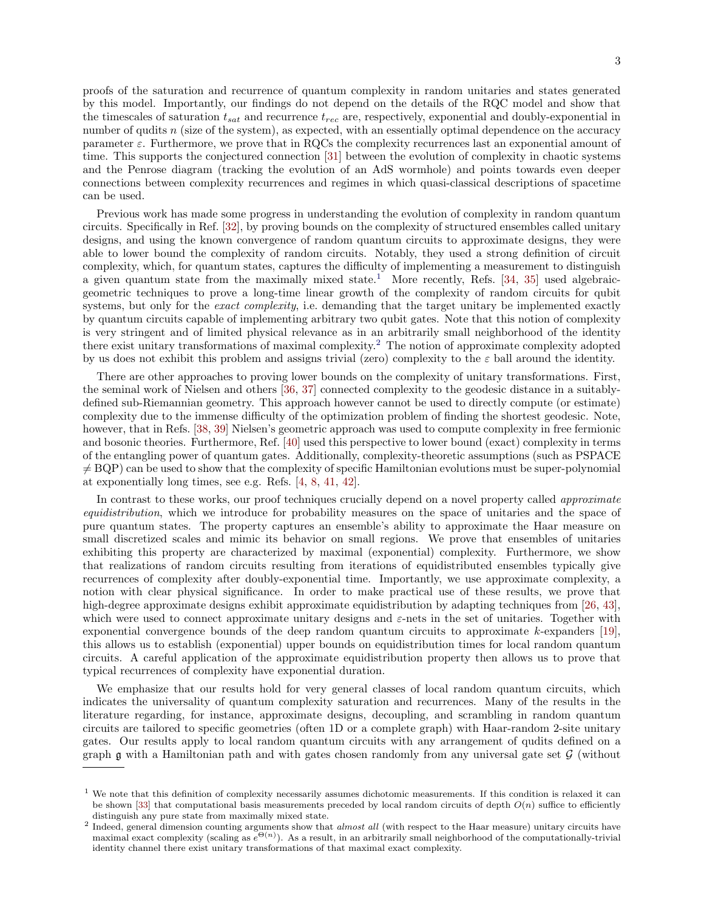proofs of the saturation and recurrence of quantum complexity in random unitaries and states generated by this model. Importantly, our findings do not depend on the details of the RQC model and show that the timescales of saturation $t_{sat}$ and recurrence $t_{rec}$ are, respectively, exponential and doubly-exponential in number of qudits $n$ (size of the system), as expected, with an essentially optimal dependence on the accuracy parameter $\varepsilon$. Furthermore, we prove that in RQCs the complexity recurrences last an exponential amount of time. This supports the conjectured connection [31] between the evolution of complexity in chaotic systems and the Penrose diagram (tracking the evolution of an AdS wormhole) and points towards even deeper connections between complexity recurrences and regimes in which quasi-classical descriptions of spacetime can be used.

Previous work has made some progress in understanding the evolution of complexity in random quantum circuits. Specifically in Ref. [32], by proving bounds on the complexity of structured ensembles called unitary designs, and using the known convergence of random quantum circuits to approximate designs, they were able to lower bound the complexity of random circuits. Notably, they used a strong definition of circuit complexity, which, for quantum states, captures the difficulty of implementing a measurement to distinguish a given quantum state from the maximally mixed state.[1] More recently, Refs. [34, 35] used algebraic-geometric techniques to prove a long-time linear growth of the complexity of random circuits for qubit systems, but only for the *exact complexity*, i.e. demanding that the target unitary be implemented exactly by quantum circuits capable of implementing arbitrary two qubit gates. Note that this notion of complexity is very stringent and of limited physical relevance as in an arbitrarily small neighborhood of the identity there exist unitary transformations of maximal complexity.[2] The notion of approximate complexity adopted by us does not exhibit this problem and assigns trivial (zero) complexity to the $\varepsilon$ ball around the identity.

There are other approaches to proving lower bounds on the complexity of unitary transformations. First, the seminal work of Nielsen and others [36, 37] connected complexity to the geodesic distance in a suitably-defined sub-Riemannian geometry. This approach however cannot be used to directly compute (or estimate) complexity due to the immense difficulty of the optimization problem of finding the shortest geodesic. Note, however, that in Refs. [38, 39] Nielsen's geometric approach was used to compute complexity in free fermionic and bosonic theories. Furthermore, Ref. [40] used this perspective to lower bound (exact) complexity in terms of the entangling power of quantum gates. Additionally, complexity-theoretic assumptions (such as PSPACE $\neq$ BQP) can be used to show that the complexity of specific Hamiltonian evolutions must be super-polynomial at exponentially long times, see e.g. Refs. [4, 8, 41, 42].

In contrast to these works, our proof techniques crucially depend on a novel property called *approximate equidistribution*, which we introduce for probability measures on the space of unitaries and the space of pure quantum states. The property captures an ensemble's ability to approximate the Haar measure on small discretized scales and mimic its behavior on small regions. We prove that ensembles of unitaries exhibiting this property are characterized by maximal (exponential) complexity. Furthermore, we show that realizations of random circuits resulting from iterations of equidistributed ensembles typically give recurrences of complexity after doubly-exponential time. Importantly, we use approximate complexity, a notion with clear physical significance. In order to make practical use of these results, we prove that high-degree approximate designs exhibit approximate equidistribution by adapting techniques from [26, 43], which were used to connect approximate unitary designs and $\varepsilon$-nets in the set of unitaries. Together with exponential convergence bounds of the deep random quantum circuits to approximate $k$-expanders [19], this allows us to establish (exponential) upper bounds on equidistribution times for local random quantum circuits. A careful application of the approximate equidistribution property then allows us to prove that typical recurrences of complexity have exponential duration.

We emphasize that our results hold for very general classes of local random quantum circuits, which indicates the universality of quantum complexity saturation and recurrences. Many of the results in the literature regarding, for instance, approximate designs, decoupling, and scrambling in random quantum circuits are tailored to specific geometries (often 1D or a complete graph) with Haar-random 2-site unitary gates. Our results apply to local random quantum circuits with any arrangement of qudits defined on a graph $\mathfrak{g}$ with a Hamiltonian path and with gates chosen randomly from any universal gate set $\mathcal{G}$ (without

---

[1] We note that this definition of complexity necessarily assumes dichotomic measurements. If this condition is relaxed it can be shown [33] that computational basis measurements preceded by local random circuits of depth $O(n)$ suffice to efficiently distinguish any pure state from maximally mixed state.

[2] Indeed, general dimension counting arguments show that *almost all* (with respect to the Haar measure) unitary circuits have maximal exact complexity (scaling as $e^{\Theta(n)}$). As a result, in an arbitrarily small neighborhood of the computationally-trivial identity channel there exist unitary transformations of that maximal exact complexity.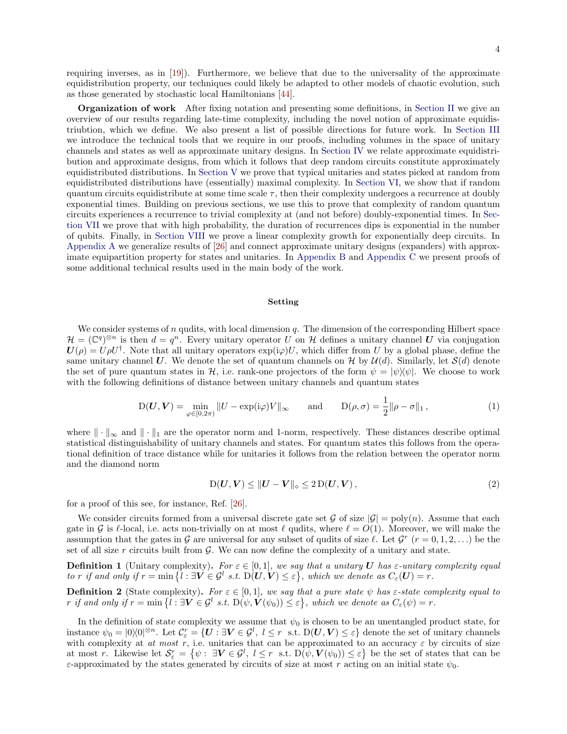requiring inverses, as in [19]). Furthermore, we believe that due to the universality of the approximate equidistribution property, our techniques could likely be adapted to other models of chaotic evolution, such as those generated by stochastic local Hamiltonians [44].

**Organization of work** After fixing notation and presenting some definitions, in Section II we give an overview of our results regarding late-time complexity, including the novel notion of approximate equidistriubtion, which we define. We also present a list of possible directions for future work. In Section III we introduce the technical tools that we require in our proofs, including volumes in the space of unitary channels and states as well as approximate unitary designs. In Section IV we relate approximate equidistribution and approximate designs, from which it follows that deep random circuits constitute approximately equidistributed distributions. In Section V we prove that typical unitaries and states picked at random from equidistributed distributions have (essentially) maximal complexity. In Section VI, we show that if random quantum circuits equidistribute at some time scale $\tau$, then their complexity undergoes a recurrence at doubly exponential times. Building on previous sections, we use this to prove that complexity of random quantum circuits experiences a recurrence to trivial complexity at (and not before) doubly-exponential times. In Section VII we prove that with high probability, the duration of recurrences dips is exponential in the number of qubits. Finally, in Section VIII we prove a linear complexity growth for exponentially deep circuits. In Appendix A we generalize results of [26] and connect approximate unitary designs (expanders) with approximate equipartition property for states and unitaries. In Appendix B and Appendix C we present proofs of some additional technical results used in the main body of the work.

### Setting

We consider systems of $n$ qudits, with local dimension $q$. The dimension of the corresponding Hilbert space $\mathcal{H} = (\mathbb{C}^q)^{\otimes n}$ is then $d = q^n$. Every unitary operator $U$ on $\mathcal{H}$ defines a unitary channel $\boldsymbol{U}$ via conjugation $\boldsymbol{U}(\rho) = U\rho U^\dagger$. Note that all unitary operators $\exp(\mathrm{i}\varphi)U$, which differ from $U$ by a global phase, define the same unitary channel $\boldsymbol{U}$. We denote the set of quantum channels on $\mathcal{H}$ by $\mathcal{U}(d)$. Similarly, let $\mathcal{S}(d)$ denote the set of pure quantum states in $\mathcal{H}$, i.e. rank-one projectors of the form $\psi = |\psi\rangle\langle\psi|$. We choose to work with the following definitions of distance between unitary channels and quantum states

$$\mathrm{D}(\boldsymbol{U},\boldsymbol{V}) = \min_{\varphi\in[0,2\pi)} \|U - \exp(\mathrm{i}\varphi)V\|_\infty \qquad \text{and} \qquad \mathrm{D}(\rho,\sigma) = \frac{1}{2}\|\rho-\sigma\|_1\,, \tag{1}$$

where $\|\cdot\|_\infty$ and $\|\cdot\|_1$ are the operator norm and 1-norm, respectively. These distances describe optimal statistical distinguishability of unitary channels and states. For quantum states this follows from the operational definition of trace distance while for unitaries it follows from the relation between the operator norm and the diamond norm

$$\mathrm{D}(\boldsymbol{U},\boldsymbol{V}) \le \|\boldsymbol{U}-\boldsymbol{V}\|_\diamond \le 2\,\mathrm{D}(\boldsymbol{U},\boldsymbol{V})\,, \tag{2}$$

for a proof of this see, for instance, Ref. [26].

We consider circuits formed from a universal discrete gate set $\mathcal{G}$ of size $|\mathcal{G}| = \mathrm{poly}(n)$. Assume that each gate in $\mathcal{G}$ is $\ell$-local, i.e. acts non-trivially on at most $\ell$ qudits, where $\ell = O(1)$. Moreover, we will make the assumption that the gates in $\mathcal{G}$ are universal for any subset of qudits of size $\ell$. Let $\mathcal{G}^r$ $(r = 0,1,2,\dots)$ be the set of all size $r$ circuits built from $\mathcal{G}$. We can now define the complexity of a unitary and state.

**Definition 1** (Unitary complexity)**.** *For $\varepsilon \in [0,1]$, we say that a unitary $\boldsymbol{U}$ has $\varepsilon$-unitary complexity equal to $r$ if and only if $r = \min\left\{l : \exists \boldsymbol{V} \in \mathcal{G}^l \text{ s.t. } \mathrm{D}(\boldsymbol{U},\boldsymbol{V}) \le \varepsilon\right\}$, which we denote as $C_\varepsilon(\boldsymbol{U}) = r$.*

**Definition 2** (State complexity)**.** *For $\varepsilon \in [0,1]$, we say that a pure state $\psi$ has $\varepsilon$-state complexity equal to $r$ if and only if $r = \min\left\{l : \exists \boldsymbol{V} \in \mathcal{G}^l \text{ s.t. } \mathrm{D}(\psi,\boldsymbol{V}(\psi_0)) \le \varepsilon\right\}$, which we denote as $C_\varepsilon(\psi) = r$.*

In the definition of state complexity we assume that $\psi_0$ is chosen to be an unentangled product state, for instance $\psi_0 = |0\rangle\langle 0|^{\otimes n}$. Let $\mathcal{C}^r_\varepsilon = \{\boldsymbol{U} : \exists \boldsymbol{V} \in \mathcal{G}^l,\ l \le r \text{ s.t. } \mathrm{D}(\boldsymbol{U},\boldsymbol{V}) \le \varepsilon\}$ denote the set of unitary channels with complexity at *at most* $r$, i.e. unitaries that can be approximated to an accuracy $\varepsilon$ by circuits of size at most $r$. Likewise let $\mathcal{S}^r_\varepsilon = \left\{\psi :\ \exists \boldsymbol{V} \in \mathcal{G}^l,\ l \le r \text{ s.t. } \mathrm{D}(\psi,\boldsymbol{V}(\psi_0)) \le \varepsilon\right\}$ be the set of states that can be $\varepsilon$-approximated by the states generated by circuits of size at most $r$ acting on an initial state $\psi_0$.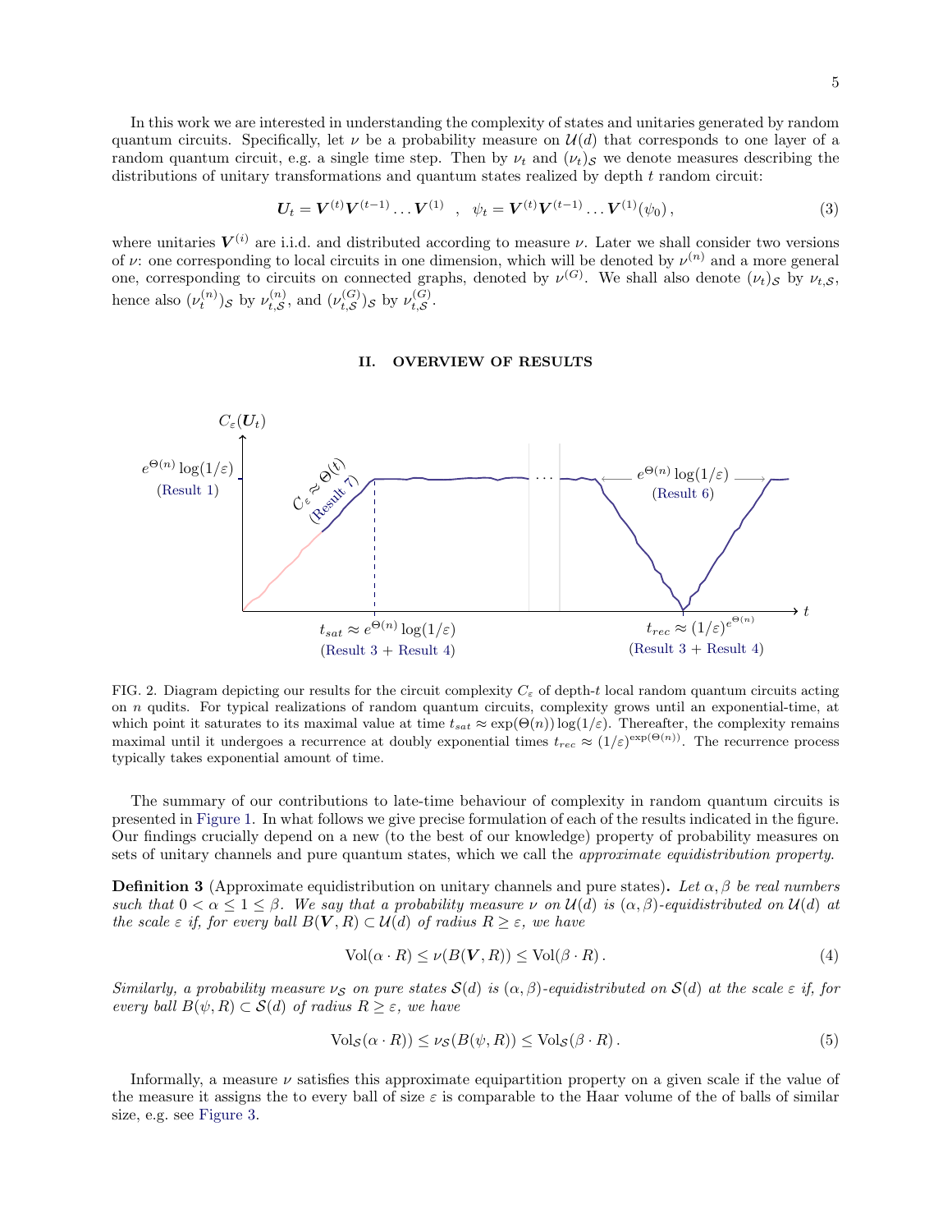In this work we are interested in understanding the complexity of states and unitaries generated by random quantum circuits. Specifically, let $\nu$ be a probability measure on $\mathcal{U}(d)$ that corresponds to one layer of a random quantum circuit, e.g. a single time step. Then by $\nu_t$ and $(\nu_t)_{\mathcal{S}}$ we denote measures describing the distributions of unitary transformations and quantum states realized by depth $t$ random circuit:

$$\boldsymbol{U}_t = \boldsymbol{V}^{(t)}\boldsymbol{V}^{(t-1)}\dots\boldsymbol{V}^{(1)} \quad , \quad \psi_t = \boldsymbol{V}^{(t)}\boldsymbol{V}^{(t-1)}\dots\boldsymbol{V}^{(1)}(\psi_0)\,, \tag{3}$$

where unitaries $\boldsymbol{V}^{(i)}$ are i.i.d. and distributed according to measure $\nu$. Later we shall consider two versions of $\nu$: one corresponding to local circuits in one dimension, which will be denoted by $\nu^{(n)}$ and a more general one, corresponding to circuits on connected graphs, denoted by $\nu^{(G)}$. We shall also denote $(\nu_t)_{\mathcal{S}}$ by $\nu_{t,\mathcal{S}}$, hence also $(\nu_t^{(n)})_{\mathcal{S}}$ by $\nu_{t,\mathcal{S}}^{(n)}$, and $(\nu_{t,\mathcal{S}}^{(G)})_{\mathcal{S}}$ by $\nu_{t,\mathcal{S}}^{(G)}$.

## II. OVERVIEW OF RESULTS

FIG. 2. Diagram depicting our results for the circuit complexity $C_\varepsilon$ of depth-$t$ local random quantum circuits acting on $n$ qudits. For typical realizations of random quantum circuits, complexity grows until an exponential-time, at which point it saturates to its maximal value at time $t_{sat} \approx \exp(\Theta(n))\log(1/\varepsilon)$. Thereafter, the complexity remains maximal until it undergoes a recurrence at doubly exponential times $t_{rec} \approx (1/\varepsilon)^{\exp(\Theta(n))}$. The recurrence process typically takes exponential amount of time.

The summary of our contributions to late-time behaviour of complexity in random quantum circuits is presented in Figure 1. In what follows we give precise formulation of each of the results indicated in the figure. Our findings crucially depend on a new (to the best of our knowledge) property of probability measures on sets of unitary channels and pure quantum states, which we call the *approximate equidistribution property.*

**Definition 3** (Approximate equidistribution on unitary channels and pure states)**.** *Let $\alpha, \beta$ be real numbers such that $0 < \alpha \leq 1 \leq \beta$. We say that a probability measure $\nu$ on $\mathcal{U}(d)$ is $(\alpha,\beta)$-equidistributed on $\mathcal{U}(d)$ at the scale $\varepsilon$ if, for every ball $B(\boldsymbol{V},R) \subset \mathcal{U}(d)$ of radius $R \geq \varepsilon$, we have*

$$\mathrm{Vol}(\alpha\cdot R) \leq \nu(B(\boldsymbol{V},R)) \leq \mathrm{Vol}(\beta\cdot R)\,. \tag{4}$$

*Similarly, a probability measure $\nu_{\mathcal{S}}$ on pure states $\mathcal{S}(d)$ is $(\alpha,\beta)$-equidistributed on $\mathcal{S}(d)$ at the scale $\varepsilon$ if, for every ball $B(\psi,R) \subset \mathcal{S}(d)$ of radius $R \geq \varepsilon$, we have*

$$\mathrm{Vol}_{\mathcal{S}}(\alpha\cdot R)) \leq \nu_{\mathcal{S}}(B(\psi,R)) \leq \mathrm{Vol}_{\mathcal{S}}(\beta\cdot R)\,. \tag{5}$$

Informally, a measure $\nu$ satisfies this approximate equipartition property on a given scale if the value of the measure it assigns the to every ball of size $\varepsilon$ is comparable to the Haar volume of the of balls of similar size, e.g. see Figure 3.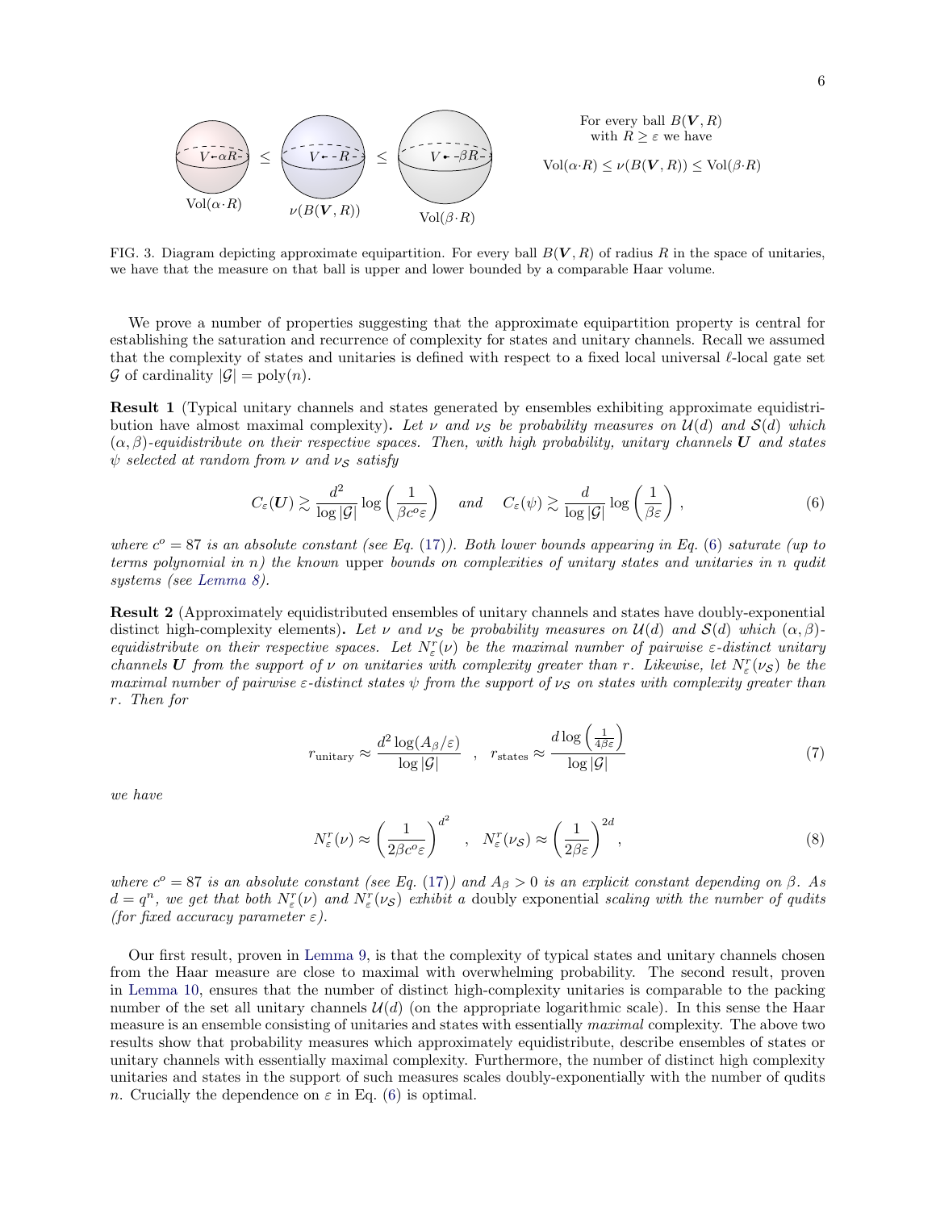For every ball $B(\boldsymbol{V}, R)$ with $R \geq \varepsilon$ we have

$$\mathrm{Vol}(\alpha \cdot R) \leq \nu(B(\boldsymbol{V}, R)) \leq \mathrm{Vol}(\beta \cdot R)$$

FIG. 3. Diagram depicting approximate equipartition. For every ball $B(\boldsymbol{V}, R)$ of radius $R$ in the space of unitaries, we have that the measure on that ball is upper and lower bounded by a comparable Haar volume.

We prove a number of properties suggesting that the approximate equipartition property is central for establishing the saturation and recurrence of complexity for states and unitary channels. Recall we assumed that the complexity of states and unitaries is defined with respect to a fixed local universal $\ell$-local gate set $\mathcal{G}$ of cardinality $|\mathcal{G}| = \mathrm{poly}(n)$.

**Result 1** (Typical unitary channels and states generated by ensembles exhibiting approximate equidistribution have almost maximal complexity)**.** *Let $\nu$ and $\nu_{\mathcal{S}}$ be probability measures on $\mathcal{U}(d)$ and $\mathcal{S}(d)$ which $(\alpha, \beta)$-equidistribute on their respective spaces. Then, with high probability, unitary channels $\boldsymbol{U}$ and states $\psi$ selected at random from $\nu$ and $\nu_{\mathcal{S}}$ satisfy*

$$C_\varepsilon(\boldsymbol{U}) \gtrsim \frac{d^2}{\log|\mathcal{G}|} \log\left(\frac{1}{\beta c^o \varepsilon}\right) \quad \textit{and} \quad C_\varepsilon(\psi) \gtrsim \frac{d}{\log|\mathcal{G}|} \log\left(\frac{1}{\beta \varepsilon}\right), \tag{6}$$

*where $c^o = 87$ is an absolute constant (see Eq. (17)). Both lower bounds appearing in Eq. (6) saturate (up to terms polynomial in $n$) the known* upper *bounds on complexities of unitary states and unitaries in $n$ qudit systems (see Lemma 8).*

**Result 2** (Approximately equidistributed ensembles of unitary channels and states have doubly-exponential distinct high-complexity elements)**.** *Let $\nu$ and $\nu_{\mathcal{S}}$ be probability measures on $\mathcal{U}(d)$ and $\mathcal{S}(d)$ which $(\alpha, \beta)$-equidistribute on their respective spaces. Let $N^r_\varepsilon(\nu)$ be the maximal number of pairwise $\varepsilon$-distinct unitary channels $\boldsymbol{U}$ from the support of $\nu$ on unitaries with complexity greater than $r$. Likewise, let $N^r_\varepsilon(\nu_{\mathcal{S}})$ be the maximal number of pairwise $\varepsilon$-distinct states $\psi$ from the support of $\nu_{\mathcal{S}}$ on states with complexity greater than $r$. Then for*

$$r_{\mathrm{unitary}} \approx \frac{d^2 \log(A_\beta/\varepsilon)}{\log|\mathcal{G}|} \quad , \quad r_{\mathrm{states}} \approx \frac{d \log\left(\frac{1}{4\beta\varepsilon}\right)}{\log|\mathcal{G}|} \tag{7}$$

*we have*

$$N^r_\varepsilon(\nu) \approx \left(\frac{1}{2\beta c^o \varepsilon}\right)^{d^2} \quad , \quad N^r_\varepsilon(\nu_{\mathcal{S}}) \approx \left(\frac{1}{2\beta\varepsilon}\right)^{2d}, \tag{8}$$

*where $c^o = 87$ is an absolute constant (see Eq. (17)) and $A_\beta > 0$ is an explicit constant depending on $\beta$. As $d = q^n$, we get that both $N^r_\varepsilon(\nu)$ and $N^r_\varepsilon(\nu_{\mathcal{S}})$ exhibit a* doubly exponential *scaling with the number of qudits (for fixed accuracy parameter $\varepsilon$).*

Our first result, proven in Lemma 9, is that the complexity of typical states and unitary channels chosen from the Haar measure are close to maximal with overwhelming probability. The second result, proven in Lemma 10, ensures that the number of distinct high-complexity unitaries is comparable to the packing number of the set all unitary channels $\mathcal{U}(d)$ (on the appropriate logarithmic scale). In this sense the Haar measure is an ensemble consisting of unitaries and states with essentially *maximal* complexity. The above two results show that probability measures which approximately equidistribute, describe ensembles of states or unitary channels with essentially maximal complexity. Furthermore, the number of distinct high complexity unitaries and states in the support of such measures scales doubly-exponentially with the number of qudits $n$. Crucially the dependence on $\varepsilon$ in Eq. (6) is optimal.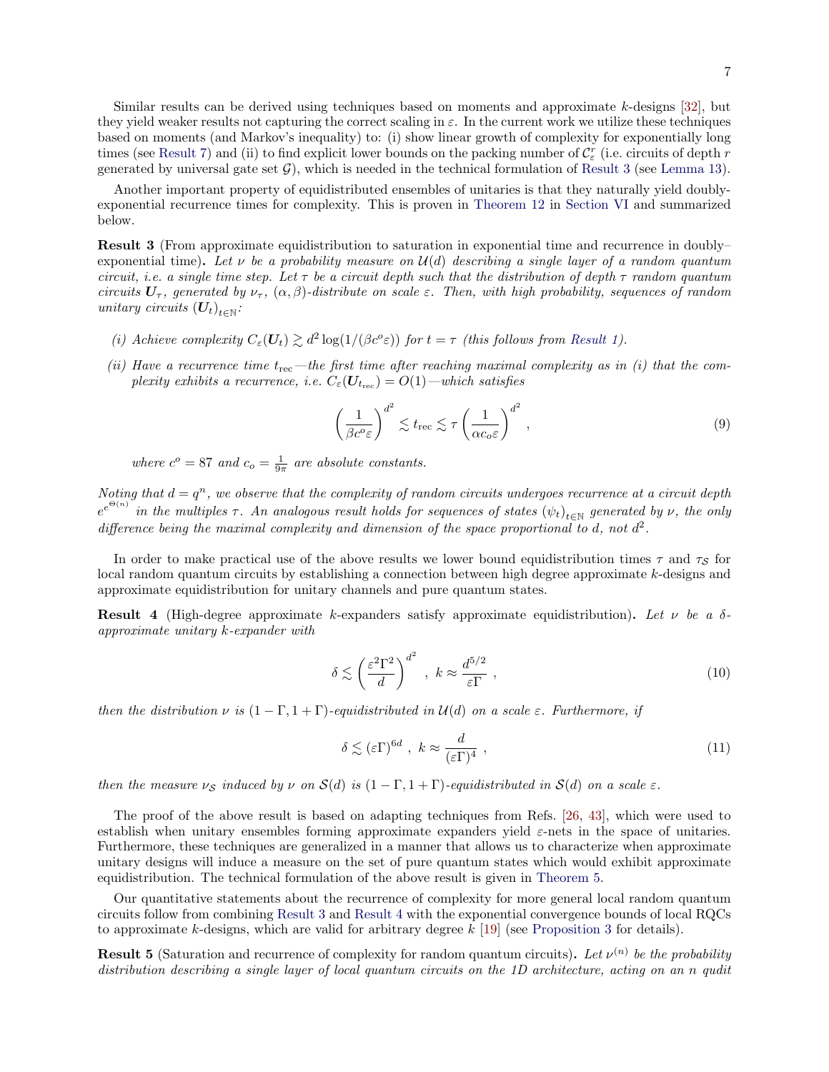Similar results can be derived using techniques based on moments and approximate $k$-designs [32], but they yield weaker results not capturing the correct scaling in $\varepsilon$. In the current work we utilize these techniques based on moments (and Markov's inequality) to: (i) show linear growth of complexity for exponentially long times (see Result 7) and (ii) to find explicit lower bounds on the packing number of $\mathcal{C}_\varepsilon^r$ (i.e. circuits of depth $r$ generated by universal gate set $\mathcal{G}$), which is needed in the technical formulation of Result 3 (see Lemma 13).

Another important property of equidistributed ensembles of unitaries is that they naturally yield doubly-exponential recurrence times for complexity. This is proven in Theorem 12 in Section VI and summarized below.

**Result 3** (From approximate equidistribution to saturation in exponential time and recurrence in doubly–exponential time)**.** *Let $\nu$ be a probability measure on $\mathcal{U}(d)$ describing a single layer of a random quantum circuit, i.e. a single time step. Let $\tau$ be a circuit depth such that the distribution of depth $\tau$ random quantum circuits $\boldsymbol{U}_\tau$, generated by $\nu_\tau$, $(\alpha, \beta)$-distribute on scale $\varepsilon$. Then, with high probability, sequences of random unitary circuits $(\boldsymbol{U}_t)_{t\in\mathbb{N}}$:*

*(i) Achieve complexity $C_\varepsilon(\boldsymbol{U}_t) \gtrsim d^2 \log(1/(\beta c^o \varepsilon))$ for $t = \tau$ (this follows from Result 1).*

*(ii) Have a recurrence time $t_{\mathrm{rec}}$—the first time after reaching maximal complexity as in (i) that the complexity exhibits a recurrence, i.e. $C_\varepsilon(\boldsymbol{U}_{t_{\mathrm{rec}}}) = O(1)$—which satisfies*

$$\left(\frac{1}{\beta c^o \varepsilon}\right)^{d^2} \lesssim t_{\mathrm{rec}} \lesssim \tau \left(\frac{1}{\alpha c_o \varepsilon}\right)^{d^2} , \tag{9}$$

*where $c^o = 87$ and $c_o = \frac{1}{9\pi}$ are absolute constants.*

*Noting that $d = q^n$, we observe that the complexity of random circuits undergoes recurrence at a circuit depth $e^{e^{\Theta(n)}}$ in the multiples $\tau$. An analogous result holds for sequences of states $(\psi_t)_{t\in\mathbb{N}}$ generated by $\nu$, the only difference being the maximal complexity and dimension of the space proportional to $d$, not $d^2$.*

In order to make practical use of the above results we lower bound equidistribution times $\tau$ and $\tau_{\mathcal{S}}$ for local random quantum circuits by establishing a connection between high degree approximate $k$-designs and approximate equidistribution for unitary channels and pure quantum states.

**Result 4** (High-degree approximate $k$-expanders satisfy approximate equidistribution)**.** *Let $\nu$ be a $\delta$-approximate unitary $k$-expander with*

$$\delta \lesssim \left(\frac{\varepsilon^2 \Gamma^2}{d}\right)^{d^2} , \ k \approx \frac{d^{5/2}}{\varepsilon \Gamma} , \tag{10}$$

*then the distribution $\nu$ is $(1-\Gamma, 1+\Gamma)$-equidistributed in $\mathcal{U}(d)$ on a scale $\varepsilon$. Furthermore, if*

$$\delta \lesssim (\varepsilon\Gamma)^{6d} , \ k \approx \frac{d}{(\varepsilon\Gamma)^4} , \tag{11}$$

*then the measure $\nu_{\mathcal{S}}$ induced by $\nu$ on $\mathcal{S}(d)$ is $(1-\Gamma, 1+\Gamma)$-equidistributed in $\mathcal{S}(d)$ on a scale $\varepsilon$.*

The proof of the above result is based on adapting techniques from Refs. [26, 43], which were used to establish when unitary ensembles forming approximate expanders yield $\varepsilon$-nets in the space of unitaries. Furthermore, these techniques are generalized in a manner that allows us to characterize when approximate unitary designs will induce a measure on the set of pure quantum states which would exhibit approximate equidistribution. The technical formulation of the above result is given in Theorem 5.

Our quantitative statements about the recurrence of complexity for more general local random quantum circuits follow from combining Result 3 and Result 4 with the exponential convergence bounds of local RQCs to approximate $k$-designs, which are valid for arbitrary degree $k$ [19] (see Proposition 3 for details).

**Result 5** (Saturation and recurrence of complexity for random quantum circuits)**.** *Let $\nu^{(n)}$ be the probability distribution describing a single layer of local quantum circuits on the 1D architecture, acting on an $n$ qudit*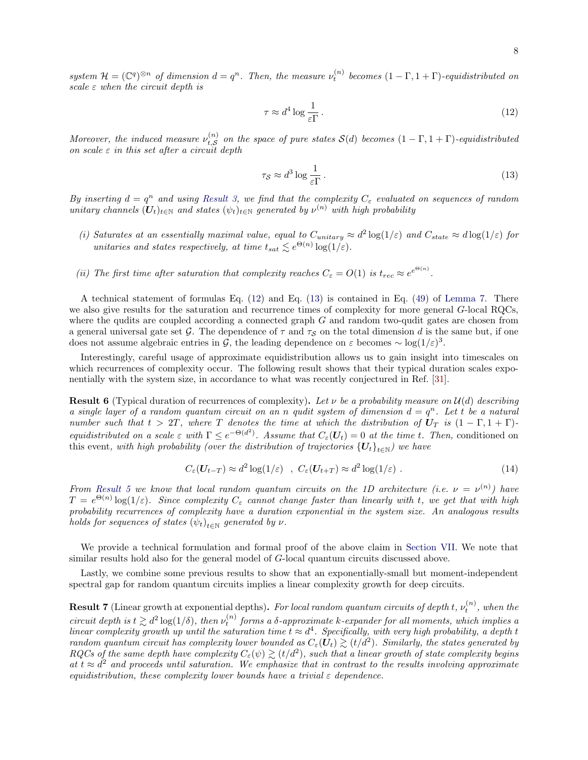*system $\mathcal{H} = (\mathbb{C}^q)^{\otimes n}$ of dimension $d = q^n$. Then, the measure $\nu_t^{(n)}$ becomes $(1-\Gamma, 1+\Gamma)$-equidistributed on scale $\varepsilon$ when the circuit depth is*

$$\tau \approx d^4 \log \frac{1}{\varepsilon\Gamma}\,. \tag{12}$$

*Moreover, the induced measure $\nu_{t,\mathcal{S}}^{(n)}$ on the space of pure states $\mathcal{S}(d)$ becomes $(1-\Gamma, 1+\Gamma)$-equidistributed on scale $\varepsilon$ in this set after a circuit depth*

$$\tau_{\mathcal{S}} \approx d^3 \log \frac{1}{\varepsilon\Gamma}\,. \tag{13}$$

*By inserting $d = q^n$ and using Result 3, we find that the complexity $C_\varepsilon$ evaluated on sequences of random unitary channels $(\boldsymbol{U}_t)_{t\in\mathbb{N}}$ and states $(\psi_t)_{t\in\mathbb{N}}$ generated by $\nu^{(n)}$ with high probability*

*(i) Saturates at an essentially maximal value, equal to $C_{unitary} \approx d^2\log(1/\varepsilon)$ and $C_{state} \approx d\log(1/\varepsilon)$ for unitaries and states respectively, at time $t_{sat} \lesssim e^{\Theta(n)}\log(1/\varepsilon)$.*

*(ii) The first time after saturation that complexity reaches $C_\varepsilon = O(1)$ is $t_{rec} \approx e^{e^{\Theta(n)}}$.*

A technical statement of formulas Eq. (12) and Eq. (13) is contained in Eq. (49) of Lemma 7. There we also give results for the saturation and recurrence times of complexity for more general $G$-local RQCs, where the qudits are coupled according a connected graph $G$ and random two-qudit gates are chosen from a general universal gate set $\mathcal{G}$. The dependence of $\tau$ and $\tau_{\mathcal{S}}$ on the total dimension $d$ is the same but, if one does not assume algebraic entries in $\mathcal{G}$, the leading dependence on $\varepsilon$ becomes $\sim \log(1/\varepsilon)^3$.

Interestingly, careful usage of approximate equidistribution allows us to gain insight into timescales on which recurrences of complexity occur. The following result shows that their typical duration scales exponentially with the system size, in accordance to what was recently conjectured in Ref. [31].

**Result 6** (Typical duration of recurrences of complexity)**.** *Let $\nu$ be a probability measure on $\mathcal{U}(d)$ describing a single layer of a random quantum circuit on an $n$ qudit system of dimension $d = q^n$. Let $t$ be a natural number such that $t > 2T$, where $T$ denotes the time at which the distribution of $\boldsymbol{U}_T$ is $(1-\Gamma, 1+\Gamma)$-equidistributed on a scale $\varepsilon$ with $\Gamma \le e^{-\Theta(d^2)}$. Assume that $C_\varepsilon(\boldsymbol{U}_t) = 0$ at the time $t$. Then,* conditioned on this event*, with high probability (over the distribution of trajectories $\{\boldsymbol{U}_t\}_{t\in\mathbb{N}}$) we have*

$$C_\varepsilon(\boldsymbol{U}_{t-T}) \approx d^2\log(1/\varepsilon) \quad , \; C_\varepsilon(\boldsymbol{U}_{t+T}) \approx d^2\log(1/\varepsilon)\,. \tag{14}$$

*From Result 5 we know that local random quantum circuits on the 1D architecture (i.e. $\nu = \nu^{(n)}$) have $T = e^{\Theta(n)}\log(1/\varepsilon)$. Since complexity $C_\varepsilon$ cannot change faster than linearly with $t$, we get that with high probability recurrences of complexity have a duration exponential in the system size. An analogous results holds for sequences of states $(\psi_t)_{t\in\mathbb{N}}$ generated by $\nu$.*

We provide a technical formulation and formal proof of the above claim in Section VII. We note that similar results hold also for the general model of $G$-local quantum circuits discussed above.

Lastly, we combine some previous results to show that an exponentially-small but moment-independent spectral gap for random quantum circuits implies a linear complexity growth for deep circuits.

**Result 7** (Linear growth at exponential depths)**.** *For local random quantum circuits of depth $t$, $\nu_t^{(n)}$, when the circuit depth is $t \gtrsim d^2\log(1/\delta)$, then $\nu_t^{(n)}$ forms a $\delta$-approximate $k$-expander for all moments, which implies a linear complexity growth up until the saturation time $t \approx d^4$. Specifically, with very high probability, a depth $t$ random quantum circuit has complexity lower bounded as $C_\varepsilon(\boldsymbol{U}_t) \gtrsim (t/d^2)$. Similarly, the states generated by RQCs of the same depth have complexity $C_\varepsilon(\psi) \gtrsim (t/d^2)$, such that a linear growth of state complexity begins at $t \approx d^2$ and proceeds until saturation. We emphasize that in contrast to the results involving approximate equidistribution, these complexity lower bounds have a trivial $\varepsilon$ dependence.*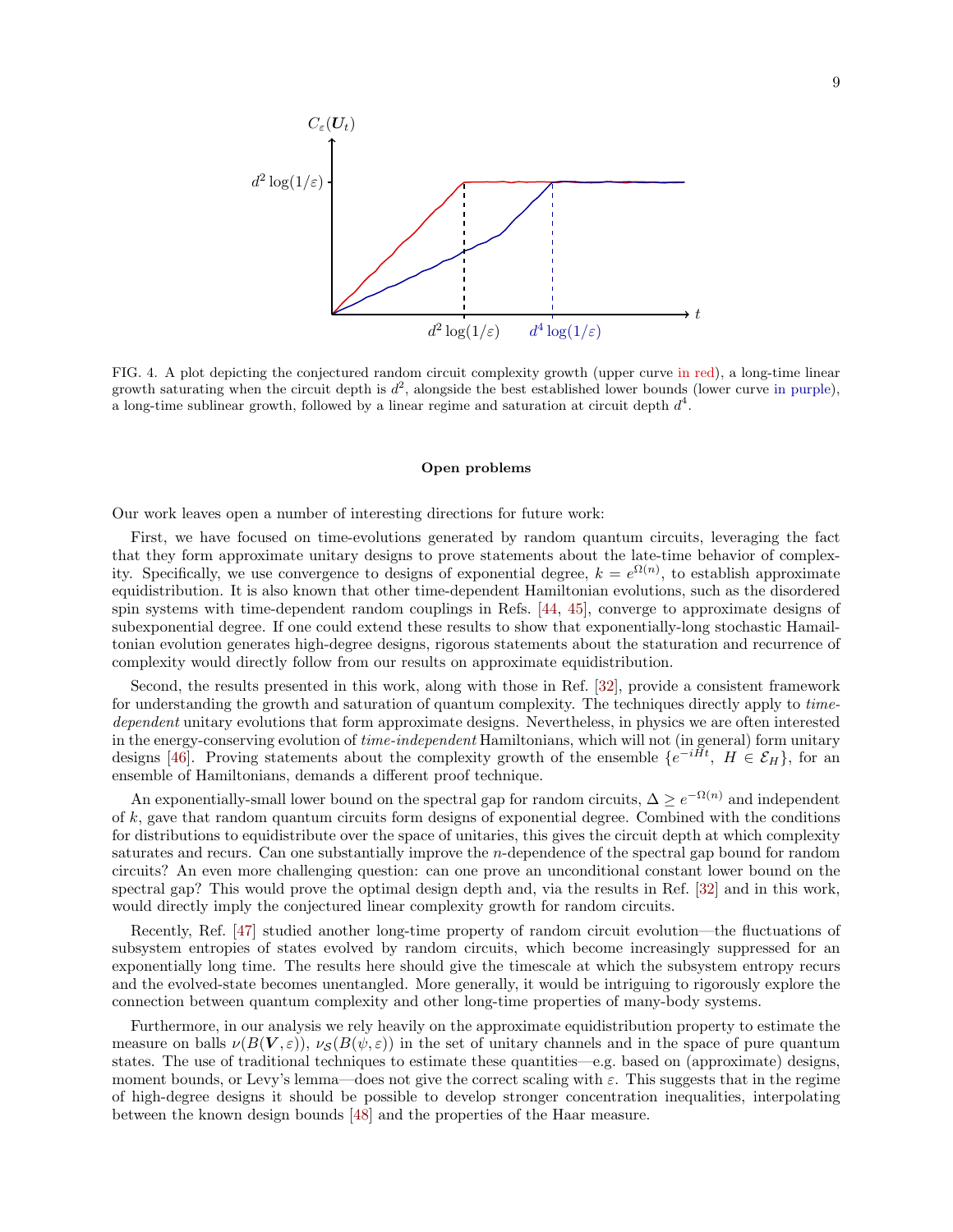FIG. 4. A plot depicting the conjectured random circuit complexity growth (upper curve in red), a long-time linear growth saturating when the circuit depth is $d^2$, alongside the best established lower bounds (lower curve in purple), a long-time sublinear growth, followed by a linear regime and saturation at circuit depth $d^4$.

### Open problems

Our work leaves open a number of interesting directions for future work:

First, we have focused on time-evolutions generated by random quantum circuits, leveraging the fact that they form approximate unitary designs to prove statements about the late-time behavior of complexity. Specifically, we use convergence to designs of exponential degree, $k = e^{\Omega(n)}$, to establish approximate equidistribution. It is also known that other time-dependent Hamiltonian evolutions, such as the disordered spin systems with time-dependent random couplings in Refs. [44, 45], converge to approximate designs of subexponential degree. If one could extend these results to show that exponentially-long stochastic Hamailtonian evolution generates high-degree designs, rigorous statements about the staturation and recurrence of complexity would directly follow from our results on approximate equidistribution.

Second, the results presented in this work, along with those in Ref. [32], provide a consistent framework for understanding the growth and saturation of quantum complexity. The techniques directly apply to *time-dependent* unitary evolutions that form approximate designs. Nevertheless, in physics we are often interested in the energy-conserving evolution of *time-independent* Hamiltonians, which will not (in general) form unitary designs [46]. Proving statements about the complexity growth of the ensemble $\{e^{-iHt},\ H \in \mathcal{E}_H\}$, for an ensemble of Hamiltonians, demands a different proof technique.

An exponentially-small lower bound on the spectral gap for random circuits, $\Delta \geq e^{-\Omega(n)}$ and independent of $k$, gave that random quantum circuits form designs of exponential degree. Combined with the conditions for distributions to equidistribute over the space of unitaries, this gives the circuit depth at which complexity saturates and recurs. Can one substantially improve the $n$-dependence of the spectral gap bound for random circuits? An even more challenging question: can one prove an unconditional constant lower bound on the spectral gap? This would prove the optimal design depth and, via the results in Ref. [32] and in this work, would directly imply the conjectured linear complexity growth for random circuits.

Recently, Ref. [47] studied another long-time property of random circuit evolution—the fluctuations of subsystem entropies of states evolved by random circuits, which become increasingly suppressed for an exponentially long time. The results here should give the timescale at which the subsystem entropy recurs and the evolved-state becomes unentangled. More generally, it would be intriguing to rigorously explore the connection between quantum complexity and other long-time properties of many-body systems.

Furthermore, in our analysis we rely heavily on the approximate equidistribution property to estimate the measure on balls $\nu(B(\boldsymbol{V}, \varepsilon))$, $\nu_{\mathcal{S}}(B(\psi, \varepsilon))$ in the set of unitary channels and in the space of pure quantum states. The use of traditional techniques to estimate these quantities—e.g. based on (approximate) designs, moment bounds, or Levy's lemma—does not give the correct scaling with $\varepsilon$. This suggests that in the regime of high-degree designs it should be possible to develop stronger concentration inequalities, interpolating between the known design bounds [48] and the properties of the Haar measure.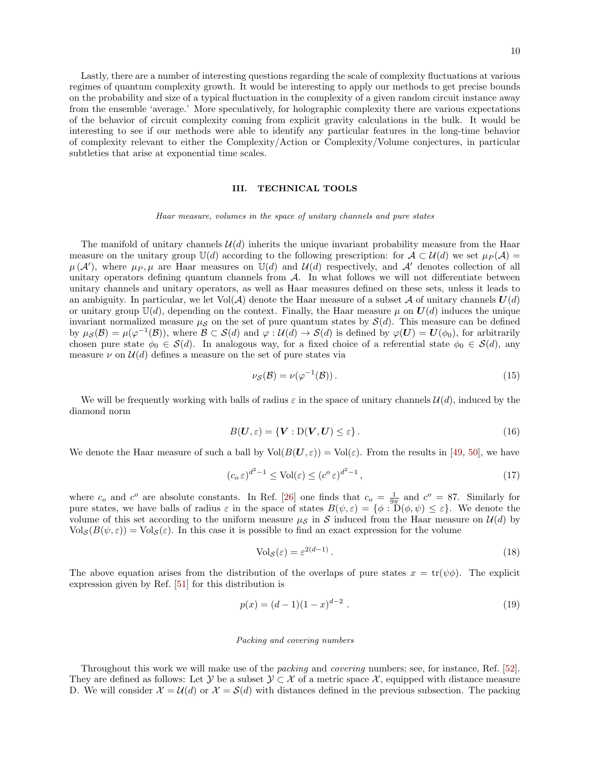Lastly, there are a number of interesting questions regarding the scale of complexity fluctuations at various regimes of quantum complexity growth. It would be interesting to apply our methods to get precise bounds on the probability and size of a typical fluctuation in the complexity of a given random circuit instance away from the ensemble 'average.' More speculatively, for holographic complexity there are various expectations of the behavior of circuit complexity coming from explicit gravity calculations in the bulk. It would be interesting to see if our methods were able to identify any particular features in the long-time behavior of complexity relevant to either the Complexity/Action or Complexity/Volume conjectures, in particular subtleties that arise at exponential time scales.

## III. TECHNICAL TOOLS

*Haar measure, volumes in the space of unitary channels and pure states*

The manifold of unitary channels $\mathcal{U}(d)$ inherits the unique invariant probability measure from the Haar measure on the unitary group $\mathbb{U}(d)$ according to the following prescription: for $\mathcal{A} \subset \mathcal{U}(d)$ we set $\mu_P(\mathcal{A}) = \mu(\mathcal{A}')$, where $\mu_P, \mu$ are Haar measures on $\mathbb{U}(d)$ and $\mathcal{U}(d)$ respectively, and $\mathcal{A}'$ denotes collection of all unitary operators defining quantum channels from $\mathcal{A}$. In what follows we will not differentiate between unitary channels and unitary operators, as well as Haar measures defined on these sets, unless it leads to an ambiguity. In particular, we let $\mathrm{Vol}(\mathcal{A})$ denote the Haar measure of a subset $\mathcal{A}$ of unitary channels $\boldsymbol{U}(d)$ or unitary group $\mathbb{U}(d)$, depending on the context. Finally, the Haar measure $\mu$ on $\boldsymbol{U}(d)$ induces the unique invariant normalized measure $\mu_{\mathcal{S}}$ on the set of pure quantum states by $\mathcal{S}(d)$. This measure can be defined by $\mu_{\mathcal{S}}(\mathcal{B}) = \mu(\varphi^{-1}(\mathcal{B}))$, where $\mathcal{B} \subset \mathcal{S}(d)$ and $\varphi : \mathcal{U}(d) \to \mathcal{S}(d)$ is defined by $\varphi(\boldsymbol{U}) = \boldsymbol{U}(\phi_0)$, for arbitrarily chosen pure state $\phi_0 \in \mathcal{S}(d)$. In analogous way, for a fixed choice of a referential state $\phi_0 \in \mathcal{S}(d)$, any measure $\nu$ on $\mathcal{U}(d)$ defines a measure on the set of pure states via

$$\nu_{\mathcal{S}}(\mathcal{B}) = \nu(\varphi^{-1}(\mathcal{B}))\,. \tag{15}$$

We will be frequently working with balls of radius $\varepsilon$ in the space of unitary channels $\mathcal{U}(d)$, induced by the diamond norm

$$B(\boldsymbol{U}, \varepsilon) = \{\boldsymbol{V} : \mathrm{D}(\boldsymbol{V}, \boldsymbol{U}) \leq \varepsilon\}\,. \tag{16}$$

We denote the Haar measure of such a ball by $\mathrm{Vol}(B(\boldsymbol{U}, \varepsilon)) = \mathrm{Vol}(\varepsilon)$. From the results in [49, 50], we have

$$\left(c_o\, \varepsilon\right)^{d^2-1} \leq \mathrm{Vol}(\varepsilon) \leq \left(c^o\, \varepsilon\right)^{d^2-1}, \tag{17}$$

where $c_o$ and $c^o$ are absolute constants. In Ref. [26] one finds that $c_o = \frac{1}{9\pi}$ and $c^o = 87$. Similarly for pure states, we have balls of radius $\varepsilon$ in the space of states $B(\psi, \varepsilon) = \{\phi : \mathrm{D}(\phi, \psi) \leq \varepsilon\}$. We denote the volume of this set according to the uniform measure $\mu_{\mathcal{S}}$ in $\mathcal{S}$ induced from the Haar measure on $\mathcal{U}(d)$ by $\mathrm{Vol}_{\mathcal{S}}(B(\psi, \varepsilon)) = \mathrm{Vol}_{\mathcal{S}}(\varepsilon)$. In this case it is possible to find an exact expression for the volume

$$\mathrm{Vol}_{\mathcal{S}}(\varepsilon) = \varepsilon^{2(d-1)}\,. \tag{18}$$

The above equation arises from the distribution of the overlaps of pure states $x = \mathrm{tr}(\psi\phi)$. The explicit expression given by Ref. [51] for this distribution is

$$p(x) = (d-1)(1-x)^{d-2}\ . \tag{19}$$

*Packing and covering numbers*

Throughout this work we will make use of the *packing* and *covering* numbers; see, for instance, Ref. [52]. They are defined as follows: Let $\mathcal{Y}$ be a subset $\mathcal{Y} \subset \mathcal{X}$ of a metric space $\mathcal{X}$, equipped with distance measure D. We will consider $\mathcal{X} = \mathcal{U}(d)$ or $\mathcal{X} = \mathcal{S}(d)$ with distances defined in the previous subsection. The packing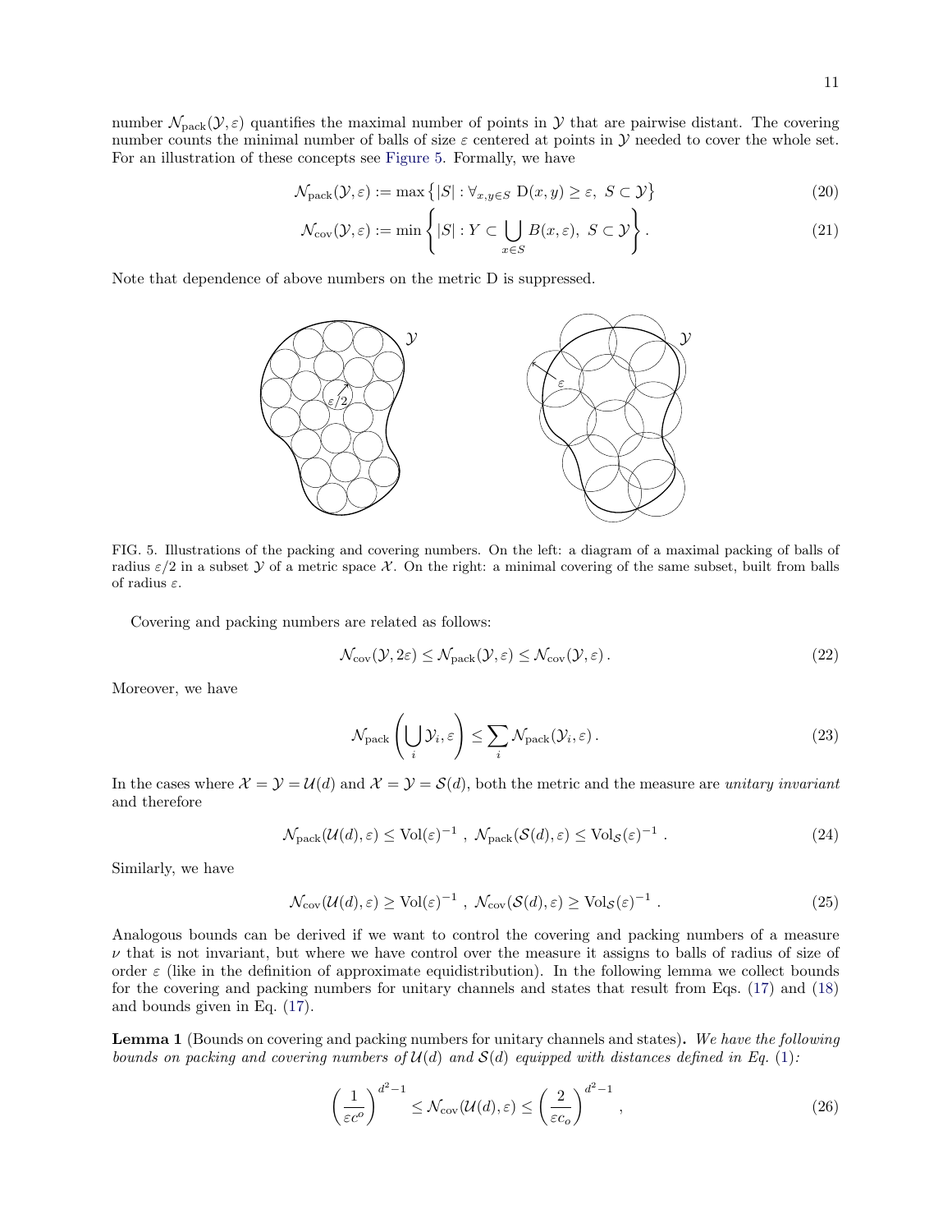number $\mathcal{N}_{\mathrm{pack}}(\mathcal{Y},\varepsilon)$ quantifies the maximal number of points in $\mathcal{Y}$ that are pairwise distant. The covering number counts the minimal number of balls of size $\varepsilon$ centered at points in $\mathcal{Y}$ needed to cover the whole set. For an illustration of these concepts see Figure 5. Formally, we have

$$\mathcal{N}_{\mathrm{pack}}(\mathcal{Y},\varepsilon) := \max\left\{|S| : \forall_{x,y\in S}\ \mathrm{D}(x,y)\geq \varepsilon,\ S\subset \mathcal{Y}\right\} \tag{20}$$

$$\mathcal{N}_{\mathrm{cov}}(\mathcal{Y},\varepsilon) := \min\left\{|S| : Y\subset \bigcup_{x\in S} B(x,\varepsilon),\ S\subset \mathcal{Y}\right\}. \tag{21}$$

Note that dependence of above numbers on the metric D is suppressed.

FIG. 5. Illustrations of the packing and covering numbers. On the left: a diagram of a maximal packing of balls of radius $\varepsilon/2$ in a subset $\mathcal{Y}$ of a metric space $\mathcal{X}$. On the right: a minimal covering of the same subset, built from balls of radius $\varepsilon$.

Covering and packing numbers are related as follows:

$$\mathcal{N}_{\mathrm{cov}}(\mathcal{Y},2\varepsilon)\leq \mathcal{N}_{\mathrm{pack}}(\mathcal{Y},\varepsilon)\leq \mathcal{N}_{\mathrm{cov}}(\mathcal{Y},\varepsilon)\,. \tag{22}$$

Moreover, we have

$$\mathcal{N}_{\mathrm{pack}}\left(\bigcup_i \mathcal{Y}_i,\varepsilon\right)\leq \sum_i \mathcal{N}_{\mathrm{pack}}(\mathcal{Y}_i,\varepsilon)\,. \tag{23}$$

In the cases where $\mathcal{X}=\mathcal{Y}=\mathcal{U}(d)$ and $\mathcal{X}=\mathcal{Y}=\mathcal{S}(d)$, both the metric and the measure are *unitary invariant* and therefore

$$\mathcal{N}_{\mathrm{pack}}(\mathcal{U}(d),\varepsilon)\leq \mathrm{Vol}(\varepsilon)^{-1}\ ,\ \mathcal{N}_{\mathrm{pack}}(\mathcal{S}(d),\varepsilon)\leq \mathrm{Vol}_{\mathcal{S}}(\varepsilon)^{-1}\ . \tag{24}$$

Similarly, we have

$$\mathcal{N}_{\mathrm{cov}}(\mathcal{U}(d),\varepsilon)\geq \mathrm{Vol}(\varepsilon)^{-1}\ ,\ \mathcal{N}_{\mathrm{cov}}(\mathcal{S}(d),\varepsilon)\geq \mathrm{Vol}_{\mathcal{S}}(\varepsilon)^{-1}\ . \tag{25}$$

Analogous bounds can be derived if we want to control the covering and packing numbers of a measure $\nu$ that is not invariant, but where we have control over the measure it assigns to balls of radius of size of order $\varepsilon$ (like in the definition of approximate equidistribution). In the following lemma we collect bounds for the covering and packing numbers for unitary channels and states that result from Eqs. (17) and (18) and bounds given in Eq. (17).

**Lemma 1** (Bounds on covering and packing numbers for unitary channels and states)**.** *We have the following bounds on packing and covering numbers of $\mathcal{U}(d)$ and $\mathcal{S}(d)$ equipped with distances defined in Eq. (1):*

$$\left(\frac{1}{\varepsilon c^o}\right)^{d^2-1}\leq \mathcal{N}_{\mathrm{cov}}(\mathcal{U}(d),\varepsilon)\leq \left(\frac{2}{\varepsilon c_o}\right)^{d^2-1}\ , \tag{26}$$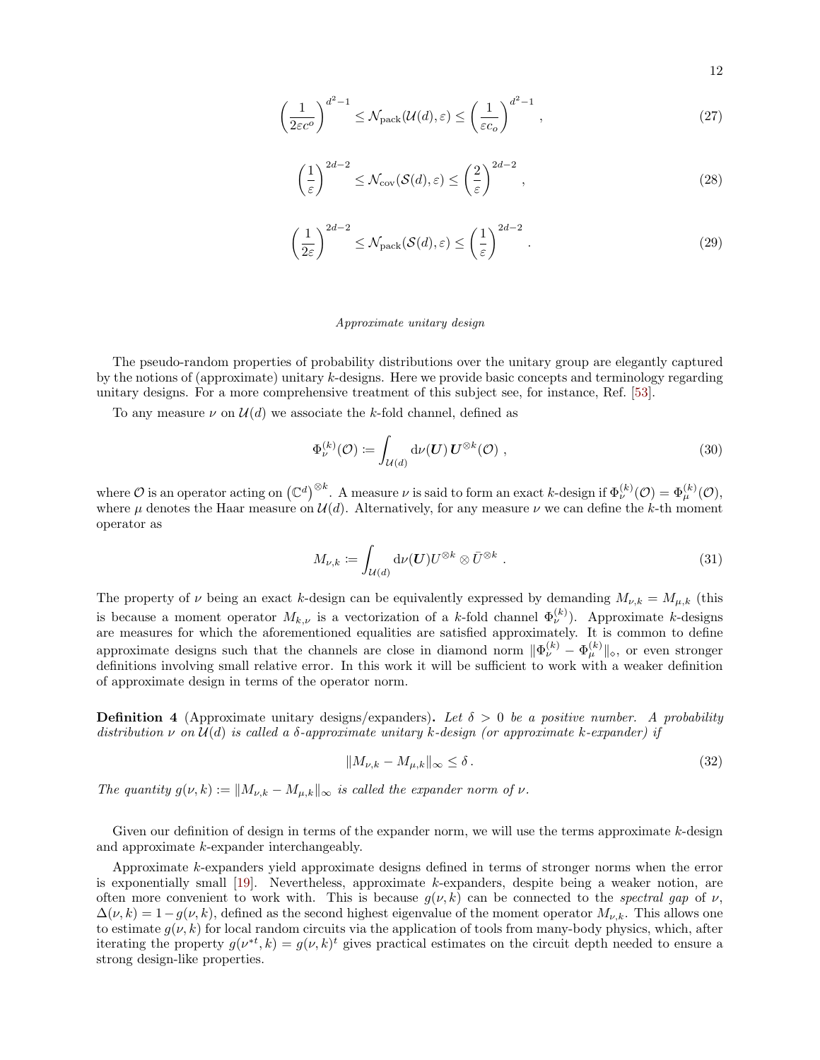$$\left(\frac{1}{2\varepsilon c^o}\right)^{d^2-1} \leq \mathcal{N}_{\text{pack}}(\mathcal{U}(d),\varepsilon) \leq \left(\frac{1}{\varepsilon c_o}\right)^{d^2-1}, \tag{27}$$

$$\left(\frac{1}{\varepsilon}\right)^{2d-2} \leq \mathcal{N}_{\text{cov}}(\mathcal{S}(d),\varepsilon) \leq \left(\frac{2}{\varepsilon}\right)^{2d-2}, \tag{28}$$

$$\left(\frac{1}{2\varepsilon}\right)^{2d-2} \leq \mathcal{N}_{\text{pack}}(\mathcal{S}(d),\varepsilon) \leq \left(\frac{1}{\varepsilon}\right)^{2d-2}. \tag{29}$$

*Approximate unitary design*

The pseudo-random properties of probability distributions over the unitary group are elegantly captured by the notions of (approximate) unitary $k$-designs. Here we provide basic concepts and terminology regarding unitary designs. For a more comprehensive treatment of this subject see, for instance, Ref. [53].

To any measure $\nu$ on $\mathcal{U}(d)$ we associate the $k$-fold channel, defined as

$$\Phi_\nu^{(k)}(\mathcal{O}) := \int_{\mathcal{U}(d)} \mathrm{d}\nu(\boldsymbol{U})\, \boldsymbol{U}^{\otimes k}(\mathcal{O}), \tag{30}$$

where $\mathcal{O}$ is an operator acting on $\left(\mathbb{C}^d\right)^{\otimes k}$. A measure $\nu$ is said to form an exact $k$-design if $\Phi_\nu^{(k)}(\mathcal{O}) = \Phi_\mu^{(k)}(\mathcal{O})$, where $\mu$ denotes the Haar measure on $\mathcal{U}(d)$. Alternatively, for any measure $\nu$ we can define the $k$-th moment operator as

$$M_{\nu,k} := \int_{\mathcal{U}(d)} \mathrm{d}\nu(\boldsymbol{U}) U^{\otimes k} \otimes \bar{U}^{\otimes k}. \tag{31}$$

The property of $\nu$ being an exact $k$-design can be equivalently expressed by demanding $M_{\nu,k} = M_{\mu,k}$ (this is because a moment operator $M_{k,\nu}$ is a vectorization of a $k$-fold channel $\Phi_\nu^{(k)}$). Approximate $k$-designs are measures for which the aforementioned equalities are satisfied approximately. It is common to define approximate designs such that the channels are close in diamond norm $\|\Phi_\nu^{(k)} - \Phi_\mu^{(k)}\|_\diamond$, or even stronger definitions involving small relative error. In this work it will be sufficient to work with a weaker definition of approximate design in terms of the operator norm.

**Definition 4** (Approximate unitary designs/expanders)**.** *Let $\delta > 0$ be a positive number. A probability distribution $\nu$ on $\mathcal{U}(d)$ is called a $\delta$-approximate unitary $k$-design (or approximate $k$-expander) if*

$$\|M_{\nu,k} - M_{\mu,k}\|_\infty \leq \delta. \tag{32}$$

*The quantity $g(\nu,k) := \|M_{\nu,k} - M_{\mu,k}\|_\infty$ is called the expander norm of $\nu$.*

Given our definition of design in terms of the expander norm, we will use the terms approximate $k$-design and approximate $k$-expander interchangeably.

Approximate $k$-expanders yield approximate designs defined in terms of stronger norms when the error is exponentially small [19]. Nevertheless, approximate $k$-expanders, despite being a weaker notion, are often more convenient to work with. This is because $g(\nu,k)$ can be connected to the *spectral gap* of $\nu$, $\Delta(\nu,k) = 1 - g(\nu,k)$, defined as the second highest eigenvalue of the moment operator $M_{\nu,k}$. This allows one to estimate $g(\nu,k)$ for local random circuits via the application of tools from many-body physics, which, after iterating the property $g(\nu^{*t},k) = g(\nu,k)^t$ gives practical estimates on the circuit depth needed to ensure a strong design-like properties.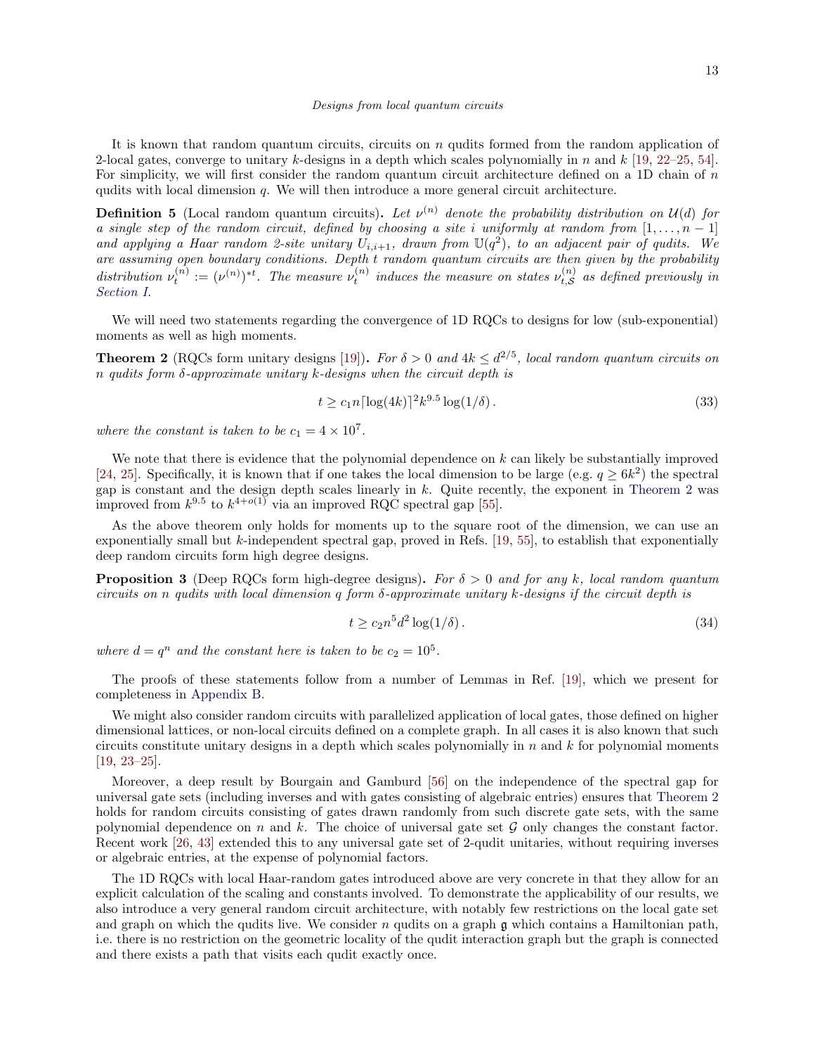It is known that random quantum circuits, circuits on $n$ qudits formed from the random application of 2-local gates, converge to unitary $k$-designs in a depth which scales polynomially in $n$ and $k$ [19, 22–25, 54]. For simplicity, we will first consider the random quantum circuit architecture defined on a 1D chain of $n$ qudits with local dimension $q$. We will then introduce a more general circuit architecture.

**Definition 5** (Local random quantum circuits)**.** *Let $\nu^{(n)}$ denote the probability distribution on $\mathcal{U}(d)$ for a single step of the random circuit, defined by choosing a site $i$ uniformly at random from $[1, \ldots, n-1]$ and applying a Haar random 2-site unitary $U_{i,i+1}$, drawn from $\mathbb{U}(q^2)$, to an adjacent pair of qudits. We are assuming open boundary conditions. Depth $t$ random quantum circuits are then given by the probability distribution $\nu_t^{(n)} := (\nu^{(n)})^{*t}$. The measure $\nu_t^{(n)}$ induces the measure on states $\nu_{t,\mathcal{S}}^{(n)}$ as defined previously in Section I.*

We will need two statements regarding the convergence of 1D RQCs to designs for low (sub-exponential) moments as well as high moments.

**Theorem 2** (RQCs form unitary designs [19])**.** *For $\delta > 0$ and $4k \leq d^{2/5}$, local random quantum circuits on $n$ qudits form $\delta$-approximate unitary $k$-designs when the circuit depth is*

$$t \geq c_1 n \lceil \log(4k) \rceil^2 k^{9.5} \log(1/\delta)\,. \tag{33}$$

*where the constant is taken to be $c_1 = 4 \times 10^7$.*

We note that there is evidence that the polynomial dependence on $k$ can likely be substantially improved [24, 25]. Specifically, it is known that if one takes the local dimension to be large (e.g. $q \geq 6k^2$) the spectral gap is constant and the design depth scales linearly in $k$. Quite recently, the exponent in Theorem 2 was improved from $k^{9.5}$ to $k^{4+o(1)}$ via an improved RQC spectral gap [55].

As the above theorem only holds for moments up to the square root of the dimension, we can use an exponentially small but $k$-independent spectral gap, proved in Refs. [19, 55], to establish that exponentially deep random circuits form high degree designs.

**Proposition 3** (Deep RQCs form high-degree designs)**.** *For $\delta > 0$ and for any $k$, local random quantum circuits on $n$ qudits with local dimension $q$ form $\delta$-approximate unitary $k$-designs if the circuit depth is*

$$t \geq c_2 n^5 d^2 \log(1/\delta)\,. \tag{34}$$

*where $d = q^n$ and the constant here is taken to be $c_2 = 10^5$.*

The proofs of these statements follow from a number of Lemmas in Ref. [19], which we present for completeness in Appendix B.

We might also consider random circuits with parallelized application of local gates, those defined on higher dimensional lattices, or non-local circuits defined on a complete graph. In all cases it is also known that such circuits constitute unitary designs in a depth which scales polynomially in $n$ and $k$ for polynomial moments [19, 23–25].

Moreover, a deep result by Bourgain and Gamburd [56] on the independence of the spectral gap for universal gate sets (including inverses and with gates consisting of algebraic entries) ensures that Theorem 2 holds for random circuits consisting of gates drawn randomly from such discrete gate sets, with the same polynomial dependence on $n$ and $k$. The choice of universal gate set $\mathcal{G}$ only changes the constant factor. Recent work [26, 43] extended this to any universal gate set of 2-qudit unitaries, without requiring inverses or algebraic entries, at the expense of polynomial factors.

The 1D RQCs with local Haar-random gates introduced above are very concrete in that they allow for an explicit calculation of the scaling and constants involved. To demonstrate the applicability of our results, we also introduce a very general random circuit architecture, with notably few restrictions on the local gate set and graph on which the qudits live. We consider $n$ qudits on a graph $\mathfrak{g}$ which contains a Hamiltonian path, i.e. there is no restriction on the geometric locality of the qudit interaction graph but the graph is connected and there exists a path that visits each qudit exactly once.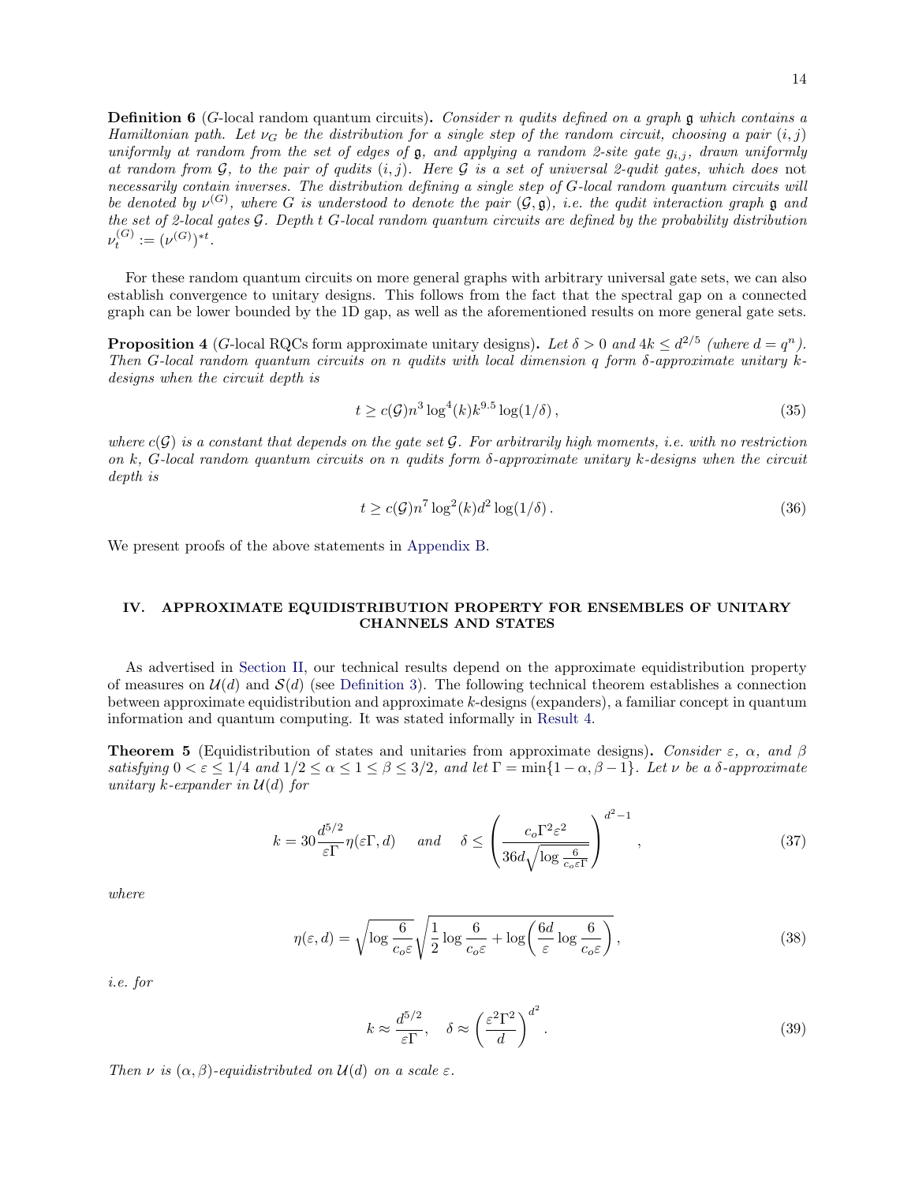**Definition 6** (*G*-local random quantum circuits)**.** *Consider $n$ qudits defined on a graph $\mathfrak{g}$ which contains a Hamiltonian path. Let $\nu_G$ be the distribution for a single step of the random circuit, choosing a pair $(i,j)$ uniformly at random from the set of edges of $\mathfrak{g}$, and applying a random 2-site gate $g_{i,j}$, drawn uniformly at random from $\mathcal{G}$, to the pair of qudits $(i,j)$. Here $\mathcal{G}$ is a set of universal 2-qudit gates, which does* not *necessarily contain inverses. The distribution defining a single step of $G$-local random quantum circuits will be denoted by $\nu^{(G)}$, where $G$ is understood to denote the pair $(\mathcal{G},\mathfrak{g})$, i.e. the qudit interaction graph $\mathfrak{g}$ and the set of 2-local gates $\mathcal{G}$. Depth $t$ $G$-local random quantum circuits are defined by the probability distribution $\nu_t^{(G)} := (\nu^{(G)})^{*t}$.*

For these random quantum circuits on more general graphs with arbitrary universal gate sets, we can also establish convergence to unitary designs. This follows from the fact that the spectral gap on a connected graph can be lower bounded by the 1D gap, as well as the aforementioned results on more general gate sets.

**Proposition 4** (*G*-local RQCs form approximate unitary designs)**.** *Let $\delta > 0$ and $4k \leq d^{2/5}$ (where $d = q^n$). Then $G$-local random quantum circuits on $n$ qudits with local dimension $q$ form $\delta$-approximate unitary $k$-designs when the circuit depth is*

$$t \geq c(\mathcal{G}) n^3 \log^4(k) k^{9.5} \log(1/\delta)\,, \tag{35}$$

*where $c(\mathcal{G})$ is a constant that depends on the gate set $\mathcal{G}$. For arbitrarily high moments, i.e. with no restriction on $k$, $G$-local random quantum circuits on $n$ qudits form $\delta$-approximate unitary $k$-designs when the circuit depth is*

$$t \geq c(\mathcal{G}) n^7 \log^2(k) d^2 \log(1/\delta)\,. \tag{36}$$

We present proofs of the above statements in Appendix B.

## IV. APPROXIMATE EQUIDISTRIBUTION PROPERTY FOR ENSEMBLES OF UNITARY CHANNELS AND STATES

As advertised in Section II, our technical results depend on the approximate equidistribution property of measures on $\mathcal{U}(d)$ and $\mathcal{S}(d)$ (see Definition 3). The following technical theorem establishes a connection between approximate equidistribution and approximate $k$-designs (expanders), a familiar concept in quantum information and quantum computing. It was stated informally in Result 4.

**Theorem 5** (Equidistribution of states and unitaries from approximate designs)**.** *Consider $\varepsilon$, $\alpha$, and $\beta$ satisfying $0 < \varepsilon \leq 1/4$ and $1/2 \leq \alpha \leq 1 \leq \beta \leq 3/2$, and let $\Gamma = \min\{1-\alpha, \beta - 1\}$. Let $\nu$ be a $\delta$-approximate unitary $k$-expander in $\mathcal{U}(d)$ for*

$$k = 30 \frac{d^{5/2}}{\varepsilon \Gamma} \eta(\varepsilon\Gamma, d) \quad \text{ and } \quad \delta \leq \left( \frac{c_o \Gamma^2 \varepsilon^2}{36 d \sqrt{\log \frac{6}{c_o \varepsilon \Gamma}}} \right)^{d^2-1}, \tag{37}$$

*where*

$$\eta(\varepsilon, d) = \sqrt{\log \frac{6}{c_o \varepsilon}} \sqrt{\frac{1}{2} \log \frac{6}{c_o \varepsilon} + \log\!\left( \frac{6d}{\varepsilon} \log \frac{6}{c_o \varepsilon} \right)}\,, \tag{38}$$

*i.e. for*

$$k \approx \frac{d^{5/2}}{\varepsilon \Gamma}, \quad \delta \approx \left( \frac{\varepsilon^2 \Gamma^2}{d} \right)^{d^2}. \tag{39}$$

*Then $\nu$ is $(\alpha,\beta)$-equidistributed on $\mathcal{U}(d)$ on a scale $\varepsilon$.*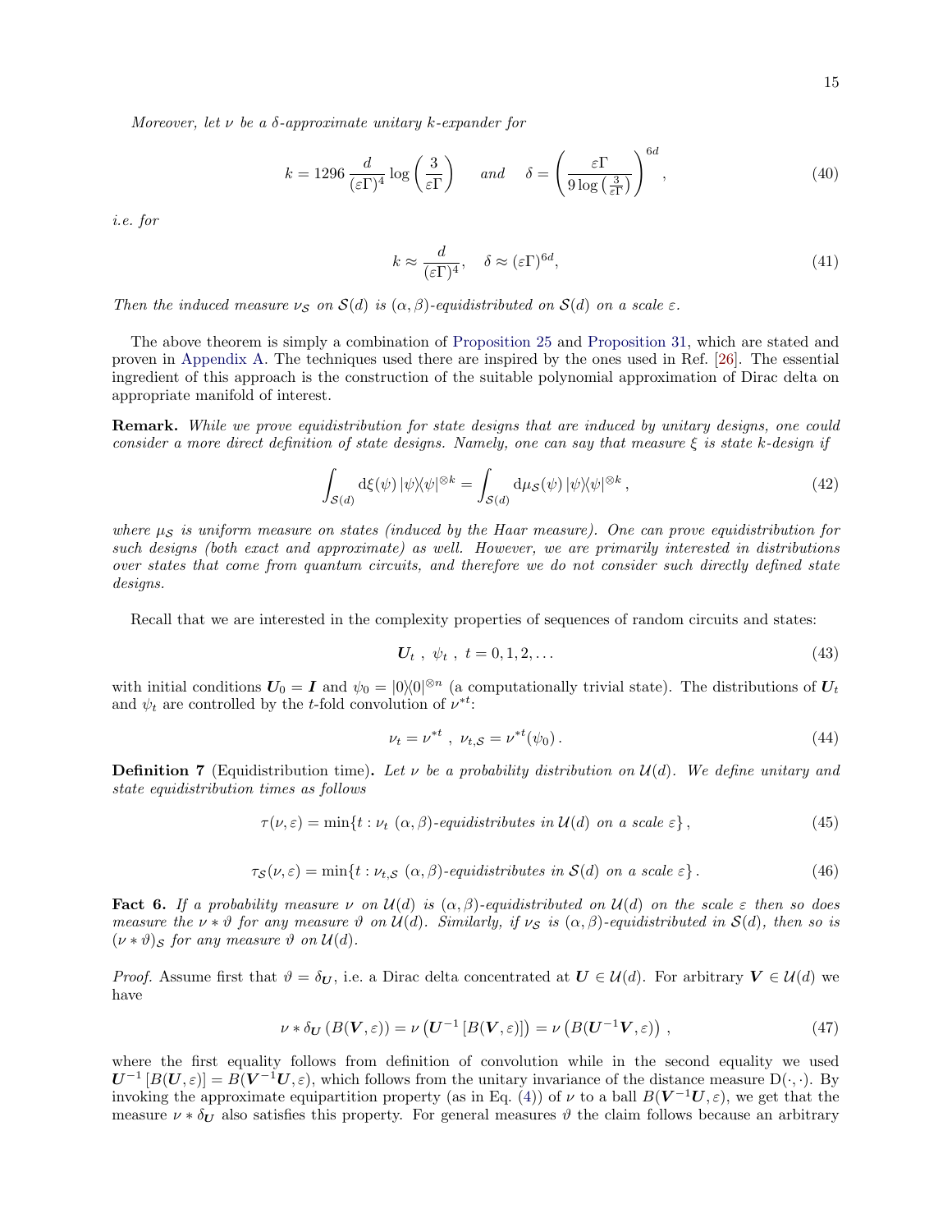*Moreover, let $\nu$ be a $\delta$-approximate unitary $k$-expander for*

$$k = 1296\,\frac{d}{(\varepsilon\Gamma)^4}\log\left(\frac{3}{\varepsilon\Gamma}\right) \quad \text{and} \quad \delta = \left(\frac{\varepsilon\Gamma}{9\log\left(\frac{3}{\varepsilon\Gamma}\right)}\right)^{6d}, \tag{40}$$

*i.e. for*

$$k \approx \frac{d}{(\varepsilon\Gamma)^4}, \quad \delta \approx (\varepsilon\Gamma)^{6d}, \tag{41}$$

*Then the induced measure $\nu_{\mathcal{S}}$ on $\mathcal{S}(d)$ is $(\alpha,\beta)$-equidistributed on $\mathcal{S}(d)$ on a scale $\varepsilon$.*

The above theorem is simply a combination of Proposition 25 and Proposition 31, which are stated and proven in Appendix A. The techniques used there are inspired by the ones used in Ref. [26]. The essential ingredient of this approach is the construction of the suitable polynomial approximation of Dirac delta on appropriate manifold of interest.

**Remark.** *While we prove equidistribution for state designs that are induced by unitary designs, one could consider a more direct definition of state designs. Namely, one can say that measure $\xi$ is state $k$-design if*

$$\int_{\mathcal{S}(d)} \mathrm{d}\xi(\psi)\, |\psi\rangle\langle\psi|^{\otimes k} = \int_{\mathcal{S}(d)} \mathrm{d}\mu_{\mathcal{S}}(\psi)\, |\psi\rangle\langle\psi|^{\otimes k}, \tag{42}$$

*where $\mu_{\mathcal{S}}$ is uniform measure on states (induced by the Haar measure). One can prove equidistribution for such designs (both exact and approximate) as well. However, we are primarily interested in distributions over states that come from quantum circuits, and therefore we do not consider such directly defined state designs.*

Recall that we are interested in the complexity properties of sequences of random circuits and states:

$$\boldsymbol{U}_t\ ,\ \psi_t\ ,\ t = 0,1,2,\ldots \tag{43}$$

with initial conditions $\boldsymbol{U}_0 = \boldsymbol{I}$ and $\psi_0 = |0\rangle\langle 0|^{\otimes n}$ (a computationally trivial state). The distributions of $\boldsymbol{U}_t$ and $\psi_t$ are controlled by the $t$-fold convolution of $\nu^{*t}$:

$$\nu_t = \nu^{*t}\ ,\ \nu_{t,\mathcal{S}} = \nu^{*t}(\psi_0)\,. \tag{44}$$

**Definition 7** (Equidistribution time)**.** *Let $\nu$ be a probability distribution on $\mathcal{U}(d)$. We define unitary and state equidistribution times as follows*

$$\tau(\nu,\varepsilon) = \min\{t : \nu_t\ (\alpha,\beta)\text{-equidistributes in } \mathcal{U}(d) \text{ on a scale } \varepsilon\}\,, \tag{45}$$

$$\tau_{\mathcal{S}}(\nu,\varepsilon) = \min\{t : \nu_{t,\mathcal{S}}\ (\alpha,\beta)\text{-equidistributes in } \mathcal{S}(d) \text{ on a scale } \varepsilon\}\,. \tag{46}$$

**Fact 6.** *If a probability measure $\nu$ on $\mathcal{U}(d)$ is $(\alpha,\beta)$-equidistributed on $\mathcal{U}(d)$ on the scale $\varepsilon$ then so does measure the $\nu * \vartheta$ for any measure $\vartheta$ on $\mathcal{U}(d)$. Similarly, if $\nu_{\mathcal{S}}$ is $(\alpha,\beta)$-equidistributed in $\mathcal{S}(d)$, then so is $(\nu * \vartheta)_{\mathcal{S}}$ for any measure $\vartheta$ on $\mathcal{U}(d)$.*

*Proof.* Assume first that $\vartheta = \delta_{\boldsymbol{U}}$, i.e. a Dirac delta concentrated at $\boldsymbol{U} \in \mathcal{U}(d)$. For arbitrary $\boldsymbol{V} \in \mathcal{U}(d)$ we have

$$\nu * \delta_{\boldsymbol{U}}\left(B(\boldsymbol{V},\varepsilon)\right) = \nu\left(\boldsymbol{U}^{-1}\left[B(\boldsymbol{V},\varepsilon)\right]\right) = \nu\left(B(\boldsymbol{U}^{-1}\boldsymbol{V},\varepsilon)\right)\,, \tag{47}$$

where the first equality follows from definition of convolution while in the second equality we used $\boldsymbol{U}^{-1}\left[B(\boldsymbol{U},\varepsilon)\right] = B(\boldsymbol{V}^{-1}\boldsymbol{U},\varepsilon)$, which follows from the unitary invariance of the distance measure $\mathrm{D}(\cdot,\cdot)$. By invoking the approximate equipartition property (as in Eq. (4)) of $\nu$ to a ball $B(\boldsymbol{V}^{-1}\boldsymbol{U},\varepsilon)$, we get that the measure $\nu * \delta_{\boldsymbol{U}}$ also satisfies this property. For general measures $\vartheta$ the claim follows because an arbitrary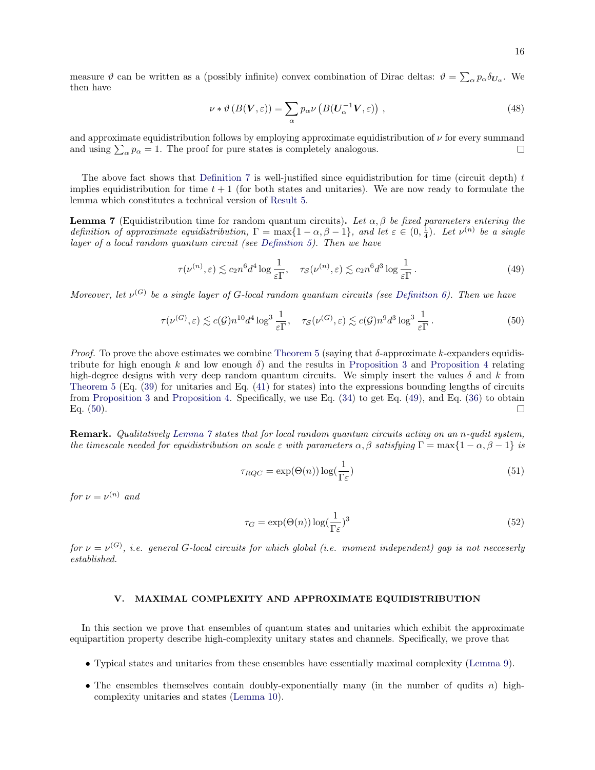measure $\vartheta$ can be written as a (possibly infinite) convex combination of Dirac deltas: $\vartheta = \sum_\alpha p_\alpha \delta_{\boldsymbol{U}_\alpha}$. We then have

$$\nu * \vartheta\left(B(\boldsymbol{V}, \varepsilon)\right) = \sum_\alpha p_\alpha \nu\left(B(\boldsymbol{U}_\alpha^{-1}\boldsymbol{V}, \varepsilon)\right), \tag{48}$$

and approximate equidistribution follows by employing approximate equidistribution of $\nu$ for every summand and using $\sum_\alpha p_\alpha = 1$. The proof for pure states is completely analogous. $\square$

The above fact shows that Definition 7 is well-justified since equidistribution for time (circuit depth) $t$ implies equidistribution for time $t+1$ (for both states and unitaries). We are now ready to formulate the lemma which constitutes a technical version of Result 5.

**Lemma 7** (Equidistribution time for random quantum circuits)**.** *Let $\alpha, \beta$ be fixed parameters entering the definition of approximate equidistribution, $\Gamma = \max\{1-\alpha, \beta - 1\}$, and let $\varepsilon \in (0, \frac{1}{4})$. Let $\nu^{(n)}$ be a single layer of a local random quantum circuit (see Definition 5). Then we have*

$$\tau(\nu^{(n)}, \varepsilon) \lesssim c_2 n^6 d^4 \log\frac{1}{\varepsilon\Gamma}, \quad \tau_{\mathcal{S}}(\nu^{(n)}, \varepsilon) \lesssim c_2 n^6 d^3 \log\frac{1}{\varepsilon\Gamma}. \tag{49}$$

*Moreover, let $\nu^{(G)}$ be a single layer of $G$-local random quantum circuits (see Definition 6). Then we have*

$$\tau(\nu^{(G)}, \varepsilon) \lesssim c(\mathcal{G}) n^{10} d^4 \log^3\frac{1}{\varepsilon\Gamma}, \quad \tau_{\mathcal{S}}(\nu^{(G)}, \varepsilon) \lesssim c(\mathcal{G}) n^9 d^3 \log^3\frac{1}{\varepsilon\Gamma}. \tag{50}$$

*Proof.* To prove the above estimates we combine Theorem 5 (saying that $\delta$-approximate $k$-expanders equidistribute for high enough $k$ and low enough $\delta$) and the results in Proposition 3 and Proposition 4 relating high-degree designs with very deep random quantum circuits. We simply insert the values $\delta$ and $k$ from Theorem 5 (Eq. (39) for unitaries and Eq. (41) for states) into the expressions bounding lengths of circuits from Proposition 3 and Proposition 4. Specifically, we use Eq. (34) to get Eq. (49), and Eq. (36) to obtain Eq. (50). $\square$

**Remark.** *Qualitatively Lemma 7 states that for local random quantum circuits acting on an $n$-qudit system, the timescale needed for equidistribution on scale $\varepsilon$ with parameters $\alpha, \beta$ satisfying $\Gamma = \max\{1-\alpha, \beta-1\}$ is*

$$\tau_{RQC} = \exp(\Theta(n)) \log(\frac{1}{\Gamma\varepsilon}) \tag{51}$$

*for $\nu = \nu^{(n)}$ and*

$$\tau_G = \exp(\Theta(n)) \log(\frac{1}{\Gamma\varepsilon})^3 \tag{52}$$

*for $\nu = \nu^{(G)}$, i.e. general $G$-local circuits for which global (i.e. moment independent) gap is not necceserly established.*

## V. MAXIMAL COMPLEXITY AND APPROXIMATE EQUIDISTRIBUTION

In this section we prove that ensembles of quantum states and unitaries which exhibit the approximate equipartition property describe high-complexity unitary states and channels. Specifically, we prove that

- Typical states and unitaries from these ensembles have essentially maximal complexity (Lemma 9).
- The ensembles themselves contain doubly-exponentially many (in the number of qudits $n$) high-complexity unitaries and states (Lemma 10).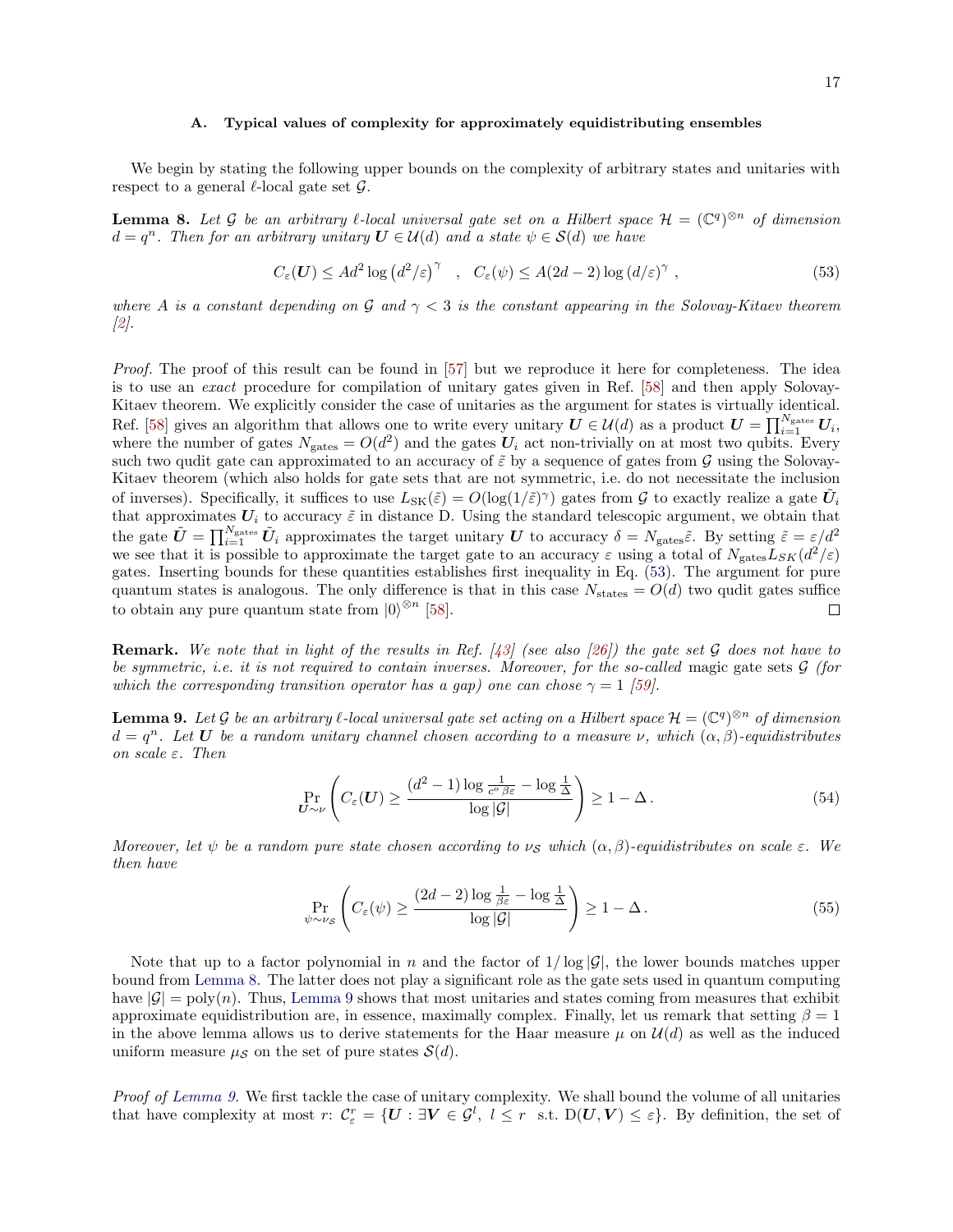### A. Typical values of complexity for approximately equidistributing ensembles

We begin by stating the following upper bounds on the complexity of arbitrary states and unitaries with respect to a general $\ell$-local gate set $\mathcal{G}$.

**Lemma 8.** *Let $\mathcal{G}$ be an arbitrary $\ell$-local universal gate set on a Hilbert space $\mathcal{H} = (\mathbb{C}^q)^{\otimes n}$ of dimension $d = q^n$. Then for an arbitrary unitary $\boldsymbol{U} \in \mathcal{U}(d)$ and a state $\psi \in \mathcal{S}(d)$ we have*

$$C_\varepsilon(\boldsymbol{U}) \leq A d^2 \log\left(d^2/\varepsilon\right)^\gamma \quad , \quad C_\varepsilon(\psi) \leq A(2d-2)\log\left(d/\varepsilon\right)^\gamma \, , \tag{53}$$

*where $A$ is a constant depending on $\mathcal{G}$ and $\gamma < 3$ is the constant appearing in the Solovay-Kitaev theorem [2].*

*Proof.* The proof of this result can be found in [57] but we reproduce it here for completeness. The idea is to use an *exact* procedure for compilation of unitary gates given in Ref. [58] and then apply Solovay-Kitaev theorem. We explicitly consider the case of unitaries as the argument for states is virtually identical. Ref. [58] gives an algorithm that allows one to write every unitary $\boldsymbol{U} \in \mathcal{U}(d)$ as a product $\boldsymbol{U} = \prod_{i=1}^{N_{\text{gates}}} \boldsymbol{U}_i$, where the number of gates $N_{\text{gates}} = O(d^2)$ and the gates $\boldsymbol{U}_i$ act non-trivially on at most two qubits. Every such two qudit gate can approximated to an accuracy of $\tilde{\varepsilon}$ by a sequence of gates from $\mathcal{G}$ using the Solovay-Kitaev theorem (which also holds for gate sets that are not symmetric, i.e. do not necessitate the inclusion of inverses). Specifically, it suffices to use $L_{\text{SK}}(\tilde{\varepsilon}) = O(\log(1/\tilde{\varepsilon})^\gamma)$ gates from $\mathcal{G}$ to exactly realize a gate $\tilde{\boldsymbol{U}}_i$ that approximates $\boldsymbol{U}_i$ to accuracy $\tilde{\varepsilon}$ in distance D. Using the standard telescopic argument, we obtain that the gate $\tilde{\boldsymbol{U}} = \prod_{i=1}^{N_{\text{gates}}} \tilde{\boldsymbol{U}}_i$ approximates the target unitary $\boldsymbol{U}$ to accuracy $\delta = N_{\text{gates}}\tilde{\varepsilon}$. By setting $\tilde{\varepsilon} = \varepsilon/d^2$ we see that it is possible to approximate the target gate to an accuracy $\varepsilon$ using a total of $N_{\text{gates}} L_{SK}(d^2/\varepsilon)$ gates. Inserting bounds for these quantities establishes first inequality in Eq. (53). The argument for pure quantum states is analogous. The only difference is that in this case $N_{\text{states}} = O(d)$ two qudit gates suffice to obtain any pure quantum state from $|0\rangle^{\otimes n}$ [58]. ∎

**Remark.** *We note that in light of the results in Ref. [43] (see also [26]) the gate set $\mathcal{G}$ does not have to be symmetric, i.e. it is not required to contain inverses. Moreover, for the so-called* magic gate sets *$\mathcal{G}$ (for which the corresponding transition operator has a gap) one can chose $\gamma = 1$ [59].*

**Lemma 9.** *Let $\mathcal{G}$ be an arbitrary $\ell$-local universal gate set acting on a Hilbert space $\mathcal{H} = (\mathbb{C}^q)^{\otimes n}$ of dimension $d = q^n$. Let $\boldsymbol{U}$ be a random unitary channel chosen according to a measure $\nu$, which $(\alpha, \beta)$-equidistributes on scale $\varepsilon$. Then*

$$\Pr_{\boldsymbol{U} \sim \nu}\left(C_\varepsilon(\boldsymbol{U}) \geq \frac{(d^2-1)\log\frac{1}{c^\alpha \beta \varepsilon} - \log\frac{1}{\Delta}}{\log|\mathcal{G}|}\right) \geq 1 - \Delta \, . \tag{54}$$

*Moreover, let $\psi$ be a random pure state chosen according to $\nu_{\mathcal{S}}$ which $(\alpha, \beta)$-equidistributes on scale $\varepsilon$. We then have*

$$\Pr_{\psi \sim \nu_{\mathcal{S}}}\left(C_\varepsilon(\psi) \geq \frac{(2d-2)\log\frac{1}{\beta\varepsilon} - \log\frac{1}{\Delta}}{\log|\mathcal{G}|}\right) \geq 1 - \Delta \, . \tag{55}$$

Note that up to a factor polynomial in $n$ and the factor of $1/\log|\mathcal{G}|$, the lower bounds matches upper bound from Lemma 8. The latter does not play a significant role as the gate sets used in quantum computing have $|\mathcal{G}| = \text{poly}(n)$. Thus, Lemma 9 shows that most unitaries and states coming from measures that exhibit approximate equidistribution are, in essence, maximally complex. Finally, let us remark that setting $\beta = 1$ in the above lemma allows us to derive statements for the Haar measure $\mu$ on $\mathcal{U}(d)$ as well as the induced uniform measure $\mu_{\mathcal{S}}$ on the set of pure states $\mathcal{S}(d)$.

*Proof of Lemma 9.* We first tackle the case of unitary complexity. We shall bound the volume of all unitaries that have complexity at most $r$: $\mathcal{C}_\varepsilon^r = \{\boldsymbol{U} : \exists \boldsymbol{V} \in \mathcal{G}^l, \ l \leq r \ \text{ s.t. } \mathrm{D}(\boldsymbol{U}, \boldsymbol{V}) \leq \varepsilon\}$. By definition, the set of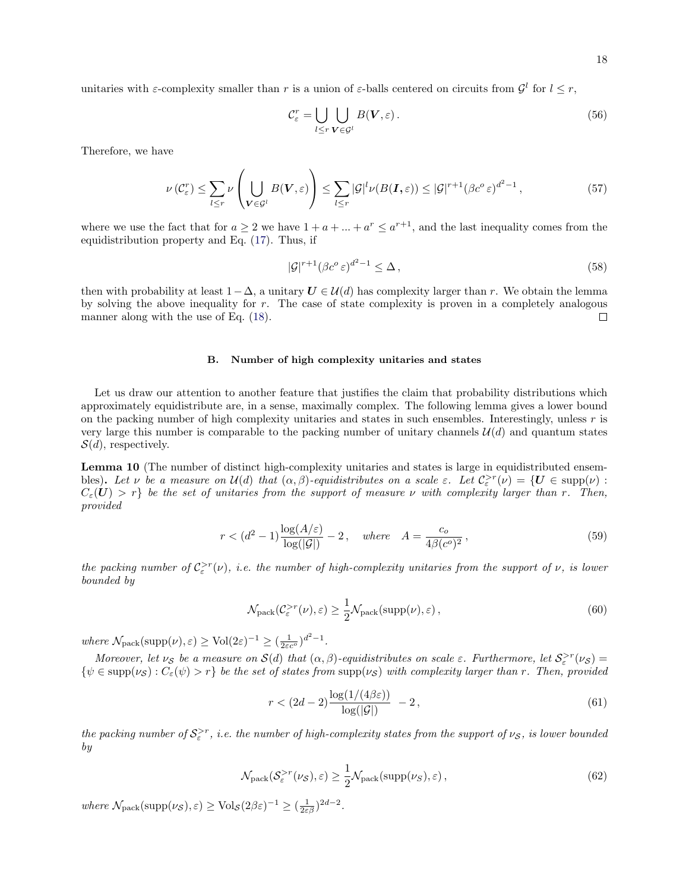unitaries with $\varepsilon$-complexity smaller than $r$ is a union of $\varepsilon$-balls centered on circuits from $\mathcal{G}^l$ for $l \leq r$,

$$
\mathcal{C}_\varepsilon^r = \bigcup_{l\leq r} \bigcup_{\boldsymbol{V}\in\mathcal{G}^l} B(\boldsymbol{V},\varepsilon)\,. \tag{56}
$$

Therefore, we have

$$
\nu\left(\mathcal{C}_\varepsilon^r\right) \leq \sum_{l\leq r} \nu\left(\bigcup_{\boldsymbol{V}\in\mathcal{G}^l} B(\boldsymbol{V},\varepsilon)\right) \leq \sum_{l\leq r} |\mathcal{G}|^l \nu(B(\boldsymbol{I},\varepsilon)) \leq |\mathcal{G}|^{r+1} (\beta c^o\,\varepsilon)^{d^2-1}\,, \tag{57}
$$

where we use the fact that for $a \geq 2$ we have $1 + a + ... + a^r \leq a^{r+1}$, and the last inequality comes from the equidistribution property and Eq. (17). Thus, if

$$
|\mathcal{G}|^{r+1} (\beta c^o\,\varepsilon)^{d^2-1} \leq \Delta\,, \tag{58}
$$

then with probability at least $1-\Delta$, a unitary $\boldsymbol{U} \in \mathcal{U}(d)$ has complexity larger than $r$. We obtain the lemma by solving the above inequality for $r$. The case of state complexity is proven in a completely analogous manner along with the use of Eq. (18). □

### B. Number of high complexity unitaries and states

Let us draw our attention to another feature that justifies the claim that probability distributions which approximately equidistribute are, in a sense, maximally complex. The following lemma gives a lower bound on the packing number of high complexity unitaries and states in such ensembles. Interestingly, unless $r$ is very large this number is comparable to the packing number of unitary channels $\mathcal{U}(d)$ and quantum states $\mathcal{S}(d)$, respectively.

**Lemma 10** (The number of distinct high-complexity unitaries and states is large in equidistributed ensembles)**.** *Let $\nu$ be a measure on $\mathcal{U}(d)$ that $(\alpha,\beta)$-equidistributes on a scale $\varepsilon$. Let $\mathcal{C}_\varepsilon^{>r}(\nu) = \{\boldsymbol{U} \in \mathrm{supp}(\nu) : C_\varepsilon(\boldsymbol{U}) > r\}$ be the set of unitaries from the support of measure $\nu$ with complexity larger than $r$. Then, provided*

$$
r < (d^2-1)\frac{\log(A/\varepsilon)}{\log(|\mathcal{G}|)} - 2\,, \quad \textit{where} \quad A = \frac{c_o}{4\beta (c^o)^2}\,, \tag{59}
$$

*the packing number of $\mathcal{C}_\varepsilon^{>r}(\nu)$, i.e. the number of high-complexity unitaries from the support of $\nu$, is lower bounded by*

$$
\mathcal{N}_{\mathrm{pack}}(\mathcal{C}_\varepsilon^{>r}(\nu),\varepsilon) \geq \frac{1}{2}\mathcal{N}_{\mathrm{pack}}(\mathrm{supp}(\nu),\varepsilon)\,, \tag{60}
$$

*where $\mathcal{N}_{\mathrm{pack}}(\mathrm{supp}(\nu),\varepsilon) \geq \mathrm{Vol}(2\varepsilon)^{-1} \geq (\frac{1}{2\varepsilon c^o})^{d^2-1}$.*

*Moreover, let $\nu_{\mathcal{S}}$ be a measure on $\mathcal{S}(d)$ that $(\alpha,\beta)$-equidistributes on scale $\varepsilon$. Furthermore, let $\mathcal{S}_\varepsilon^{>r}(\nu_{\mathcal{S}}) = \{\psi \in \mathrm{supp}(\nu_{\mathcal{S}}) : C_\varepsilon(\psi) > r\}$ be the set of states from $\mathrm{supp}(\nu_{\mathcal{S}})$ with complexity larger than $r$. Then, provided*

$$
r < (2d-2)\frac{\log(1/(4\beta\varepsilon))}{\log(|\mathcal{G}|)} \; - 2\,, \tag{61}
$$

*the packing number of $\mathcal{S}_\varepsilon^{>r}$, i.e. the number of high-complexity states from the support of $\nu_{\mathcal{S}}$, is lower bounded by*

$$
\mathcal{N}_{\mathrm{pack}}(\mathcal{S}_\varepsilon^{>r}(\nu_{\mathcal{S}}),\varepsilon) \geq \frac{1}{2}\mathcal{N}_{\mathrm{pack}}(\mathrm{supp}(\nu_S),\varepsilon)\,, \tag{62}
$$

*where $\mathcal{N}_{\mathrm{pack}}(\mathrm{supp}(\nu_{\mathcal{S}}),\varepsilon) \geq \mathrm{Vol}_{\mathcal{S}}(2\beta\varepsilon)^{-1} \geq (\frac{1}{2\varepsilon\beta})^{2d-2}$.*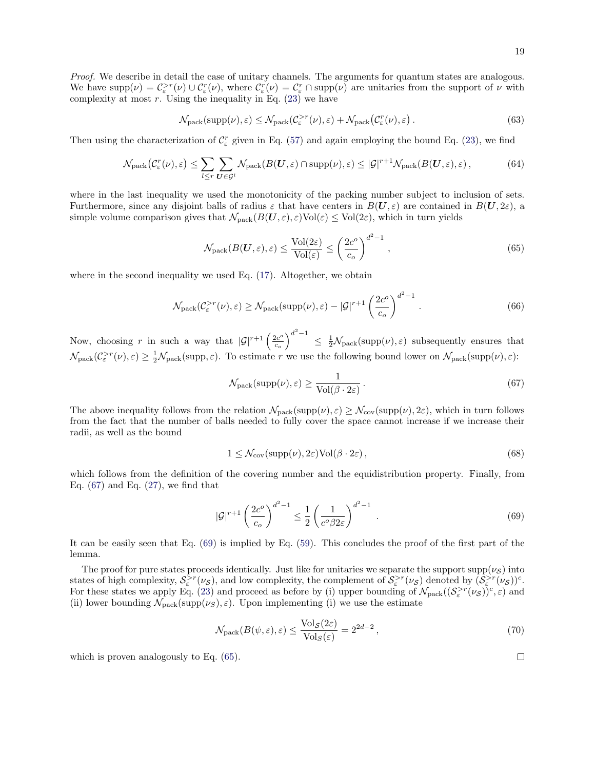*Proof.* We describe in detail the case of unitary channels. The arguments for quantum states are analogous. We have $\mathrm{supp}(\nu) = \mathcal{C}_\varepsilon^{>r}(\nu) \cup \mathcal{C}_\varepsilon^{r}(\nu)$, where $\mathcal{C}_\varepsilon^{r}(\nu) = \mathcal{C}_\varepsilon^{r} \cap \mathrm{supp}(\nu)$ are unitaries from the support of $\nu$ with complexity at most $r$. Using the inequality in Eq. (23) we have

$$\mathcal{N}_{\mathrm{pack}}(\mathrm{supp}(\nu), \varepsilon) \leq \mathcal{N}_{\mathrm{pack}}(\mathcal{C}_\varepsilon^{>r}(\nu), \varepsilon) + \mathcal{N}_{\mathrm{pack}}\big(\mathcal{C}_\varepsilon^{r}(\nu), \varepsilon\big) . \tag{63}$$

Then using the characterization of $\mathcal{C}_\varepsilon^{r}$ given in Eq. (57) and again employing the bound Eq. (23), we find

$$\mathcal{N}_{\mathrm{pack}}\big(\mathcal{C}_\varepsilon^{r}(\nu), \varepsilon\big) \leq \sum_{l \leq r} \sum_{\boldsymbol{U} \in \mathcal{G}^l} \mathcal{N}_{\mathrm{pack}}(B(\boldsymbol{U}, \varepsilon) \cap \mathrm{supp}(\nu), \varepsilon) \leq |\mathcal{G}|^{r+1} \mathcal{N}_{\mathrm{pack}}(B(\boldsymbol{U}, \varepsilon), \varepsilon) , \tag{64}$$

where in the last inequality we used the monotonicity of the packing number subject to inclusion of sets. Furthermore, since any disjoint balls of radius $\varepsilon$ that have centers in $B(\boldsymbol{U}, \varepsilon)$ are contained in $B(\boldsymbol{U}, 2\varepsilon)$, a simple volume comparison gives that $\mathcal{N}_{\mathrm{pack}}(B(\boldsymbol{U}, \varepsilon), \varepsilon)\mathrm{Vol}(\varepsilon) \leq \mathrm{Vol}(2\varepsilon)$, which in turn yields

$$\mathcal{N}_{\mathrm{pack}}(B(\boldsymbol{U}, \varepsilon), \varepsilon) \leq \frac{\mathrm{Vol}(2\varepsilon)}{\mathrm{Vol}(\varepsilon)} \leq \left( \frac{2c^o}{c_o} \right)^{d^2-1} , \tag{65}$$

where in the second inequality we used Eq. (17). Altogether, we obtain

$$\mathcal{N}_{\mathrm{pack}}(\mathcal{C}_\varepsilon^{>r}(\nu), \varepsilon) \geq \mathcal{N}_{\mathrm{pack}}(\mathrm{supp}(\nu), \varepsilon) - |\mathcal{G}|^{r+1} \left( \frac{2c^o}{c_o} \right)^{d^2-1} . \tag{66}$$

Now, choosing $r$ in such a way that $|\mathcal{G}|^{r+1} \left( \frac{2c^o}{c_o} \right)^{d^2-1} \leq \frac{1}{2} \mathcal{N}_{\mathrm{pack}}(\mathrm{supp}(\nu), \varepsilon)$ subsequently ensures that $\mathcal{N}_{\mathrm{pack}}(\mathcal{C}_\varepsilon^{>r}(\nu), \varepsilon) \geq \frac{1}{2}\mathcal{N}_{\mathrm{pack}}(\mathrm{supp}, \varepsilon)$. To estimate $r$ we use the following bound lower on $\mathcal{N}_{\mathrm{pack}}(\mathrm{supp}(\nu), \varepsilon)$:

$$\mathcal{N}_{\mathrm{pack}}(\mathrm{supp}(\nu), \varepsilon) \geq \frac{1}{\mathrm{Vol}(\beta \cdot 2\varepsilon)} . \tag{67}$$

The above inequality follows from the relation $\mathcal{N}_{\mathrm{pack}}(\mathrm{supp}(\nu), \varepsilon) \geq \mathcal{N}_{\mathrm{cov}}(\mathrm{supp}(\nu), 2\varepsilon)$, which in turn follows from the fact that the number of balls needed to fully cover the space cannot increase if we increase their radii, as well as the bound

$$1 \leq \mathcal{N}_{\mathrm{cov}}(\mathrm{supp}(\nu), 2\varepsilon)\mathrm{Vol}(\beta \cdot 2\varepsilon) , \tag{68}$$

which follows from the definition of the covering number and the equidistribution property. Finally, from Eq. (67) and Eq. (27), we find that

$$|\mathcal{G}|^{r+1} \left( \frac{2c^o}{c_o} \right)^{d^2-1} \leq \frac{1}{2} \left( \frac{1}{c^o \beta 2\varepsilon} \right)^{d^2-1} . \tag{69}$$

It can be easily seen that Eq. (69) is implied by Eq. (59). This concludes the proof of the first part of the lemma.

The proof for pure states proceeds identically. Just like for unitaries we separate the support $\mathrm{supp}(\nu_{\mathcal{S}})$ into states of high complexity, $\mathcal{S}_\varepsilon^{>r}(\nu_{\mathcal{S}})$, and low complexity, the complement of $\mathcal{S}_\varepsilon^{>r}(\nu_{\mathcal{S}})$ denoted by $(\mathcal{S}_\varepsilon^{>r}(\nu_{\mathcal{S}}))^c$. For these states we apply Eq. (23) and proceed as before by (i) upper bounding of $\mathcal{N}_{\mathrm{pack}}((\mathcal{S}_\varepsilon^{>r}(\nu_{\mathcal{S}}))^c, \varepsilon)$ and (ii) lower bounding $\mathcal{N}_{\mathrm{pack}}(\mathrm{supp}(\nu_S), \varepsilon)$. Upon implementing (i) we use the estimate

$$\mathcal{N}_{\mathrm{pack}}(B(\psi, \varepsilon), \varepsilon) \leq \frac{\mathrm{Vol}_{\mathcal{S}}(2\varepsilon)}{\mathrm{Vol}_{S}(\varepsilon)} = 2^{2d-2} , \tag{70}$$

which is proven analogously to Eq. (65). □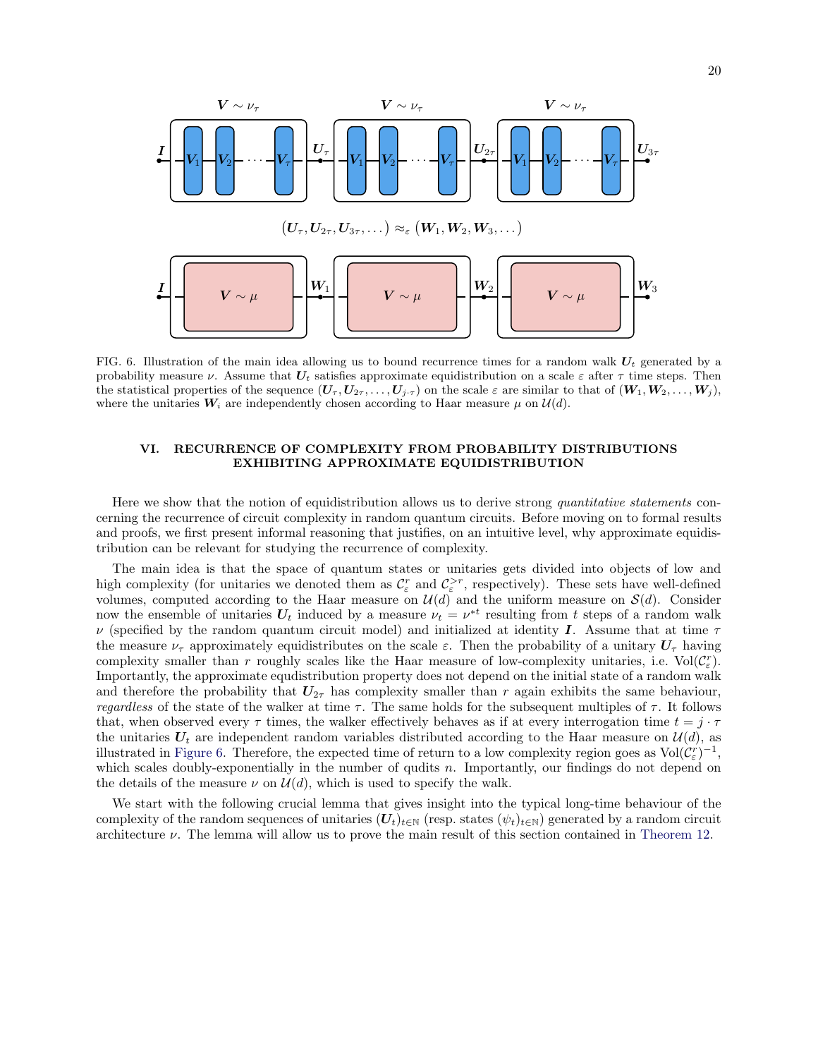$$(\boldsymbol{U}_\tau, \boldsymbol{U}_{2\tau}, \boldsymbol{U}_{3\tau}, \dots) \approx_\varepsilon (\boldsymbol{W}_1, \boldsymbol{W}_2, \boldsymbol{W}_3, \dots)$$

FIG. 6. Illustration of the main idea allowing us to bound recurrence times for a random walk $\boldsymbol{U}_t$ generated by a probability measure $\nu$. Assume that $\boldsymbol{U}_t$ satisfies approximate equidistribution on a scale $\varepsilon$ after $\tau$ time steps. Then the statistical properties of the sequence $(\boldsymbol{U}_\tau, \boldsymbol{U}_{2\tau}, \dots, \boldsymbol{U}_{j\cdot\tau})$ on the scale $\varepsilon$ are similar to that of $(\boldsymbol{W}_1, \boldsymbol{W}_2, \dots, \boldsymbol{W}_j)$, where the unitaries $\boldsymbol{W}_i$ are independently chosen according to Haar measure $\mu$ on $\mathcal{U}(d)$.

## VI. RECURRENCE OF COMPLEXITY FROM PROBABILITY DISTRIBUTIONS EXHIBITING APPROXIMATE EQUIDISTRIBUTION

Here we show that the notion of equidistribution allows us to derive strong *quantitative statements* concerning the recurrence of circuit complexity in random quantum circuits. Before moving on to formal results and proofs, we first present informal reasoning that justifies, on an intuitive level, why approximate equidistribution can be relevant for studying the recurrence of complexity.

The main idea is that the space of quantum states or unitaries gets divided into objects of low and high complexity (for unitaries we denoted them as $\mathcal{C}^r_\varepsilon$ and $\mathcal{C}^{>r}_\varepsilon$, respectively). These sets have well-defined volumes, computed according to the Haar measure on $\mathcal{U}(d)$ and the uniform measure on $\mathcal{S}(d)$. Consider now the ensemble of unitaries $\boldsymbol{U}_t$ induced by a measure $\nu_t = \nu^{*t}$ resulting from $t$ steps of a random walk $\nu$ (specified by the random quantum circuit model) and initialized at identity $\boldsymbol{I}$. Assume that at time $\tau$ the measure $\nu_\tau$ approximately equidistributes on the scale $\varepsilon$. Then the probability of a unitary $\boldsymbol{U}_\tau$ having complexity smaller than $r$ roughly scales like the Haar measure of low-complexity unitaries, i.e. $\mathrm{Vol}(\mathcal{C}^r_\varepsilon)$. Importantly, the approximate equdistribution property does not depend on the initial state of a random walk and therefore the probability that $\boldsymbol{U}_{2\tau}$ has complexity smaller than $r$ again exhibits the same behaviour, *regardless* of the state of the walker at time $\tau$. The same holds for the subsequent multiples of $\tau$. It follows that, when observed every $\tau$ times, the walker effectively behaves as if at every interrogation time $t = j \cdot \tau$ the unitaries $\boldsymbol{U}_t$ are independent random variables distributed according to the Haar measure on $\mathcal{U}(d)$, as illustrated in Figure 6. Therefore, the expected time of return to a low complexity region goes as $\mathrm{Vol}(\mathcal{C}^r_\varepsilon)^{-1}$, which scales doubly-exponentially in the number of qudits $n$. Importantly, our findings do not depend on the details of the measure $\nu$ on $\mathcal{U}(d)$, which is used to specify the walk.

We start with the following crucial lemma that gives insight into the typical long-time behaviour of the complexity of the random sequences of unitaries $(\boldsymbol{U}_t)_{t\in\mathbb{N}}$ (resp. states $(\psi_t)_{t\in\mathbb{N}}$) generated by a random circuit architecture $\nu$. The lemma will allow us to prove the main result of this section contained in Theorem 12.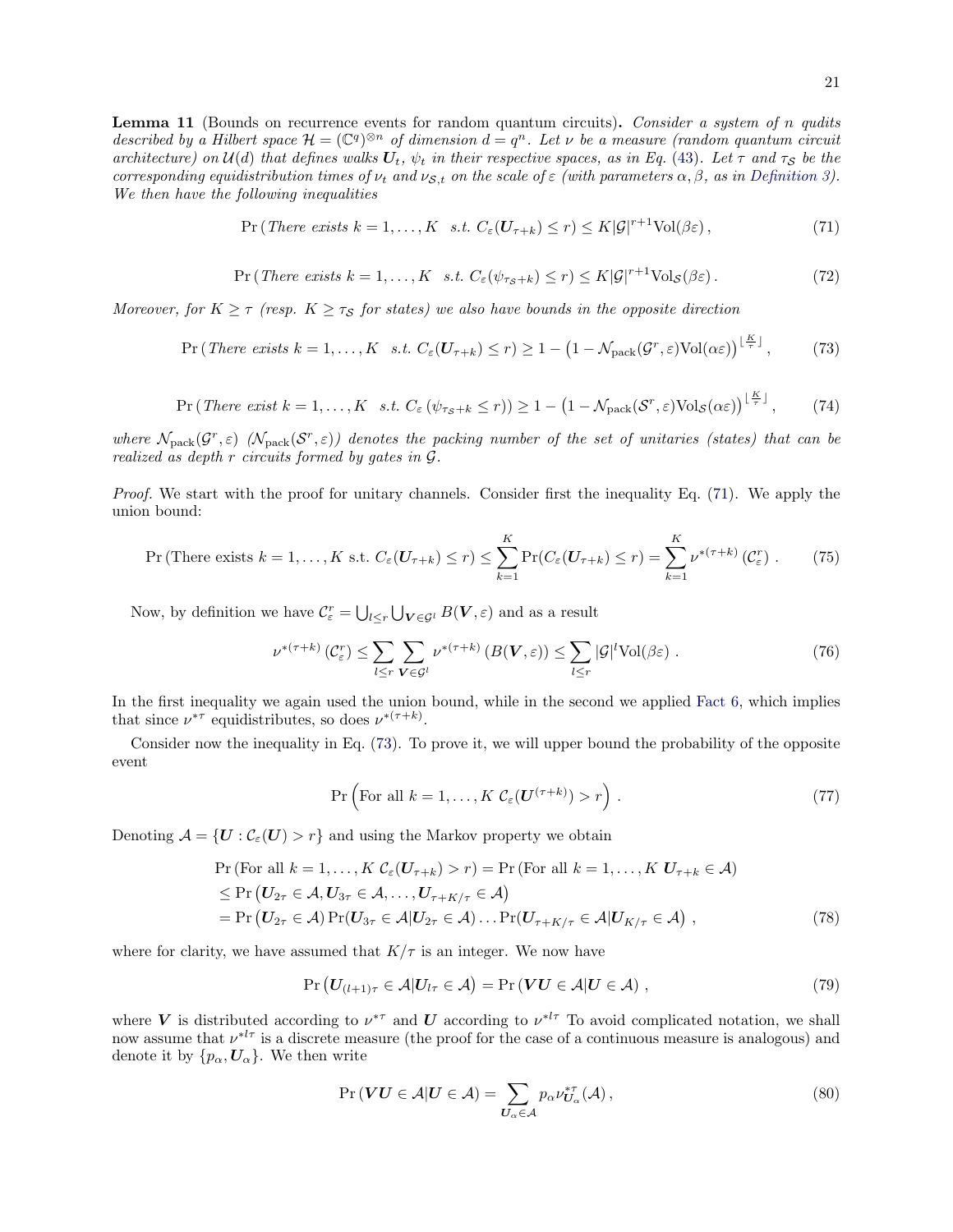**Lemma 11** (Bounds on recurrence events for random quantum circuits)**.** *Consider a system of $n$ qudits described by a Hilbert space $\mathcal{H} = (\mathbb{C}^q)^{\otimes n}$ of dimension $d = q^n$. Let $\nu$ be a measure (random quantum circuit architecture) on $\mathcal{U}(d)$ that defines walks $\boldsymbol{U}_t$, $\psi_t$ in their respective spaces, as in Eq. (43). Let $\tau$ and $\tau_{\mathcal{S}}$ be the corresponding equidistribution times of $\nu_t$ and $\nu_{\mathcal{S},t}$ on the scale of $\varepsilon$ (with parameters $\alpha, \beta$, as in Definition 3). We then have the following inequalities*

$$\Pr\left(\text{There exists } k = 1, \ldots, K \quad \text{s.t. } C_\varepsilon(\boldsymbol{U}_{\tau+k}) \leq r\right) \leq K|\mathcal{G}|^{r+1}\mathrm{Vol}(\beta\varepsilon)\,, \tag{71}$$

$$\Pr\left(\text{There exists } k = 1, \ldots, K \quad \text{s.t. } C_\varepsilon(\psi_{\tau_{\mathcal{S}}+k}) \leq r\right) \leq K|\mathcal{G}|^{r+1}\mathrm{Vol}_{\mathcal{S}}(\beta\varepsilon)\,. \tag{72}$$

*Moreover, for $K \geq \tau$ (resp. $K \geq \tau_{\mathcal{S}}$ for states) we also have bounds in the opposite direction*

$$\Pr\left(\text{There exists } k = 1, \ldots, K \quad \text{s.t. } C_\varepsilon(\boldsymbol{U}_{\tau+k}) \leq r\right) \geq 1 - \left(1 - \mathcal{N}_{\mathrm{pack}}(\mathcal{G}^r, \varepsilon)\mathrm{Vol}(\alpha\varepsilon)\right)^{\lfloor \frac{K}{\tau} \rfloor}, \tag{73}$$

$$\Pr\left(\text{There exist } k = 1, \ldots, K \quad \text{s.t. } C_\varepsilon\left(\psi_{\tau_{\mathcal{S}}+k} \leq r\right)\right) \geq 1 - \left(1 - \mathcal{N}_{\mathrm{pack}}(\mathcal{S}^r, \varepsilon)\mathrm{Vol}_{\mathcal{S}}(\alpha\varepsilon)\right)^{\lfloor \frac{K}{\tau} \rfloor}, \tag{74}$$

*where $\mathcal{N}_{\mathrm{pack}}(\mathcal{G}^r, \varepsilon)$ ($\mathcal{N}_{\mathrm{pack}}(\mathcal{S}^r, \varepsilon)$) denotes the packing number of the set of unitaries (states) that can be realized as depth $r$ circuits formed by gates in $\mathcal{G}$.*

*Proof.* We start with the proof for unitary channels. Consider first the inequality Eq. (71). We apply the union bound:

$$\Pr\left(\text{There exists } k = 1, \ldots, K \text{ s.t. } C_\varepsilon(\boldsymbol{U}_{\tau+k}) \leq r\right) \leq \sum_{k=1}^{K} \Pr(C_\varepsilon(\boldsymbol{U}_{\tau+k}) \leq r) = \sum_{k=1}^{K} \nu^{*(\tau+k)}\left(\mathcal{C}_\varepsilon^r\right)\,. \tag{75}$$

Now, by definition we have $\mathcal{C}_\varepsilon^r = \bigcup_{l\leq r} \bigcup_{\boldsymbol{V}\in\mathcal{G}^l} B(\boldsymbol{V}, \varepsilon)$ and as a result

$$\nu^{*(\tau+k)}\left(\mathcal{C}_\varepsilon^r\right) \leq \sum_{l\leq r} \sum_{\boldsymbol{V}\in\mathcal{G}^l} \nu^{*(\tau+k)}\left(B(\boldsymbol{V}, \varepsilon)\right) \leq \sum_{l\leq r} |\mathcal{G}|^l \mathrm{Vol}(\beta\varepsilon)\,. \tag{76}$$

In the first inequality we again used the union bound, while in the second we applied Fact 6, which implies that since $\nu^{*\tau}$ equidistributes, so does $\nu^{*(\tau+k)}$.

Consider now the inequality in Eq. (73). To prove it, we will upper bound the probability of the opposite event

$$\Pr\Big(\text{For all } k = 1, \ldots, K \ \mathcal{C}_\varepsilon(\boldsymbol{U}^{(\tau+k)}) > r\Big)\,. \tag{77}$$

Denoting $\mathcal{A} = \{\boldsymbol{U} : \mathcal{C}_\varepsilon(\boldsymbol{U}) > r\}$ and using the Markov property we obtain

$$\begin{aligned}
&\Pr\left(\text{For all } k = 1, \ldots, K \ \mathcal{C}_\varepsilon(\boldsymbol{U}_{\tau+k}) > r\right) = \Pr\left(\text{For all } k = 1, \ldots, K \ \boldsymbol{U}_{\tau+k} \in \mathcal{A}\right) \\
&\leq \Pr\left(\boldsymbol{U}_{2\tau} \in \mathcal{A}, \boldsymbol{U}_{3\tau} \in \mathcal{A}, \ldots, \boldsymbol{U}_{\tau+K/\tau} \in \mathcal{A}\right) \\
&= \Pr\left(\boldsymbol{U}_{2\tau} \in \mathcal{A}\right) \Pr(\boldsymbol{U}_{3\tau} \in \mathcal{A} | \boldsymbol{U}_{2\tau} \in \mathcal{A}) \ldots \Pr(\boldsymbol{U}_{\tau+K/\tau} \in \mathcal{A} | \boldsymbol{U}_{K/\tau} \in \mathcal{A})\,,
\end{aligned} \tag{78}$$

where for clarity, we have assumed that $K/\tau$ is an integer. We now have

$$\Pr\left(\boldsymbol{U}_{(l+1)\tau} \in \mathcal{A} | \boldsymbol{U}_{l\tau} \in \mathcal{A}\right) = \Pr\left(\boldsymbol{V}\boldsymbol{U} \in \mathcal{A} | \boldsymbol{U} \in \mathcal{A}\right)\,, \tag{79}$$

where $\boldsymbol{V}$ is distributed according to $\nu^{*\tau}$ and $\boldsymbol{U}$ according to $\nu^{*l\tau}$ To avoid complicated notation, we shall now assume that $\nu^{*l\tau}$ is a discrete measure (the proof for the case of a continuous measure is analogous) and denote it by $\{p_\alpha, \boldsymbol{U}_\alpha\}$. We then write

$$\Pr\left(\boldsymbol{V}\boldsymbol{U} \in \mathcal{A} | \boldsymbol{U} \in \mathcal{A}\right) = \sum_{\boldsymbol{U}_\alpha \in \mathcal{A}} p_\alpha \nu^{*\tau}_{\boldsymbol{U}_\alpha}(\mathcal{A})\,, \tag{80}$$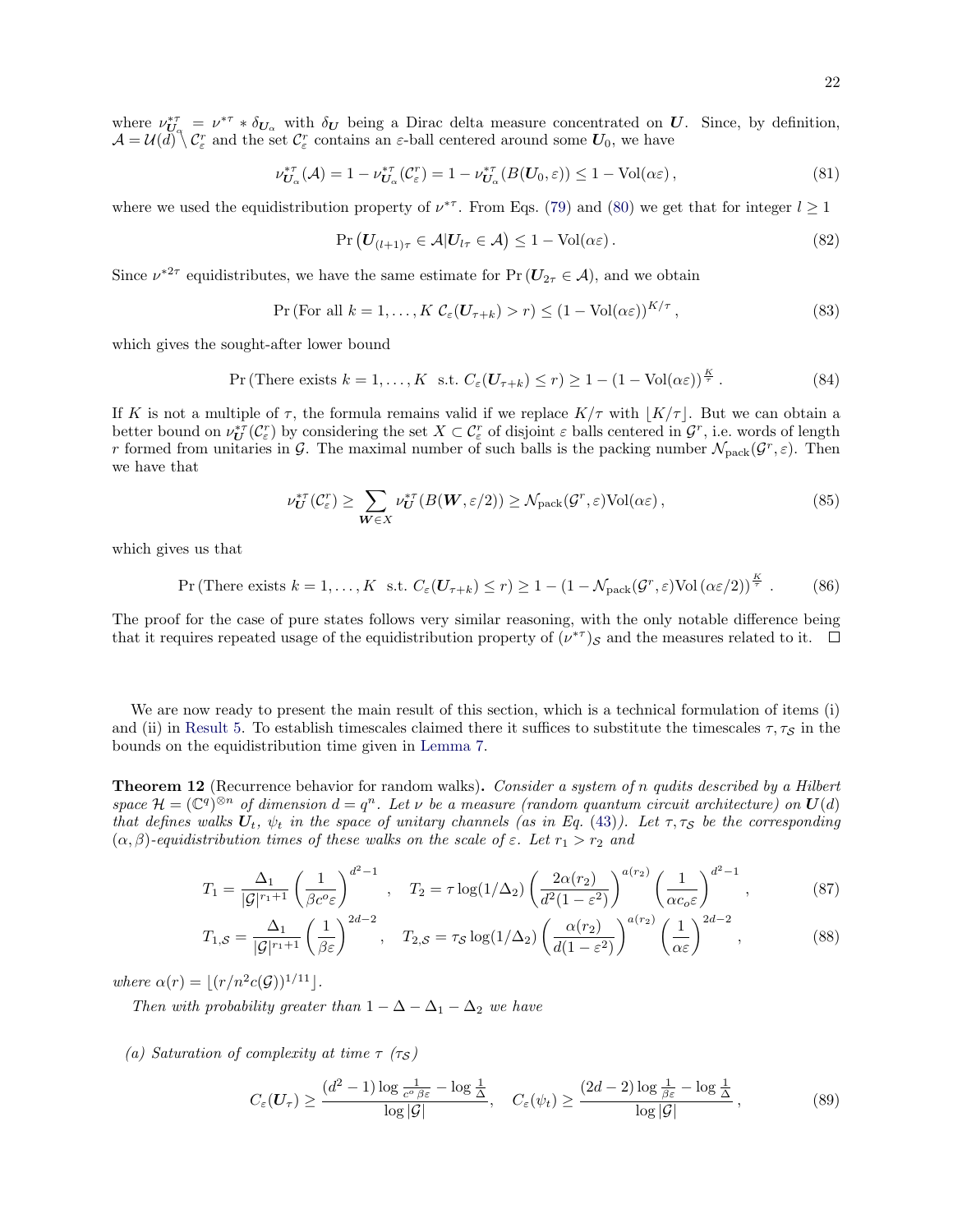where $\nu^{*\tau}_{\boldsymbol{U}_\alpha} = \nu^{*\tau} * \delta_{\boldsymbol{U}_\alpha}$ with $\delta_{\boldsymbol{U}}$ being a Dirac delta measure concentrated on $\boldsymbol{U}$. Since, by definition, $\mathcal{A} = \mathcal{U}(d) \setminus \mathcal{C}^r_\varepsilon$ and the set $\mathcal{C}^r_\varepsilon$ contains an $\varepsilon$-ball centered around some $\boldsymbol{U}_0$, we have

$$\nu^{*\tau}_{\boldsymbol{U}_\alpha}(\mathcal{A}) = 1 - \nu^{*\tau}_{\boldsymbol{U}_\alpha}(\mathcal{C}^r_\varepsilon) = 1 - \nu^{*\tau}_{\boldsymbol{U}_\alpha}(B(\boldsymbol{U}_0, \varepsilon)) \leq 1 - \mathrm{Vol}(\alpha\varepsilon)\,, \tag{81}$$

where we used the equidistribution property of $\nu^{*\tau}$. From Eqs. (79) and (80) we get that for integer $l \geq 1$

$$\Pr\left(\boldsymbol{U}_{(l+1)\tau} \in \mathcal{A} | \boldsymbol{U}_{l\tau} \in \mathcal{A}\right) \leq 1 - \mathrm{Vol}(\alpha\varepsilon)\,. \tag{82}$$

Since $\nu^{*2\tau}$ equidistributes, we have the same estimate for $\Pr(\boldsymbol{U}_{2\tau} \in \mathcal{A})$, and we obtain

$$\Pr\left(\text{For all } k = 1, \ldots, K \ \mathcal{C}_\varepsilon(\boldsymbol{U}_{\tau+k}) > r\right) \leq (1 - \mathrm{Vol}(\alpha\varepsilon))^{K/\tau}\,, \tag{83}$$

which gives the sought-after lower bound

$$\Pr\left(\text{There exists } k = 1, \ldots, K \ \text{ s.t. } C_\varepsilon(\boldsymbol{U}_{\tau+k}) \leq r\right) \geq 1 - (1 - \mathrm{Vol}(\alpha\varepsilon))^{\frac{K}{\tau}}\,. \tag{84}$$

If $K$ is not a multiple of $\tau$, the formula remains valid if we replace $K/\tau$ with $\lfloor K/\tau \rfloor$. But we can obtain a better bound on $\nu^{*\tau}_{\boldsymbol{U}}(\mathcal{C}^r_\varepsilon)$ by considering the set $X \subset \mathcal{C}^r_\varepsilon$ of disjoint $\varepsilon$ balls centered in $\mathcal{G}^r$, i.e. words of length $r$ formed from unitaries in $\mathcal{G}$. The maximal number of such balls is the packing number $\mathcal{N}_{\mathrm{pack}}(\mathcal{G}^r, \varepsilon)$. Then we have that

$$\nu^{*\tau}_{\boldsymbol{U}}(\mathcal{C}^r_\varepsilon) \geq \sum_{\boldsymbol{W} \in X} \nu^{*\tau}_{\boldsymbol{U}}(B(\boldsymbol{W}, \varepsilon/2)) \geq \mathcal{N}_{\mathrm{pack}}(\mathcal{G}^r, \varepsilon)\mathrm{Vol}(\alpha\varepsilon)\,, \tag{85}$$

which gives us that

$$\Pr\left(\text{There exists } k = 1, \ldots, K \ \text{ s.t. } C_\varepsilon(\boldsymbol{U}_{\tau+k}) \leq r\right) \geq 1 - \left(1 - \mathcal{N}_{\mathrm{pack}}(\mathcal{G}^r, \varepsilon)\mathrm{Vol}\left(\alpha\varepsilon/2\right)\right)^{\frac{K}{\tau}}\,. \tag{86}$$

The proof for the case of pure states follows very similar reasoning, with the only notable difference being that it requires repeated usage of the equidistribution property of $(\nu^{*\tau})_{\mathcal{S}}$ and the measures related to it. □

We are now ready to present the main result of this section, which is a technical formulation of items (i) and (ii) in Result 5. To establish timescales claimed there it suffices to substitute the timescales $\tau, \tau_{\mathcal{S}}$ in the bounds on the equidistribution time given in Lemma 7.

**Theorem 12** (Recurrence behavior for random walks)**.** *Consider a system of $n$ qudits described by a Hilbert space $\mathcal{H} = (\mathbb{C}^q)^{\otimes n}$ of dimension $d = q^n$. Let $\nu$ be a measure (random quantum circuit architecture) on $\boldsymbol{U}(d)$ that defines walks $\boldsymbol{U}_t$, $\psi_t$ in the space of unitary channels (as in Eq. (43)). Let $\tau, \tau_{\mathcal{S}}$ be the corresponding $(\alpha, \beta)$-equidistribution times of these walks on the scale of $\varepsilon$. Let $r_1 > r_2$ and*

$$T_1 = \frac{\Delta_1}{|\mathcal{G}|^{r_1+1}} \left(\frac{1}{\beta c^o \varepsilon}\right)^{d^2-1}, \quad T_2 = \tau \log(1/\Delta_2) \left(\frac{2\alpha(r_2)}{d^2(1-\varepsilon^2)}\right)^{a(r_2)} \left(\frac{1}{\alpha c_o \varepsilon}\right)^{d^2-1}, \tag{87}$$

$$T_{1,\mathcal{S}} = \frac{\Delta_1}{|\mathcal{G}|^{r_1+1}} \left(\frac{1}{\beta\varepsilon}\right)^{2d-2}, \quad T_{2,\mathcal{S}} = \tau_{\mathcal{S}} \log(1/\Delta_2) \left(\frac{\alpha(r_2)}{d(1-\varepsilon^2)}\right)^{a(r_2)} \left(\frac{1}{\alpha\varepsilon}\right)^{2d-2}, \tag{88}$$

*where $\alpha(r) = \lfloor (r/n^2 c(\mathcal{G}))^{1/11} \rfloor$.*

*Then with probability greater than $1 - \Delta - \Delta_1 - \Delta_2$ we have*

*(a) Saturation of complexity at time $\tau$ ($\tau_{\mathcal{S}}$)*

$$C_\varepsilon(\boldsymbol{U}_\tau) \geq \frac{(d^2-1)\log\frac{1}{c^o\beta\varepsilon} - \log\frac{1}{\Delta}}{\log|\mathcal{G}|}, \quad C_\varepsilon(\psi_t) \geq \frac{(2d-2)\log\frac{1}{\beta\varepsilon} - \log\frac{1}{\Delta}}{\log|\mathcal{G}|}\,, \tag{89}$$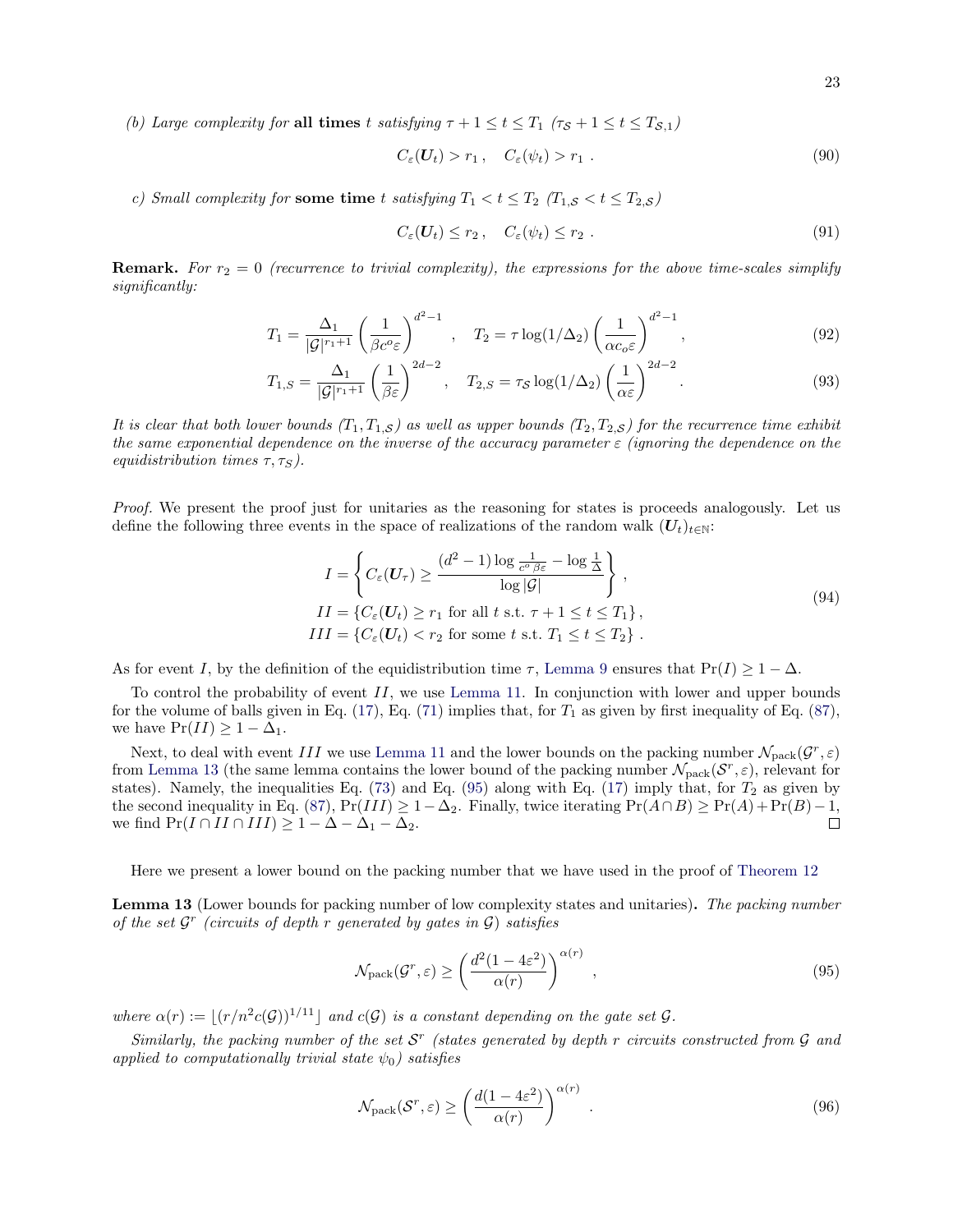*(b) Large complexity for* **all times** *$t$ satisfying $\tau + 1 \leq t \leq T_1$ ($\tau_{\mathcal{S}} + 1 \leq t \leq T_{\mathcal{S},1}$)*

$$
C_\varepsilon(\boldsymbol{U}_t) > r_1 \,, \quad C_\varepsilon(\psi_t) > r_1 \ . \tag{90}
$$

*c) Small complexity for* **some time** *$t$ satisfying $T_1 < t \leq T_2$ ($T_{1,\mathcal{S}} < t \leq T_{2,\mathcal{S}}$)*

$$
C_\varepsilon(\boldsymbol{U}_t) \leq r_2 \,, \quad C_\varepsilon(\psi_t) \leq r_2 \ . \tag{91}
$$

**Remark.** *For $r_2 = 0$ (recurrence to trivial complexity), the expressions for the above time-scales simplify significantly:*

$$
T_1 = \frac{\Delta_1}{|\mathcal{G}|^{r_1+1}} \left(\frac{1}{\beta c^o \varepsilon}\right)^{d^2-1} \,, \quad T_2 = \tau \log(1/\Delta_2) \left(\frac{1}{\alpha c_o \varepsilon}\right)^{d^2-1} , \tag{92}
$$

$$
T_{1,S} = \frac{\Delta_1}{|\mathcal{G}|^{r_1+1}} \left(\frac{1}{\beta \varepsilon}\right)^{2d-2} , \quad T_{2,S} = \tau_{\mathcal{S}} \log(1/\Delta_2) \left(\frac{1}{\alpha \varepsilon}\right)^{2d-2} . \tag{93}
$$

*It is clear that both lower bounds ($T_1, T_{1,\mathcal{S}}$) as well as upper bounds ($T_2, T_{2,\mathcal{S}}$) for the recurrence time exhibit the same exponential dependence on the inverse of the accuracy parameter $\varepsilon$ (ignoring the dependence on the equidistribution times $\tau, \tau_S$).*

*Proof.* We present the proof just for unitaries as the reasoning for states is proceeds analogously. Let us define the following three events in the space of realizations of the random walk $(\boldsymbol{U}_t)_{t\in\mathbb{N}}$:

$$
\begin{aligned}
I &= \left\{ C_\varepsilon(\boldsymbol{U}_\tau) \geq \frac{(d^2-1)\log\frac{1}{c^o \beta \varepsilon} - \log\frac{1}{\Delta}}{\log|\mathcal{G}|} \right\} , \\
II &= \{ C_\varepsilon(\boldsymbol{U}_t) \geq r_1 \text{ for all } t \text{ s.t. } \tau + 1 \leq t \leq T_1 \} , \\
III &= \{ C_\varepsilon(\boldsymbol{U}_t) < r_2 \text{ for some } t \text{ s.t. } T_1 \leq t \leq T_2 \} \ .
\end{aligned} \tag{94}
$$

As for event $I$, by the definition of the equidistribution time $\tau$, Lemma 9 ensures that $\Pr(I) \geq 1 - \Delta$.

To control the probability of event $II$, we use Lemma 11. In conjunction with lower and upper bounds for the volume of balls given in Eq. (17), Eq. (71) implies that, for $T_1$ as given by first inequality of Eq. (87), we have $\Pr(II) \geq 1 - \Delta_1$.

Next, to deal with event $III$ we use Lemma 11 and the lower bounds on the packing number $\mathcal{N}_{\mathrm{pack}}(\mathcal{G}^r, \varepsilon)$ from Lemma 13 (the same lemma contains the lower bound of the packing number $\mathcal{N}_{\mathrm{pack}}(\mathcal{S}^r, \varepsilon)$, relevant for states). Namely, the inequalities Eq. (73) and Eq. (95) along with Eq. (17) imply that, for $T_2$ as given by the second inequality in Eq. (87), $\Pr(III) \geq 1 - \Delta_2$. Finally, twice iterating $\Pr(A \cap B) \geq \Pr(A) + \Pr(B) - 1$, we find $\Pr(I \cap II \cap III) \geq 1 - \Delta - \Delta_1 - \Delta_2$. ◻

Here we present a lower bound on the packing number that we have used in the proof of Theorem 12

**Lemma 13** (Lower bounds for packing number of low complexity states and unitaries)**.** *The packing number of the set $\mathcal{G}^r$ (circuits of depth $r$ generated by gates in $\mathcal{G}$) satisfies*

$$
\mathcal{N}_{\mathrm{pack}}(\mathcal{G}^r, \varepsilon) \geq \left(\frac{d^2(1-4\varepsilon^2)}{\alpha(r)}\right)^{\alpha(r)} , \tag{95}
$$

*where $\alpha(r) := \lfloor (r/n^2 c(\mathcal{G}))^{1/11} \rfloor$ and $c(\mathcal{G})$ is a constant depending on the gate set $\mathcal{G}$.*

*Similarly, the packing number of the set $\mathcal{S}^r$ (states generated by depth $r$ circuits constructed from $\mathcal{G}$ and applied to computationally trivial state $\psi_0$) satisfies*

$$
\mathcal{N}_{\mathrm{pack}}(\mathcal{S}^r, \varepsilon) \geq \left(\frac{d(1-4\varepsilon^2)}{\alpha(r)}\right)^{\alpha(r)} . \tag{96}
$$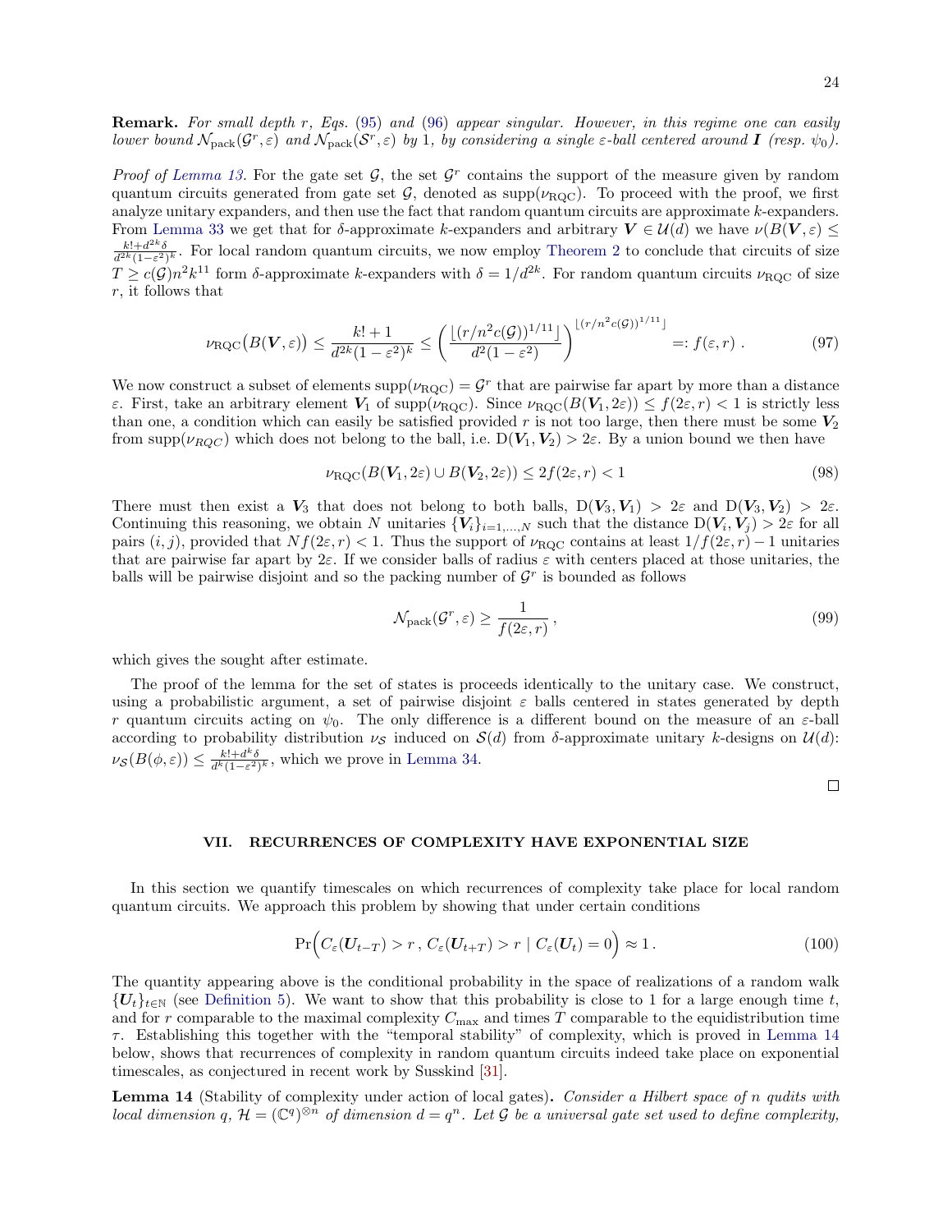**Remark.** *For small depth $r$, Eqs. (95) and (96) appear singular. However, in this regime one can easily lower bound $\mathcal{N}_{\text{pack}}(\mathcal{G}^r,\varepsilon)$ and $\mathcal{N}_{\text{pack}}(\mathcal{S}^r,\varepsilon)$ by 1, by considering a single $\varepsilon$-ball centered around $\boldsymbol{I}$ (resp. $\psi_0$).*

*Proof of Lemma 13.* For the gate set $\mathcal{G}$, the set $\mathcal{G}^r$ contains the support of the measure given by random quantum circuits generated from gate set $\mathcal{G}$, denoted as $\text{supp}(\nu_{\text{RQC}})$. To proceed with the proof, we first analyze unitary expanders, and then use the fact that random quantum circuits are approximate $k$-expanders. From Lemma 33 we get that for $\delta$-approximate $k$-expanders and arbitrary $\boldsymbol{V}\in\mathcal{U}(d)$ we have $\nu(B(\boldsymbol{V},\varepsilon)\leq \frac{k!+d^{2k}\delta}{d^{2k}(1-\varepsilon^2)^k}$. For local random quantum circuits, we now employ Theorem 2 to conclude that circuits of size $T\geq c(\mathcal{G})n^2k^{11}$ form $\delta$-approximate $k$-expanders with $\delta=1/d^{2k}$. For random quantum circuits $\nu_{\text{RQC}}$ of size $r$, it follows that

$$
\nu_{\text{RQC}}\big(B(\boldsymbol{V},\varepsilon)\big)\leq \frac{k!+1}{d^{2k}(1-\varepsilon^2)^k}\leq \left(\frac{\lfloor (r/n^2c(\mathcal{G}))^{1/11}\rfloor}{d^2(1-\varepsilon^2)}\right)^{\lfloor (r/n^2c(\mathcal{G}))^{1/11}\rfloor} =: f(\varepsilon,r)\;. \tag{97}
$$

We now construct a subset of elements $\text{supp}(\nu_{\text{RQC}})=\mathcal{G}^r$ that are pairwise far apart by more than a distance $\varepsilon$. First, take an arbitrary element $\boldsymbol{V}_1$ of $\text{supp}(\nu_{\text{RQC}})$. Since $\nu_{\text{RQC}}(B(\boldsymbol{V}_1,2\varepsilon))\leq f(2\varepsilon,r)<1$ is strictly less than one, a condition which can easily be satisfied provided $r$ is not too large, then there must be some $\boldsymbol{V}_2$ from $\text{supp}(\nu_{RQC})$ which does not belong to the ball, i.e. $\text{D}(\boldsymbol{V}_1,\boldsymbol{V}_2)>2\varepsilon$. By a union bound we then have

$$
\nu_{\text{RQC}}(B(\boldsymbol{V}_1,2\varepsilon)\cup B(\boldsymbol{V}_2,2\varepsilon))\leq 2f(2\varepsilon,r)<1 \tag{98}
$$

There must then exist a $\boldsymbol{V}_3$ that does not belong to both balls, $\text{D}(\boldsymbol{V}_3,\boldsymbol{V}_1)>2\varepsilon$ and $\text{D}(\boldsymbol{V}_3,\boldsymbol{V}_2)>2\varepsilon$. Continuing this reasoning, we obtain $N$ unitaries $\{\boldsymbol{V}_i\}_{i=1,\ldots,N}$ such that the distance $\text{D}(\boldsymbol{V}_i,\boldsymbol{V}_j)>2\varepsilon$ for all pairs $(i,j)$, provided that $Nf(2\varepsilon,r)<1$. Thus the support of $\nu_{\text{RQC}}$ contains at least $1/f(2\varepsilon,r)-1$ unitaries that are pairwise far apart by $2\varepsilon$. If we consider balls of radius $\varepsilon$ with centers placed at those unitaries, the balls will be pairwise disjoint and so the packing number of $\mathcal{G}^r$ is bounded as follows

$$
\mathcal{N}_{\text{pack}}(\mathcal{G}^r,\varepsilon)\geq \frac{1}{f(2\varepsilon,r)}\,, \tag{99}
$$

which gives the sought after estimate.

The proof of the lemma for the set of states is proceeds identically to the unitary case. We construct, using a probabilistic argument, a set of pairwise disjoint $\varepsilon$ balls centered in states generated by depth $r$ quantum circuits acting on $\psi_0$. The only difference is a different bound on the measure of an $\varepsilon$-ball according to probability distribution $\nu_{\mathcal{S}}$ induced on $\mathcal{S}(d)$ from $\delta$-approximate unitary $k$-designs on $\mathcal{U}(d)$: $\nu_{\mathcal{S}}(B(\phi,\varepsilon))\leq\frac{k!+d^k\delta}{d^k(1-\varepsilon^2)^k}$, which we prove in Lemma 34.

∎

## VII. RECURRENCES OF COMPLEXITY HAVE EXPONENTIAL SIZE

In this section we quantify timescales on which recurrences of complexity take place for local random quantum circuits. We approach this problem by showing that under certain conditions

$$
\Pr\Big(C_\varepsilon(\boldsymbol{U}_{t-T})>r\,,\,C_\varepsilon(\boldsymbol{U}_{t+T})>r\mid C_\varepsilon(\boldsymbol{U}_t)=0\Big)\approx 1\,. \tag{100}
$$

The quantity appearing above is the conditional probability in the space of realizations of a random walk $\{\boldsymbol{U}_t\}_{t\in\mathbb{N}}$ (see Definition 5). We want to show that this probability is close to 1 for a large enough time $t$, and for $r$ comparable to the maximal complexity $C_{\max}$ and times $T$ comparable to the equidistribution time $\tau$. Establishing this together with the "temporal stability" of complexity, which is proved in Lemma 14 below, shows that recurrences of complexity in random quantum circuits indeed take place on exponential timescales, as conjectured in recent work by Susskind [31].

**Lemma 14** (Stability of complexity under action of local gates)**.** *Consider a Hilbert space of $n$ qudits with local dimension $q$, $\mathcal{H}=(\mathbb{C}^q)^{\otimes n}$ of dimension $d=q^n$. Let $\mathcal{G}$ be a universal gate set used to define complexity,*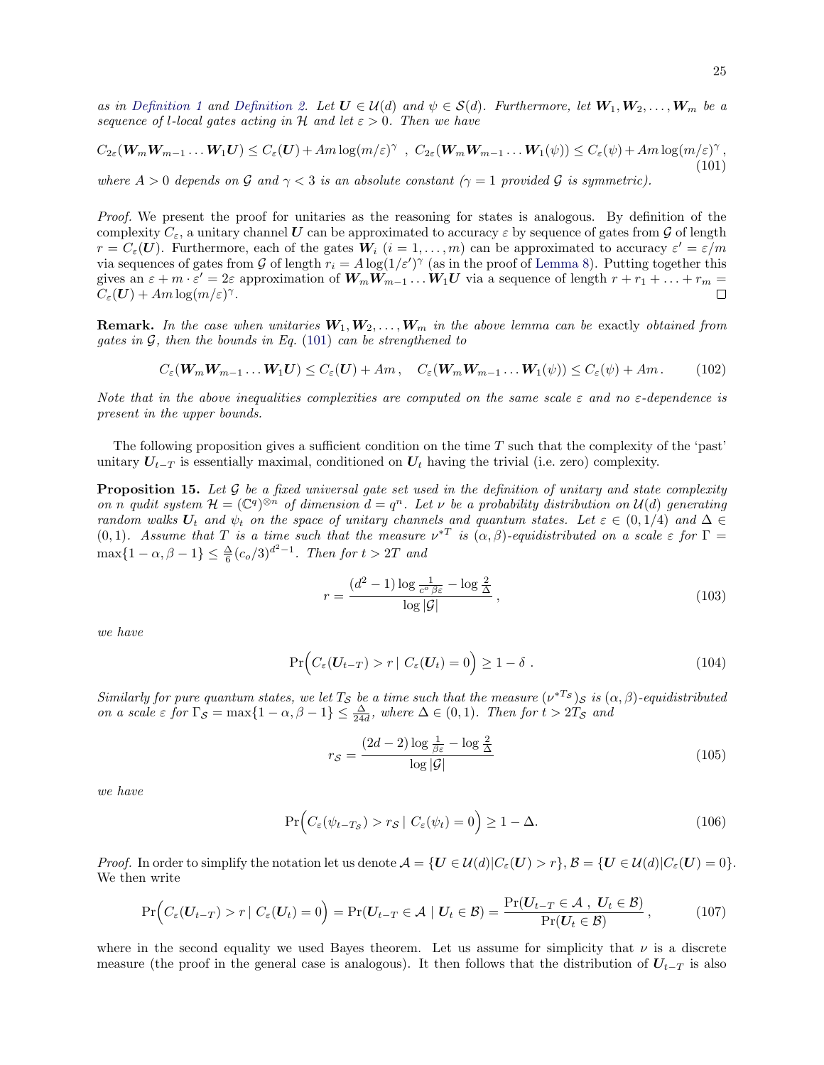*as in Definition 1 and Definition 2. Let $\boldsymbol{U} \in \mathcal{U}(d)$ and $\psi \in \mathcal{S}(d)$. Furthermore, let $\boldsymbol{W}_1, \boldsymbol{W}_2, \ldots, \boldsymbol{W}_m$ be a sequence of $l$-local gates acting in $\mathcal{H}$ and let $\varepsilon > 0$. Then we have*

$$C_{2\varepsilon}(\boldsymbol{W}_m \boldsymbol{W}_{m-1} \ldots \boldsymbol{W}_1 \boldsymbol{U}) \leq C_\varepsilon(\boldsymbol{U}) + Am \log(m/\varepsilon)^\gamma \ , \ C_{2\varepsilon}(\boldsymbol{W}_m \boldsymbol{W}_{m-1} \ldots \boldsymbol{W}_1(\psi)) \leq C_\varepsilon(\psi) + Am \log(m/\varepsilon)^\gamma \,, \tag{101}$$

*where $A > 0$ depends on $\mathcal{G}$ and $\gamma < 3$ is an absolute constant ($\gamma = 1$ provided $\mathcal{G}$ is symmetric).*

*Proof.* We present the proof for unitaries as the reasoning for states is analogous. By definition of the complexity $C_\varepsilon$, a unitary channel $\boldsymbol{U}$ can be approximated to accuracy $\varepsilon$ by sequence of gates from $\mathcal{G}$ of length $r = C_\varepsilon(\boldsymbol{U})$. Furthermore, each of the gates $\boldsymbol{W}_i$ ($i = 1, \ldots, m$) can be approximated to accuracy $\varepsilon' = \varepsilon/m$ via sequences of gates from $\mathcal{G}$ of length $r_i = A \log(1/\varepsilon')^\gamma$ (as in the proof of Lemma 8). Putting together this gives an $\varepsilon + m \cdot \varepsilon' = 2\varepsilon$ approximation of $\boldsymbol{W}_m \boldsymbol{W}_{m-1} \ldots \boldsymbol{W}_1 \boldsymbol{U}$ via a sequence of length $r + r_1 + \ldots + r_m = C_\varepsilon(\boldsymbol{U}) + Am \log(m/\varepsilon)^\gamma$. ∎

**Remark.** *In the case when unitaries $\boldsymbol{W}_1, \boldsymbol{W}_2, \ldots, \boldsymbol{W}_m$ in the above lemma can be* exactly *obtained from gates in $\mathcal{G}$, then the bounds in Eq. (101) can be strengthened to*

$$C_\varepsilon(\boldsymbol{W}_m \boldsymbol{W}_{m-1} \ldots \boldsymbol{W}_1 \boldsymbol{U}) \leq C_\varepsilon(\boldsymbol{U}) + Am \,, \quad C_\varepsilon(\boldsymbol{W}_m \boldsymbol{W}_{m-1} \ldots \boldsymbol{W}_1(\psi)) \leq C_\varepsilon(\psi) + Am \,. \tag{102}$$

*Note that in the above inequalities complexities are computed on the same scale $\varepsilon$ and no $\varepsilon$-dependence is present in the upper bounds.*

The following proposition gives a sufficient condition on the time $T$ such that the complexity of the 'past' unitary $\boldsymbol{U}_{t-T}$ is essentially maximal, conditioned on $\boldsymbol{U}_t$ having the trivial (i.e. zero) complexity.

**Proposition 15.** *Let $\mathcal{G}$ be a fixed universal gate set used in the definition of unitary and state complexity on $n$ qudit system $\mathcal{H} = (\mathbb{C}^q)^{\otimes n}$ of dimension $d = q^n$. Let $\nu$ be a probability distribution on $\mathcal{U}(d)$ generating random walks $\boldsymbol{U}_t$ and $\psi_t$ on the space of unitary channels and quantum states. Let $\varepsilon \in (0, 1/4)$ and $\Delta \in (0, 1)$. Assume that $T$ is a time such that the measure $\nu^{*T}$ is $(\alpha, \beta)$-equidistributed on a scale $\varepsilon$ for $\Gamma = \max\{1 - \alpha, \beta - 1\} \leq \frac{\Delta}{6}(c_o/3)^{d^2-1}$. Then for $t > 2T$ and*

$$r = \frac{(d^2 - 1) \log \frac{1}{c^o \beta \varepsilon} - \log \frac{2}{\Delta}}{\log |\mathcal{G}|} \,, \tag{103}$$

*we have*

$$\Pr\Big(C_\varepsilon(\boldsymbol{U}_{t-T}) > r \mid C_\varepsilon(\boldsymbol{U}_t) = 0\Big) \geq 1 - \delta \ . \tag{104}$$

*Similarly for pure quantum states, we let $T_{\mathcal{S}}$ be a time such that the measure $(\nu^{*T_{\mathcal{S}}})_{\mathcal{S}}$ is $(\alpha, \beta)$-equidistributed on a scale $\varepsilon$ for $\Gamma_{\mathcal{S}} = \max\{1 - \alpha, \beta - 1\} \leq \frac{\Delta}{24d}$, where $\Delta \in (0, 1)$. Then for $t > 2T_{\mathcal{S}}$ and*

$$r_{\mathcal{S}} = \frac{(2d - 2) \log \frac{1}{\beta \varepsilon} - \log \frac{2}{\Delta}}{\log |\mathcal{G}|} \tag{105}$$

*we have*

$$\Pr\Big(C_\varepsilon(\psi_{t-T_{\mathcal{S}}}) > r_{\mathcal{S}} \mid C_\varepsilon(\psi_t) = 0\Big) \geq 1 - \Delta. \tag{106}$$

*Proof.* In order to simplify the notation let us denote $\mathcal{A} = \{\boldsymbol{U} \in \mathcal{U}(d) | C_\varepsilon(\boldsymbol{U}) > r\}$, $\mathcal{B} = \{\boldsymbol{U} \in \mathcal{U}(d) | C_\varepsilon(\boldsymbol{U}) = 0\}$. We then write

$$\Pr\Big(C_\varepsilon(\boldsymbol{U}_{t-T}) > r \mid C_\varepsilon(\boldsymbol{U}_t) = 0\Big) = \Pr(\boldsymbol{U}_{t-T} \in \mathcal{A} \mid \boldsymbol{U}_t \in \mathcal{B}) = \frac{\Pr(\boldsymbol{U}_{t-T} \in \mathcal{A} \ , \ \boldsymbol{U}_t \in \mathcal{B})}{\Pr(\boldsymbol{U}_t \in \mathcal{B})} \,, \tag{107}$$

where in the second equality we used Bayes theorem. Let us assume for simplicity that $\nu$ is a discrete measure (the proof in the general case is analogous). It then follows that the distribution of $\boldsymbol{U}_{t-T}$ is also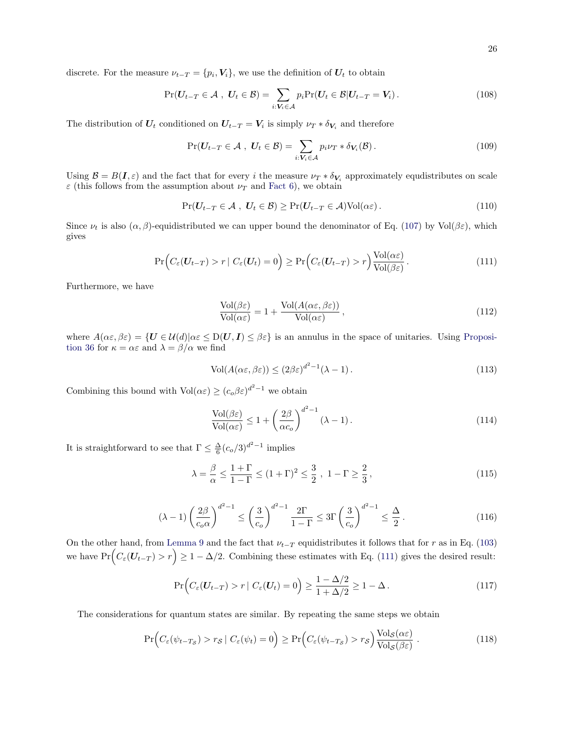discrete. For the measure $\nu_{t-T} = \{p_i, \boldsymbol{V}_i\}$, we use the definition of $\boldsymbol{U}_t$ to obtain

$$\Pr(\boldsymbol{U}_{t-T} \in \mathcal{A} \ , \ \boldsymbol{U}_t \in \mathcal{B}) = \sum_{i: \boldsymbol{V}_i \in \mathcal{A}} p_i \Pr(\boldsymbol{U}_t \in \mathcal{B} | \boldsymbol{U}_{t-T} = \boldsymbol{V}_i) \,. \tag{108}$$

The distribution of $\boldsymbol{U}_t$ conditioned on $\boldsymbol{U}_{t-T} = \boldsymbol{V}_i$ is simply $\nu_T * \delta_{\boldsymbol{V}_i}$ and therefore

$$\Pr(\boldsymbol{U}_{t-T} \in \mathcal{A} \ , \ \boldsymbol{U}_t \in \mathcal{B}) = \sum_{i: \boldsymbol{V}_i \in \mathcal{A}} p_i \nu_T * \delta_{\boldsymbol{V}_i}(\mathcal{B}) \,. \tag{109}$$

Using $\mathcal{B} = B(\boldsymbol{I}, \varepsilon)$ and the fact that for every $i$ the measure $\nu_T * \delta_{\boldsymbol{V}_i}$ approximately equdistributes on scale $\varepsilon$ (this follows from the assumption about $\nu_T$ and Fact 6), we obtain

$$\Pr(\boldsymbol{U}_{t-T} \in \mathcal{A} \ , \ \boldsymbol{U}_t \in \mathcal{B}) \geq \Pr(\boldsymbol{U}_{t-T} \in \mathcal{A}) \mathrm{Vol}(\alpha\varepsilon) \,. \tag{110}$$

Since $\nu_t$ is also $(\alpha, \beta)$-equidistributed we can upper bound the denominator of Eq. (107) by $\mathrm{Vol}(\beta\varepsilon)$, which gives

$$\Pr\Big(C_\varepsilon(\boldsymbol{U}_{t-T}) > r \mid C_\varepsilon(\boldsymbol{U}_t) = 0\Big) \geq \Pr\Big(C_\varepsilon(\boldsymbol{U}_{t-T}) > r\Big) \frac{\mathrm{Vol}(\alpha\varepsilon)}{\mathrm{Vol}(\beta\varepsilon)} \,. \tag{111}$$

Furthermore, we have

$$\frac{\mathrm{Vol}(\beta\varepsilon)}{\mathrm{Vol}(\alpha\varepsilon)} = 1 + \frac{\mathrm{Vol}(A(\alpha\varepsilon, \beta\varepsilon))}{\mathrm{Vol}(\alpha\varepsilon)} \,, \tag{112}$$

where $A(\alpha\varepsilon, \beta\varepsilon) = \{\boldsymbol{U} \in \mathcal{U}(d) | \alpha\varepsilon \leq \mathrm{D}(\boldsymbol{U}, \boldsymbol{I}) \leq \beta\varepsilon\}$ is an annulus in the space of unitaries. Using Proposition 36 for $\kappa = \alpha\varepsilon$ and $\lambda = \beta/\alpha$ we find

$$\mathrm{Vol}(A(\alpha\varepsilon, \beta\varepsilon)) \leq (2\beta\varepsilon)^{d^2-1}(\lambda - 1) \,. \tag{113}$$

Combining this bound with $\mathrm{Vol}(\alpha\varepsilon) \geq (c_o\beta\varepsilon)^{d^2-1}$ we obtain

$$\frac{\mathrm{Vol}(\beta\varepsilon)}{\mathrm{Vol}(\alpha\varepsilon)} \leq 1 + \left(\frac{2\beta}{\alpha c_o}\right)^{d^2-1} (\lambda - 1) \,. \tag{114}$$

It is straightforward to see that $\Gamma \leq \frac{\Delta}{6}(c_o/3)^{d^2-1}$ implies

$$\lambda = \frac{\beta}{\alpha} \leq \frac{1+\Gamma}{1-\Gamma} \leq (1+\Gamma)^2 \leq \frac{3}{2} \ , \ 1 - \Gamma \geq \frac{2}{3} \,, \tag{115}$$

$$(\lambda - 1)\left(\frac{2\beta}{c_o\alpha}\right)^{d^2-1} \leq \left(\frac{3}{c_o}\right)^{d^2-1} \frac{2\Gamma}{1-\Gamma} \leq 3\Gamma\left(\frac{3}{c_o}\right)^{d^2-1} \leq \frac{\Delta}{2} \,. \tag{116}$$

On the other hand, from Lemma 9 and the fact that $\nu_{t-T}$ equidistributes it follows that for $r$ as in Eq. (103) we have $\Pr\Big(C_\varepsilon(\boldsymbol{U}_{t-T}) > r\Big) \geq 1 - \Delta/2$. Combining these estimates with Eq. (111) gives the desired result:

$$\Pr\Big(C_\varepsilon(\boldsymbol{U}_{t-T}) > r \mid C_\varepsilon(\boldsymbol{U}_t) = 0\Big) \geq \frac{1 - \Delta/2}{1 + \Delta/2} \geq 1 - \Delta \,. \tag{117}$$

The considerations for quantum states are similar. By repeating the same steps we obtain

$$\Pr\Big(C_\varepsilon(\psi_{t-T_{\mathcal{S}}}) > r_{\mathcal{S}} \mid C_\varepsilon(\psi_t) = 0\Big) \geq \Pr\Big(C_\varepsilon(\psi_{t-T_{\mathcal{S}}}) > r_{\mathcal{S}}\Big) \frac{\mathrm{Vol}_{\mathcal{S}}(\alpha\varepsilon)}{\mathrm{Vol}_{\mathcal{S}}(\beta\varepsilon)} \,. \tag{118}$$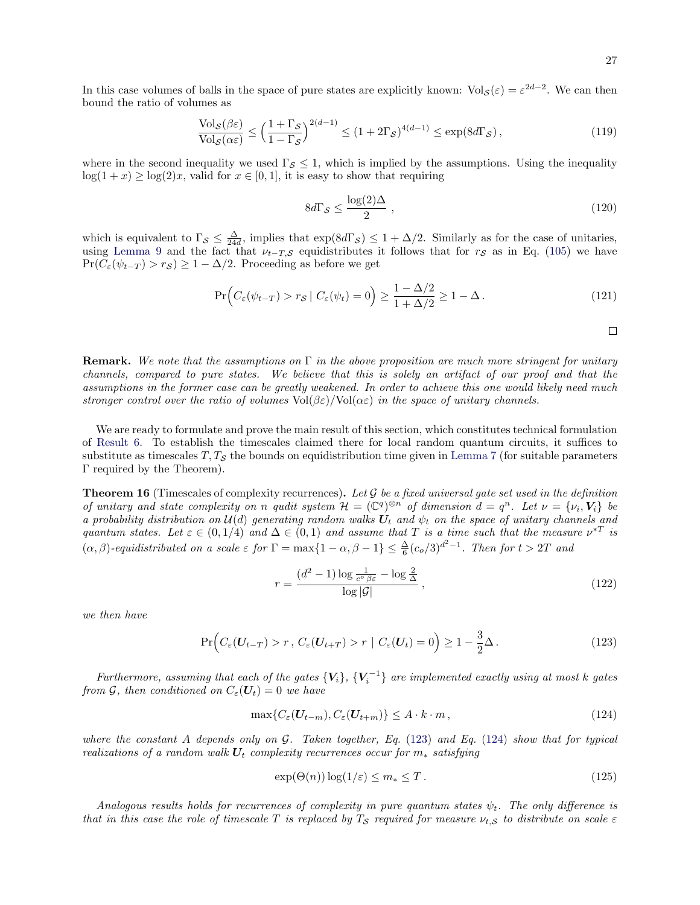In this case volumes of balls in the space of pure states are explicitly known: $\mathrm{Vol}_{\mathcal{S}}(\varepsilon) = \varepsilon^{2d-2}$. We can then bound the ratio of volumes as

$$\frac{\mathrm{Vol}_{\mathcal{S}}(\beta\varepsilon)}{\mathrm{Vol}_{\mathcal{S}}(\alpha\varepsilon)} \leq \Big(\frac{1+\Gamma_{\mathcal{S}}}{1-\Gamma_{\mathcal{S}}}\Big)^{2(d-1)} \leq (1+2\Gamma_{\mathcal{S}})^{4(d-1)} \leq \exp(8d\Gamma_{\mathcal{S}})\,, \tag{119}$$

where in the second inequality we used $\Gamma_{\mathcal{S}} \leq 1$, which is implied by the assumptions. Using the inequality $\log(1+x) \geq \log(2)x$, valid for $x \in [0,1]$, it is easy to show that requiring

$$8d\Gamma_{\mathcal{S}} \leq \frac{\log(2)\Delta}{2}\ , \tag{120}$$

which is equivalent to $\Gamma_{\mathcal{S}} \leq \frac{\Delta}{24d}$, implies that $\exp(8d\Gamma_{\mathcal{S}}) \leq 1 + \Delta/2$. Similarly as for the case of unitaries, using Lemma 9 and the fact that $\nu_{t-T,\mathcal{S}}$ equidistributes it follows that for $r_{\mathcal{S}}$ as in Eq. (105) we have $\Pr(C_\varepsilon(\psi_{t-T}) > r_{\mathcal{S}}) \geq 1 - \Delta/2$. Proceeding as before we get

$$\Pr\Big(C_\varepsilon(\psi_{t-T}) > r_{\mathcal{S}} \mid C_\varepsilon(\psi_t) = 0\Big) \geq \frac{1-\Delta/2}{1+\Delta/2} \geq 1 - \Delta\,. \tag{121}$$

□

**Remark.** *We note that the assumptions on $\Gamma$ in the above proposition are much more stringent for unitary channels, compared to pure states. We believe that this is solely an artifact of our proof and that the assumptions in the former case can be greatly weakened. In order to achieve this one would likely need much stronger control over the ratio of volumes $\mathrm{Vol}(\beta\varepsilon)/\mathrm{Vol}(\alpha\varepsilon)$ in the space of unitary channels.*

We are ready to formulate and prove the main result of this section, which constitutes technical formulation of Result 6. To establish the timescales claimed there for local random quantum circuits, it suffices to substitute as timescales $T, T_{\mathcal{S}}$ the bounds on equidistribution time given in Lemma 7 (for suitable parameters $\Gamma$ required by the Theorem).

**Theorem 16** (Timescales of complexity recurrences)**.** *Let $\mathcal{G}$ be a fixed universal gate set used in the definition of unitary and state complexity on $n$ qudit system $\mathcal{H} = (\mathbb{C}^q)^{\otimes n}$ of dimension $d = q^n$. Let $\nu = \{\nu_i, \boldsymbol{V}_i\}$ be a probability distribution on $\mathcal{U}(d)$ generating random walks $\boldsymbol{U}_t$ and $\psi_t$ on the space of unitary channels and quantum states. Let $\varepsilon \in (0, 1/4)$ and $\Delta \in (0,1)$ and assume that $T$ is a time such that the measure $\nu^{*T}$ is $(\alpha,\beta)$-equidistributed on a scale $\varepsilon$ for $\Gamma = \max\{1-\alpha, \beta-1\} \leq \frac{\Delta}{6}(c_o/3)^{d^2-1}$. Then for $t > 2T$ and*

$$r = \frac{(d^2-1)\log\frac{1}{c^o\beta\varepsilon} - \log\frac{2}{\Delta}}{\log|\mathcal{G}|}\,, \tag{122}$$

*we then have*

$$\Pr\Big(C_\varepsilon(\boldsymbol{U}_{t-T}) > r\,,\, C_\varepsilon(\boldsymbol{U}_{t+T}) > r \mid C_\varepsilon(\boldsymbol{U}_t) = 0\Big) \geq 1 - \frac{3}{2}\Delta\,. \tag{123}$$

*Furthermore, assuming that each of the gates $\{\boldsymbol{V}_i\}$, $\{\boldsymbol{V}_i^{-1}\}$ are implemented exactly using at most $k$ gates from $\mathcal{G}$, then conditioned on $C_\varepsilon(\boldsymbol{U}_t) = 0$ we have*

$$\max\{C_\varepsilon(\boldsymbol{U}_{t-m}), C_\varepsilon(\boldsymbol{U}_{t+m})\} \leq A \cdot k \cdot m\,, \tag{124}$$

*where the constant $A$ depends only on $\mathcal{G}$. Taken together, Eq. (123) and Eq. (124) show that for typical realizations of a random walk $\boldsymbol{U}_t$ complexity recurrences occur for $m_*$ satisfying*

$$\exp(\Theta(n))\log(1/\varepsilon) \leq m_* \leq T\,. \tag{125}$$

*Analogous results holds for recurrences of complexity in pure quantum states $\psi_t$. The only difference is that in this case the role of timescale $T$ is replaced by $T_{\mathcal{S}}$ required for measure $\nu_{t,\mathcal{S}}$ to distribute on scale $\varepsilon$*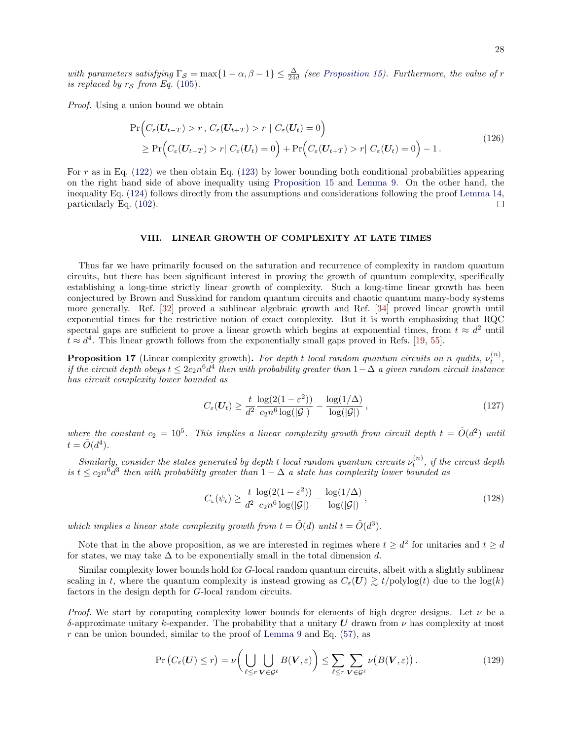*with parameters satisfying $\Gamma_{\mathcal{S}} = \max\{1-\alpha, \beta - 1\} \leq \frac{\Delta}{24d}$ (see Proposition 15). Furthermore, the value of $r$ is replaced by $r_{\mathcal{S}}$ from Eq. (105).*

*Proof.* Using a union bound we obtain

$$
\begin{aligned}
&\Pr\Big(C_\varepsilon(\boldsymbol{U}_{t-T}) > r\,,\, C_\varepsilon(\boldsymbol{U}_{t+T}) > r \mid C_\varepsilon(\boldsymbol{U}_t) = 0\Big) \\
&\quad \geq \Pr\Big(C_\varepsilon(\boldsymbol{U}_{t-T}) > r \vert\, C_\varepsilon(\boldsymbol{U}_t) = 0\Big) + \Pr\Big(C_\varepsilon(\boldsymbol{U}_{t+T}) > r \vert\, C_\varepsilon(\boldsymbol{U}_t) = 0\Big) - 1\,.
\end{aligned}
\tag{126}
$$

For $r$ as in Eq. (122) we then obtain Eq. (123) by lower bounding both conditional probabilities appearing on the right hand side of above inequality using Proposition 15 and Lemma 9. On the other hand, the inequality Eq. (124) follows directly from the assumptions and considerations following the proof Lemma 14, particularly Eq. (102). $\square$

## VIII. LINEAR GROWTH OF COMPLEXITY AT LATE TIMES

Thus far we have primarily focused on the saturation and recurrence of complexity in random quantum circuits, but there has been significant interest in proving the growth of quantum complexity, specifically establishing a long-time strictly linear growth of complexity. Such a long-time linear growth has been conjectured by Brown and Susskind for random quantum circuits and chaotic quantum many-body systems more generally. Ref. [32] proved a sublinear algebraic growth and Ref. [34] proved linear growth until exponential times for the restrictive notion of exact complexity. But it is worth emphasizing that RQC spectral gaps are sufficient to prove a linear growth which begins at exponential times, from $t \approx d^2$ until $t \approx d^4$. This linear growth follows from the exponentially small gaps proved in Refs. [19, 55].

**Proposition 17** (Linear complexity growth)**.** *For depth $t$ local random quantum circuits on $n$ qudits, $\nu_t^{(n)}$, if the circuit depth obeys $t \leq 2c_2 n^6 d^4$ then with probability greater than $1-\Delta$ a given random circuit instance has circuit complexity lower bounded as*

$$
C_\varepsilon(\boldsymbol{U}_t) \geq \frac{t}{d^2}\frac{\log(2(1-\varepsilon^2))}{c_2 n^6 \log(|\mathcal{G}|)} - \frac{\log(1/\Delta)}{\log(|\mathcal{G}|)}\,,
\tag{127}
$$

*where the constant $c_2 = 10^5$. This implies a linear complexity growth from circuit depth $t = \tilde{O}(d^2)$ until $t = \tilde{O}(d^4)$.*

*Similarly, consider the states generated by depth $t$ local random quantum circuits $\nu_t^{(n)}$, if the circuit depth is $t \leq c_2 n^6 d^3$ then with probability greater than $1-\Delta$ a state has complexity lower bounded as*

$$
C_\varepsilon(\psi_t) \geq \frac{t}{d^2}\frac{\log(2(1-\varepsilon^2))}{c_2 n^6 \log(|\mathcal{G}|)} - \frac{\log(1/\Delta)}{\log(|\mathcal{G}|)}\,,
\tag{128}
$$

*which implies a linear state complexity growth from $t = \tilde{O}(d)$ until $t = \tilde{O}(d^3)$.*

Note that in the above proposition, as we are interested in regimes where $t \geq d^2$ for unitaries and $t \geq d$ for states, we may take $\Delta$ to be exponentially small in the total dimension $d$.

Similar complexity lower bounds hold for $G$-local random quantum circuits, albeit with a slightly sublinear scaling in $t$, where the quantum complexity is instead growing as $C_\varepsilon(\boldsymbol{U}) \gtrsim t/\mathrm{polylog}(t)$ due to the $\log(k)$ factors in the design depth for $G$-local random circuits.

*Proof.* We start by computing complexity lower bounds for elements of high degree designs. Let $\nu$ be a $\delta$-approximate unitary $k$-expander. The probability that a unitary $\boldsymbol{U}$ drawn from $\nu$ has complexity at most $r$ can be union bounded, similar to the proof of Lemma 9 and Eq. (57), as

$$
\Pr\left(C_\varepsilon(\boldsymbol{U}) \leq r\right) = \nu\bigg(\bigcup_{\ell\leq r}\bigcup_{\boldsymbol{V}\in\mathcal{G}^\ell} B(\boldsymbol{V},\varepsilon)\bigg) \leq \sum_{\ell\leq r}\sum_{\boldsymbol{V}\in\mathcal{G}^\ell}\nu\big(B(\boldsymbol{V},\varepsilon)\big)\,.
\tag{129}
$$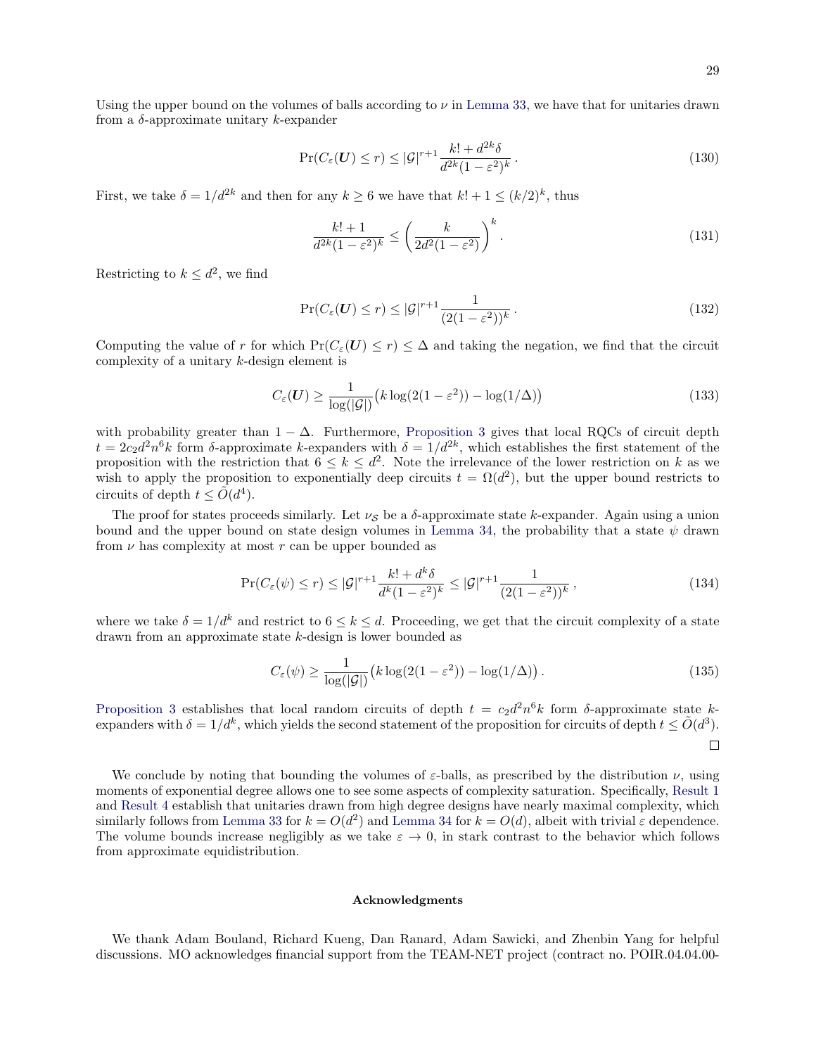Using the upper bound on the volumes of balls according to $\nu$ in Lemma 33, we have that for unitaries drawn from a $\delta$-approximate unitary $k$-expander

$$\Pr(C_\varepsilon(\boldsymbol{U}) \leq r) \leq |\mathcal{G}|^{r+1} \frac{k! + d^{2k}\delta}{d^{2k}(1-\varepsilon^2)^k} \,. \tag{130}$$

First, we take $\delta = 1/d^{2k}$ and then for any $k \geq 6$ we have that $k! + 1 \leq (k/2)^k$, thus

$$\frac{k! + 1}{d^{2k}(1-\varepsilon^2)^k} \leq \left(\frac{k}{2d^2(1-\varepsilon^2)}\right)^k \,. \tag{131}$$

Restricting to $k \leq d^2$, we find

$$\Pr(C_\varepsilon(\boldsymbol{U}) \leq r) \leq |\mathcal{G}|^{r+1} \frac{1}{(2(1-\varepsilon^2))^k} \,. \tag{132}$$

Computing the value of $r$ for which $\Pr(C_\varepsilon(\boldsymbol{U}) \leq r) \leq \Delta$ and taking the negation, we find that the circuit complexity of a unitary $k$-design element is

$$C_\varepsilon(\boldsymbol{U}) \geq \frac{1}{\log(|\mathcal{G}|)}\big(k \log(2(1-\varepsilon^2)) - \log(1/\Delta)\big) \tag{133}$$

with probability greater than $1 - \Delta$. Furthermore, Proposition 3 gives that local RQCs of circuit depth $t = 2c_2 d^2 n^6 k$ form $\delta$-approximate $k$-expanders with $\delta = 1/d^{2k}$, which establishes the first statement of the proposition with the restriction that $6 \leq k \leq d^2$. Note the irrelevance of the lower restriction on $k$ as we wish to apply the proposition to exponentially deep circuits $t = \Omega(d^2)$, but the upper bound restricts to circuits of depth $t \leq \tilde{O}(d^4)$.

The proof for states proceeds similarly. Let $\nu_{\mathcal{S}}$ be a $\delta$-approximate state $k$-expander. Again using a union bound and the upper bound on state design volumes in Lemma 34, the probability that a state $\psi$ drawn from $\nu$ has complexity at most $r$ can be upper bounded as

$$\Pr(C_\varepsilon(\psi) \leq r) \leq |\mathcal{G}|^{r+1} \frac{k! + d^k\delta}{d^k(1-\varepsilon^2)^k} \leq |\mathcal{G}|^{r+1} \frac{1}{(2(1-\varepsilon^2))^k} \,, \tag{134}$$

where we take $\delta = 1/d^k$ and restrict to $6 \leq k \leq d$. Proceeding, we get that the circuit complexity of a state drawn from an approximate state $k$-design is lower bounded as

$$C_\varepsilon(\psi) \geq \frac{1}{\log(|\mathcal{G}|)}\big(k \log(2(1-\varepsilon^2)) - \log(1/\Delta)\big) \,. \tag{135}$$

Proposition 3 establishes that local random circuits of depth $t = c_2 d^2 n^6 k$ form $\delta$-approximate state $k$-expanders with $\delta = 1/d^k$, which yields the second statement of the proposition for circuits of depth $t \leq \tilde{O}(d^3)$.

$\square$

We conclude by noting that bounding the volumes of $\varepsilon$-balls, as prescribed by the distribution $\nu$, using moments of exponential degree allows one to see some aspects of complexity saturation. Specifically, Result 1 and Result 4 establish that unitaries drawn from high degree designs have nearly maximal complexity, which similarly follows from Lemma 33 for $k = O(d^2)$ and Lemma 34 for $k = O(d)$, albeit with trivial $\varepsilon$ dependence. The volume bounds increase negligibly as we take $\varepsilon \to 0$, in stark contrast to the behavior which follows from approximate equidistribution.

**Acknowledgments**

We thank Adam Bouland, Richard Kueng, Dan Ranard, Adam Sawicki, and Zhenbin Yang for helpful discussions. MO acknowledges financial support from the TEAM-NET project (contract no. POIR.04.04.00-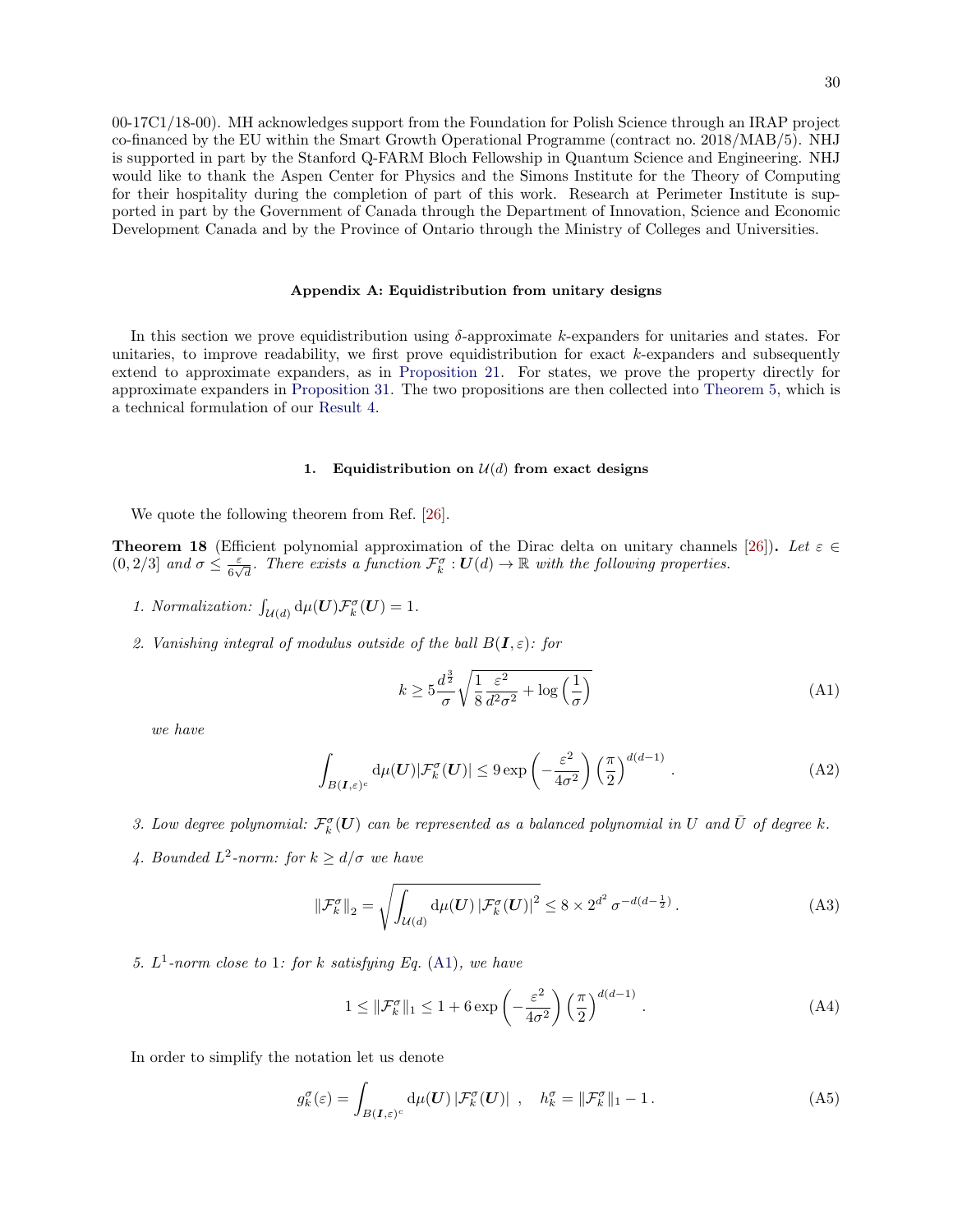00-17C1/18-00). MH acknowledges support from the Foundation for Polish Science through an IRAP project co-financed by the EU within the Smart Growth Operational Programme (contract no. 2018/MAB/5). NHJ is supported in part by the Stanford Q-FARM Bloch Fellowship in Quantum Science and Engineering. NHJ would like to thank the Aspen Center for Physics and the Simons Institute for the Theory of Computing for their hospitality during the completion of part of this work. Research at Perimeter Institute is supported in part by the Government of Canada through the Department of Innovation, Science and Economic Development Canada and by the Province of Ontario through the Ministry of Colleges and Universities.

## Appendix A: Equidistribution from unitary designs

In this section we prove equidistribution using $\delta$-approximate $k$-expanders for unitaries and states. For unitaries, to improve readability, we first prove equidistribution for exact $k$-expanders and subsequently extend to approximate expanders, as in Proposition 21. For states, we prove the property directly for approximate expanders in Proposition 31. The two propositions are then collected into Theorem 5, which is a technical formulation of our Result 4.

### 1. Equidistribution on $\mathcal{U}(d)$ from exact designs

We quote the following theorem from Ref. [26].

**Theorem 18** (Efficient polynomial approximation of the Dirac delta on unitary channels [26])**.** *Let $\varepsilon \in (0, 2/3]$ and $\sigma \leq \frac{\varepsilon}{6\sqrt{d}}$. There exists a function $\mathcal{F}_k^\sigma : \boldsymbol{U}(d) \to \mathbb{R}$ with the following properties.*

1. *Normalization: $\int_{\mathcal{U}(d)} \mathrm{d}\mu(\boldsymbol{U}) \mathcal{F}_k^\sigma(\boldsymbol{U}) = 1$.*

2. *Vanishing integral of modulus outside of the ball $B(\boldsymbol{I}, \varepsilon)$: for*
$$k \geq 5\frac{d^{\frac{3}{2}}}{\sigma}\sqrt{\frac{1}{8}\frac{\varepsilon^2}{d^2\sigma^2} + \log\left(\frac{1}{\sigma}\right)} \tag{A1}$$
*we have*
$$\int_{B(\boldsymbol{I},\varepsilon)^c} \mathrm{d}\mu(\boldsymbol{U}) |\mathcal{F}_k^\sigma(\boldsymbol{U})| \leq 9 \exp\left(-\frac{\varepsilon^2}{4\sigma^2}\right)\left(\frac{\pi}{2}\right)^{d(d-1)}. \tag{A2}$$

3. *Low degree polynomial: $\mathcal{F}_k^\sigma(\boldsymbol{U})$ can be represented as a balanced polynomial in $U$ and $\bar{U}$ of degree $k$.*

4. *Bounded $L^2$-norm: for $k \geq d/\sigma$ we have*
$$\|\mathcal{F}_k^\sigma\|_2 = \sqrt{\int_{\mathcal{U}(d)} \mathrm{d}\mu(\boldsymbol{U}) \left|\mathcal{F}_k^\sigma(\boldsymbol{U})\right|^2} \leq 8 \times 2^{d^2} \sigma^{-d(d-\frac{1}{2})}. \tag{A3}$$

5. *$L^1$-norm close to 1: for $k$ satisfying Eq. (A1), we have*
$$1 \leq \|\mathcal{F}_k^\sigma\|_1 \leq 1 + 6\exp\left(-\frac{\varepsilon^2}{4\sigma^2}\right)\left(\frac{\pi}{2}\right)^{d(d-1)}. \tag{A4}$$

In order to simplify the notation let us denote
$$g_k^\sigma(\varepsilon) = \int_{B(\boldsymbol{I},\varepsilon)^c} \mathrm{d}\mu(\boldsymbol{U}) \left|\mathcal{F}_k^\sigma(\boldsymbol{U})\right| \;, \quad h_k^\sigma = \|\mathcal{F}_k^\sigma\|_1 - 1\,. \tag{A5}$$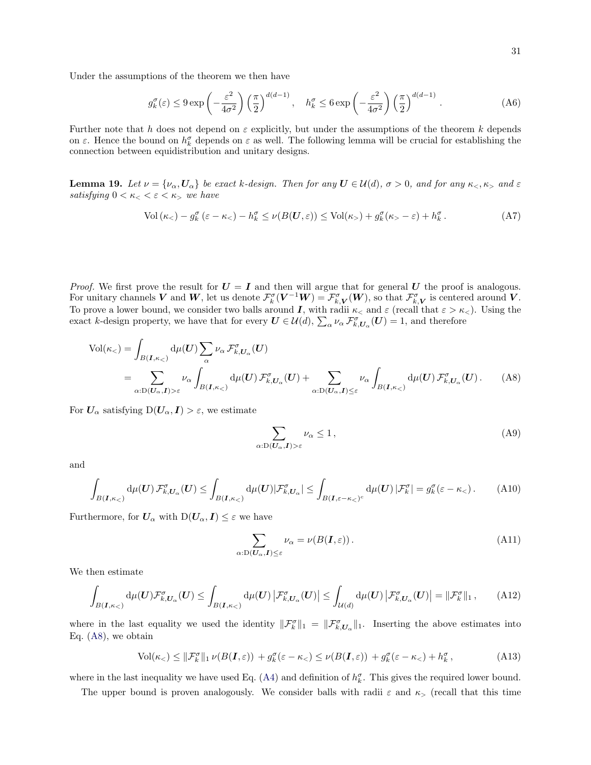Under the assumptions of the theorem we then have

$$g_k^\sigma(\varepsilon) \leq 9 \exp\left(-\frac{\varepsilon^2}{4\sigma^2}\right)\left(\frac{\pi}{2}\right)^{d(d-1)}, \quad h_k^\sigma \leq 6 \exp\left(-\frac{\varepsilon^2}{4\sigma^2}\right)\left(\frac{\pi}{2}\right)^{d(d-1)}. \tag{A6}$$

Further note that $h$ does not depend on $\varepsilon$ explicitly, but under the assumptions of the theorem $k$ depends on $\varepsilon$. Hence the bound on $h_k^\sigma$ depends on $\varepsilon$ as well. The following lemma will be crucial for establishing the connection between equidistribution and unitary designs.

**Lemma 19.** *Let $\nu = \{\nu_\alpha, \boldsymbol{U}_\alpha\}$ be exact $k$-design. Then for any $\boldsymbol{U} \in \mathcal{U}(d)$, $\sigma > 0$, and for any $\kappa_<, \kappa_>$ and $\varepsilon$ satisfying $0 < \kappa_< < \varepsilon < \kappa_>$ we have*

$$\mathrm{Vol}\,(\kappa_<) - g_k^\sigma\,(\varepsilon - \kappa_<) - h_k^\sigma \leq \nu(B(\boldsymbol{U}, \varepsilon)) \leq \mathrm{Vol}(\kappa_>) + g_k^\sigma(\kappa_> - \varepsilon) + h_k^\sigma\,. \tag{A7}$$

*Proof.* We first prove the result for $\boldsymbol{U} = \boldsymbol{I}$ and then will argue that for general $\boldsymbol{U}$ the proof is analogous. For unitary channels $\boldsymbol{V}$ and $\boldsymbol{W}$, let us denote $\mathcal{F}_k^\sigma(\boldsymbol{V}^{-1}\boldsymbol{W}) = \mathcal{F}_{k,\boldsymbol{V}}^\sigma(\boldsymbol{W})$, so that $\mathcal{F}_{k,\boldsymbol{V}}^\sigma$ is centered around $\boldsymbol{V}$. To prove a lower bound, we consider two balls around $\boldsymbol{I}$, with radii $\kappa_<$ and $\varepsilon$ (recall that $\varepsilon > \kappa_<$). Using the exact $k$-design property, we have that for every $\boldsymbol{U} \in \mathcal{U}(d)$, $\sum_\alpha \nu_\alpha\, \mathcal{F}_{k,\boldsymbol{U}_\alpha}^\sigma(\boldsymbol{U}) = 1$, and therefore

$$\begin{aligned}
\mathrm{Vol}(\kappa_<) &= \int_{B(\boldsymbol{I},\kappa_<)} \mathrm{d}\mu(\boldsymbol{U}) \sum_\alpha \nu_\alpha\, \mathcal{F}_{k,\boldsymbol{U}_\alpha}^\sigma(\boldsymbol{U}) \\
&= \sum_{\alpha:\mathrm{D}(\boldsymbol{U}_\alpha,\boldsymbol{I})>\varepsilon} \nu_\alpha \int_{B(\boldsymbol{I},\kappa_<)} \mathrm{d}\mu(\boldsymbol{U})\, \mathcal{F}_{k,\boldsymbol{U}_\alpha}^\sigma(\boldsymbol{U}) + \sum_{\alpha:\mathrm{D}(\boldsymbol{U}_\alpha,\boldsymbol{I})\leq\varepsilon} \nu_\alpha \int_{B(\boldsymbol{I},\kappa_<)} \mathrm{d}\mu(\boldsymbol{U})\, \mathcal{F}_{k,\boldsymbol{U}_\alpha}^\sigma(\boldsymbol{U})\,.
\end{aligned} \tag{A8}$$

For $\boldsymbol{U}_\alpha$ satisfying $\mathrm{D}(\boldsymbol{U}_\alpha, \boldsymbol{I}) > \varepsilon$, we estimate

$$\sum_{\alpha:\mathrm{D}(\boldsymbol{U}_\alpha,\boldsymbol{I})>\varepsilon} \nu_\alpha \leq 1\,, \tag{A9}$$

and

$$\int_{B(\boldsymbol{I},\kappa_<)} \mathrm{d}\mu(\boldsymbol{U})\, \mathcal{F}_{k,\boldsymbol{U}_\alpha}^\sigma(\boldsymbol{U}) \leq \int_{B(\boldsymbol{I},\kappa_<)} \mathrm{d}\mu(\boldsymbol{U}) |\mathcal{F}_{k,\boldsymbol{U}_\alpha}^\sigma| \leq \int_{B(\boldsymbol{I},\varepsilon-\kappa_<)^c} \mathrm{d}\mu(\boldsymbol{U})\, |\mathcal{F}_k^\sigma| = g_k^\sigma(\varepsilon - \kappa_<)\,. \tag{A10}$$

Furthermore, for $\boldsymbol{U}_\alpha$ with $\mathrm{D}(\boldsymbol{U}_\alpha, \boldsymbol{I}) \leq \varepsilon$ we have

$$\sum_{\alpha:\mathrm{D}(\boldsymbol{U}_\alpha,\boldsymbol{I})\leq\varepsilon} \nu_\alpha = \nu(B(\boldsymbol{I}, \varepsilon))\,. \tag{A11}$$

We then estimate

$$\int_{B(\boldsymbol{I},\kappa_<)} \mathrm{d}\mu(\boldsymbol{U}) \mathcal{F}_{k,\boldsymbol{U}_\alpha}^\sigma(\boldsymbol{U}) \leq \int_{B(\boldsymbol{I},\kappa_<)} \mathrm{d}\mu(\boldsymbol{U}) \left|\mathcal{F}_{k,\boldsymbol{U}_\alpha}^\sigma(\boldsymbol{U})\right| \leq \int_{\mathcal{U}(d)} \mathrm{d}\mu(\boldsymbol{U}) \left|\mathcal{F}_{k,\boldsymbol{U}_\alpha}^\sigma(\boldsymbol{U})\right| = \|\mathcal{F}_k^\sigma\|_1\,, \tag{A12}$$

where in the last equality we used the identity $\|\mathcal{F}_k^\sigma\|_1 = \|\mathcal{F}_{k,\boldsymbol{U}_\alpha}^\sigma\|_1$. Inserting the above estimates into Eq. (A8), we obtain

$$\mathrm{Vol}(\kappa_<) \leq \|\mathcal{F}_k^\sigma\|_1\, \nu(B(\boldsymbol{I}, \varepsilon)) + g_k^\sigma(\varepsilon - \kappa_<) \leq \nu(B(\boldsymbol{I}, \varepsilon)) + g_k^\sigma(\varepsilon - \kappa_<) + h_k^\sigma\,, \tag{A13}$$

where in the last inequality we have used Eq. (A4) and definition of $h_k^\sigma$. This gives the required lower bound.

The upper bound is proven analogously. We consider balls with radii $\varepsilon$ and $\kappa_>$ (recall that this time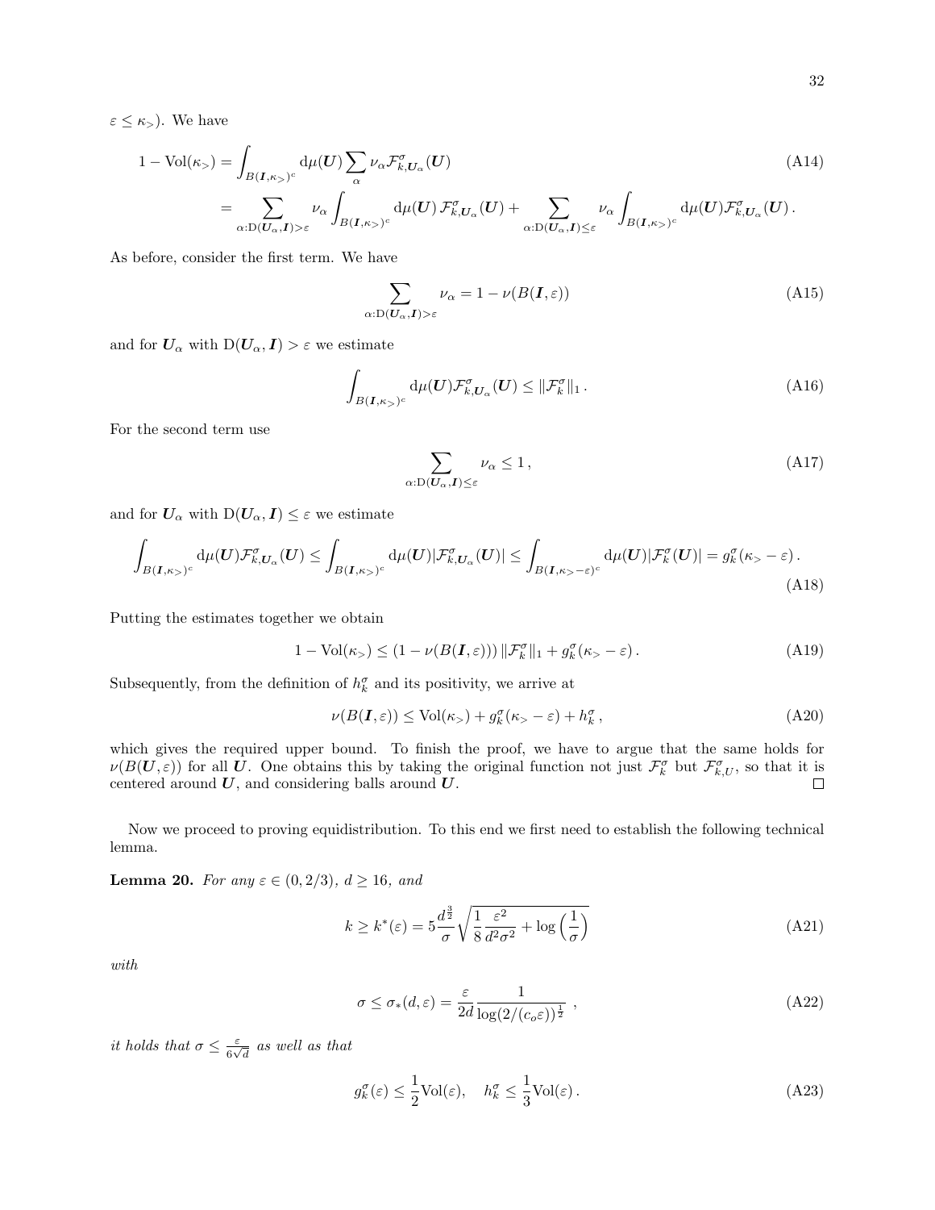$\varepsilon \leq \kappa_>$). We have

$$
\begin{aligned}
1-\mathrm{Vol}(\kappa_>) &= \int_{B(\boldsymbol{I},\kappa_>)^c} \mathrm{d}\mu(\boldsymbol{U}) \sum_\alpha \nu_\alpha \mathcal{F}^\sigma_{k,\boldsymbol{U}_\alpha}(\boldsymbol{U}) \\
&= \sum_{\alpha:\mathrm{D}(\boldsymbol{U}_\alpha,\boldsymbol{I})>\varepsilon} \nu_\alpha \int_{B(\boldsymbol{I},\kappa_>)^c} \mathrm{d}\mu(\boldsymbol{U})\, \mathcal{F}^\sigma_{k,\boldsymbol{U}_\alpha}(\boldsymbol{U}) + \sum_{\alpha:\mathrm{D}(\boldsymbol{U}_\alpha,\boldsymbol{I})\leq\varepsilon} \nu_\alpha \int_{B(\boldsymbol{I},\kappa_>)^c} \mathrm{d}\mu(\boldsymbol{U}) \mathcal{F}^\sigma_{k,\boldsymbol{U}_\alpha}(\boldsymbol{U})\,.
\end{aligned}
\tag{A14}
$$

As before, consider the first term. We have

$$
\sum_{\alpha:\mathrm{D}(\boldsymbol{U}_\alpha,\boldsymbol{I})>\varepsilon} \nu_\alpha = 1-\nu(B(\boldsymbol{I},\varepsilon))
\tag{A15}
$$

and for $\boldsymbol{U}_\alpha$ with $\mathrm{D}(\boldsymbol{U}_\alpha,\boldsymbol{I})>\varepsilon$ we estimate

$$
\int_{B(\boldsymbol{I},\kappa_>)^c} \mathrm{d}\mu(\boldsymbol{U}) \mathcal{F}^\sigma_{k,\boldsymbol{U}_\alpha}(\boldsymbol{U}) \leq \|\mathcal{F}^\sigma_k\|_1\,.
\tag{A16}
$$

For the second term use

$$
\sum_{\alpha:\mathrm{D}(\boldsymbol{U}_\alpha,\boldsymbol{I})\leq\varepsilon} \nu_\alpha \leq 1\,,
\tag{A17}
$$

and for $\boldsymbol{U}_\alpha$ with $\mathrm{D}(\boldsymbol{U}_\alpha,\boldsymbol{I})\leq\varepsilon$ we estimate

$$
\int_{B(\boldsymbol{I},\kappa_>)^c} \mathrm{d}\mu(\boldsymbol{U}) \mathcal{F}^\sigma_{k,\boldsymbol{U}_\alpha}(\boldsymbol{U}) \leq \int_{B(\boldsymbol{I},\kappa_>)^c} \mathrm{d}\mu(\boldsymbol{U}) |\mathcal{F}^\sigma_{k,\boldsymbol{U}_\alpha}(\boldsymbol{U})| \leq \int_{B(\boldsymbol{I},\kappa_>-\varepsilon)^c} \mathrm{d}\mu(\boldsymbol{U}) |\mathcal{F}^\sigma_k(\boldsymbol{U})| = g^\sigma_k(\kappa_>-\varepsilon)\,.
\tag{A18}
$$

Putting the estimates together we obtain

$$
1-\mathrm{Vol}(\kappa_>) \leq (1-\nu(B(\boldsymbol{I},\varepsilon)))\, \|\mathcal{F}^\sigma_k\|_1 + g^\sigma_k(\kappa_>-\varepsilon)\,.
\tag{A19}
$$

Subsequently, from the definition of $h^\sigma_k$ and its positivity, we arrive at

$$
\nu(B(\boldsymbol{I},\varepsilon)) \leq \mathrm{Vol}(\kappa_>) + g^\sigma_k(\kappa_>-\varepsilon) + h^\sigma_k\,,
\tag{A20}
$$

which gives the required upper bound. To finish the proof, we have to argue that the same holds for $\nu(B(\boldsymbol{U},\varepsilon))$ for all $\boldsymbol{U}$. One obtains this by taking the original function not just $\mathcal{F}^\sigma_k$ but $\mathcal{F}^\sigma_{k,U}$, so that it is centered around $\boldsymbol{U}$, and considering balls around $\boldsymbol{U}$. □

Now we proceed to proving equidistribution. To this end we first need to establish the following technical lemma.

**Lemma 20.** *For any $\varepsilon \in (0,2/3)$, $d \geq 16$, and*

$$
k \geq k^*(\varepsilon) = 5\frac{d^{\frac{3}{2}}}{\sigma}\sqrt{\frac{1}{8}\frac{\varepsilon^2}{d^2\sigma^2}+\log\left(\frac{1}{\sigma}\right)}
\tag{A21}
$$

*with*

$$
\sigma \leq \sigma_*(d,\varepsilon) = \frac{\varepsilon}{2d}\frac{1}{\log(2/(c_o\varepsilon))^{\frac{1}{2}}}\ ,
\tag{A22}
$$

*it holds that $\sigma \leq \frac{\varepsilon}{6\sqrt{d}}$ as well as that*

$$
g^\sigma_k(\varepsilon) \leq \frac{1}{2}\mathrm{Vol}(\varepsilon), \quad h^\sigma_k \leq \frac{1}{3}\mathrm{Vol}(\varepsilon)\,.
\tag{A23}
$$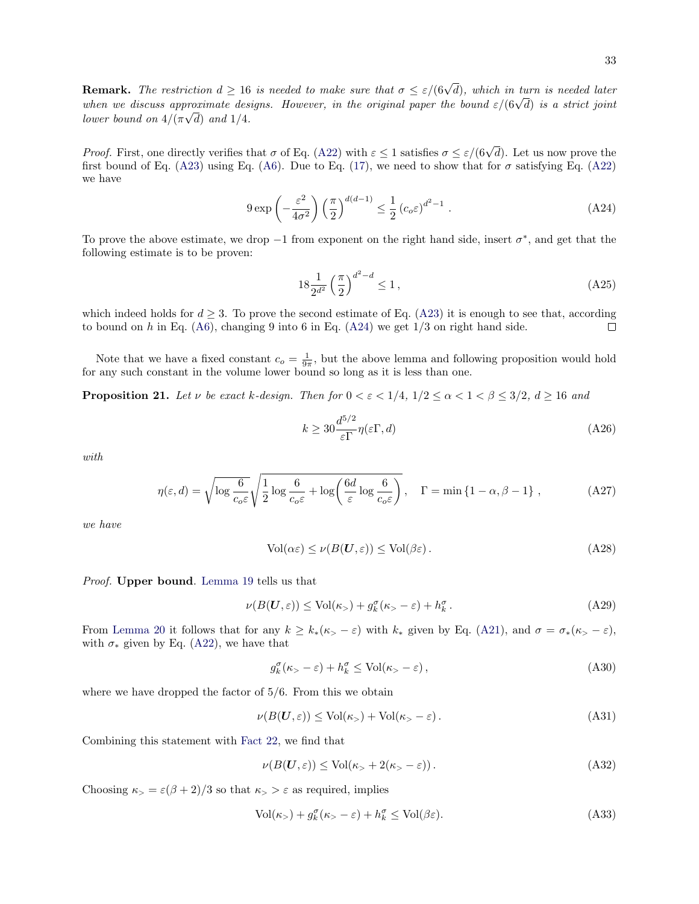**Remark.** *The restriction $d \geq 16$ is needed to make sure that $\sigma \leq \varepsilon/(6\sqrt{d})$, which in turn is needed later when we discuss approximate designs. However, in the original paper the bound $\varepsilon/(6\sqrt{d})$ is a strict joint lower bound on $4/(\pi\sqrt{d})$ and $1/4$.*

*Proof.* First, one directly verifies that $\sigma$ of Eq. (A22) with $\varepsilon \leq 1$ satisfies $\sigma \leq \varepsilon/(6\sqrt{d})$. Let us now prove the first bound of Eq. (A23) using Eq. (A6). Due to Eq. (17), we need to show that for $\sigma$ satisfying Eq. (A22) we have

$$9 \exp\left(-\frac{\varepsilon^2}{4\sigma^2}\right)\left(\frac{\pi}{2}\right)^{d(d-1)} \leq \frac{1}{2}\left(c_o \varepsilon\right)^{d^2-1}. \tag{A24}$$

To prove the above estimate, we drop $-1$ from exponent on the right hand side, insert $\sigma^*$, and get that the following estimate is to be proven:

$$18 \frac{1}{2^{d^2}}\left(\frac{\pi}{2}\right)^{d^2-d} \leq 1\,, \tag{A25}$$

which indeed holds for $d \geq 3$. To prove the second estimate of Eq. (A23) it is enough to see that, according to bound on $h$ in Eq. (A6), changing 9 into 6 in Eq. (A24) we get $1/3$ on right hand side. $\square$

Note that we have a fixed constant $c_o = \frac{1}{9\pi}$, but the above lemma and following proposition would hold for any such constant in the volume lower bound so long as it is less than one.

**Proposition 21.** *Let $\nu$ be exact $k$-design. Then for $0 < \varepsilon < 1/4$, $1/2 \leq \alpha < 1 < \beta \leq 3/2$, $d \geq 16$ and*

$$k \geq 30 \frac{d^{5/2}}{\varepsilon \Gamma} \eta(\varepsilon\Gamma, d) \tag{A26}$$

*with*

$$\eta(\varepsilon, d) = \sqrt{\log \frac{6}{c_o \varepsilon}} \sqrt{\frac{1}{2} \log \frac{6}{c_o \varepsilon} + \log\!\left(\frac{6d}{\varepsilon} \log \frac{6}{c_o \varepsilon}\right)}, \quad \Gamma = \min\left\{1-\alpha, \beta-1\right\}, \tag{A27}$$

*we have*

$$\mathrm{Vol}(\alpha\varepsilon) \leq \nu(B(\boldsymbol{U}, \varepsilon)) \leq \mathrm{Vol}(\beta\varepsilon)\,. \tag{A28}$$

*Proof.* **Upper bound**. Lemma 19 tells us that

$$\nu(B(\boldsymbol{U}, \varepsilon)) \leq \mathrm{Vol}(\kappa_>) + g_k^\sigma(\kappa_> - \varepsilon) + h_k^\sigma\,. \tag{A29}$$

From Lemma 20 it follows that for any $k \geq k_*(\kappa_> - \varepsilon)$ with $k_*$ given by Eq. (A21), and $\sigma = \sigma_*(\kappa_> - \varepsilon)$, with $\sigma_*$ given by Eq. (A22), we have that

$$g_k^\sigma(\kappa_> - \varepsilon) + h_k^\sigma \leq \mathrm{Vol}(\kappa_> - \varepsilon)\,, \tag{A30}$$

where we have dropped the factor of $5/6$. From this we obtain

$$\nu(B(\boldsymbol{U}, \varepsilon)) \leq \mathrm{Vol}(\kappa_>) + \mathrm{Vol}(\kappa_> - \varepsilon)\,. \tag{A31}$$

Combining this statement with Fact 22, we find that

$$\nu(B(\boldsymbol{U}, \varepsilon)) \leq \mathrm{Vol}(\kappa_> + 2(\kappa_> - \varepsilon))\,. \tag{A32}$$

Choosing $\kappa_> = \varepsilon(\beta + 2)/3$ so that $\kappa_> > \varepsilon$ as required, implies

$$\mathrm{Vol}(\kappa_>) + g_k^\sigma(\kappa_> - \varepsilon) + h_k^\sigma \leq \mathrm{Vol}(\beta\varepsilon). \tag{A33}$$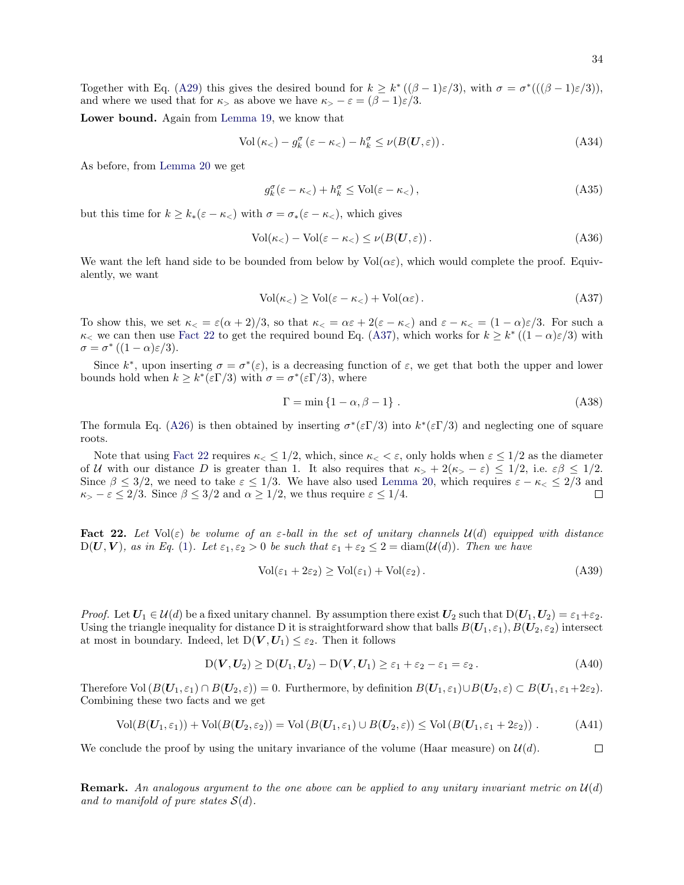Together with Eq. (A29) this gives the desired bound for $k \geq k^*\left((\beta-1)\varepsilon/3\right)$, with $\sigma = \sigma^*(((\beta-1)\varepsilon/3))$, and where we used that for $\kappa_>$ as above we have $\kappa_> - \varepsilon = (\beta-1)\varepsilon/3$.

**Lower bound.** Again from Lemma 19, we know that

$$\mathrm{Vol}\left(\kappa_<\right) - g_k^\sigma\left(\varepsilon - \kappa_<\right) - h_k^\sigma \leq \nu(B(\boldsymbol{U}, \varepsilon)) . \tag{A34}$$

As before, from Lemma 20 we get

$$g_k^\sigma(\varepsilon - \kappa_<) + h_k^\sigma \leq \mathrm{Vol}(\varepsilon - \kappa_<) , \tag{A35}$$

but this time for $k \geq k_*(\varepsilon - \kappa_<)$ with $\sigma = \sigma_*(\varepsilon - \kappa_<)$, which gives

$$\mathrm{Vol}(\kappa_<) - \mathrm{Vol}(\varepsilon - \kappa_<) \leq \nu(B(\boldsymbol{U}, \varepsilon)) . \tag{A36}$$

We want the left hand side to be bounded from below by $\mathrm{Vol}(\alpha\varepsilon)$, which would complete the proof. Equivalently, we want

$$\mathrm{Vol}(\kappa_<) \geq \mathrm{Vol}(\varepsilon - \kappa_<) + \mathrm{Vol}(\alpha\varepsilon) . \tag{A37}$$

To show this, we set $\kappa_< = \varepsilon(\alpha+2)/3$, so that $\kappa_< = \alpha\varepsilon + 2(\varepsilon - \kappa_<)$ and $\varepsilon - \kappa_< = (1-\alpha)\varepsilon/3$. For such a $\kappa_<$ we can then use Fact 22 to get the required bound Eq. (A37), which works for $k \geq k^*\left((1-\alpha)\varepsilon/3\right)$ with $\sigma = \sigma^*\left((1-\alpha)\varepsilon/3\right)$.

Since $k^*$, upon inserting $\sigma = \sigma^*(\varepsilon)$, is a decreasing function of $\varepsilon$, we get that both the upper and lower bounds hold when $k \geq k^*(\varepsilon\Gamma/3)$ with $\sigma = \sigma^*(\varepsilon\Gamma/3)$, where

$$\Gamma = \min\left\{1-\alpha, \beta - 1\right\} . \tag{A38}$$

The formula Eq. (A26) is then obtained by inserting $\sigma^*(\varepsilon\Gamma/3)$ into $k^*(\varepsilon\Gamma/3)$ and neglecting one of square roots.

Note that using Fact 22 requires $\kappa_< \leq 1/2$, which, since $\kappa_< < \varepsilon$, only holds when $\varepsilon \leq 1/2$ as the diameter of $\mathcal{U}$ with our distance $D$ is greater than 1. It also requires that $\kappa_> + 2(\kappa_> - \varepsilon) \leq 1/2$, i.e. $\varepsilon\beta \leq 1/2$. Since $\beta \leq 3/2$, we need to take $\varepsilon \leq 1/3$. We have also used Lemma 20, which requires $\varepsilon - \kappa_< \leq 2/3$ and $\kappa_> - \varepsilon \leq 2/3$. Since $\beta \leq 3/2$ and $\alpha \geq 1/2$, we thus require $\varepsilon \leq 1/4$. □

**Fact 22.** *Let $\mathrm{Vol}(\varepsilon)$ be volume of an $\varepsilon$-ball in the set of unitary channels $\mathcal{U}(d)$ equipped with distance $\mathrm{D}(\boldsymbol{U}, \boldsymbol{V})$, as in Eq. (1). Let $\varepsilon_1, \varepsilon_2 > 0$ be such that $\varepsilon_1 + \varepsilon_2 \leq 2 = \mathrm{diam}(\mathcal{U}(d))$. Then we have*

$$\mathrm{Vol}(\varepsilon_1 + 2\varepsilon_2) \geq \mathrm{Vol}(\varepsilon_1) + \mathrm{Vol}(\varepsilon_2) . \tag{A39}$$

*Proof.* Let $\boldsymbol{U}_1 \in \mathcal{U}(d)$ be a fixed unitary channel. By assumption there exist $\boldsymbol{U}_2$ such that $\mathrm{D}(\boldsymbol{U}_1, \boldsymbol{U}_2) = \varepsilon_1 + \varepsilon_2$. Using the triangle inequality for distance D it is straightforward show that balls $B(\boldsymbol{U}_1, \varepsilon_1), B(\boldsymbol{U}_2, \varepsilon_2)$ intersect at most in boundary. Indeed, let $\mathrm{D}(\boldsymbol{V}, \boldsymbol{U}_1) \leq \varepsilon_2$. Then it follows

$$\mathrm{D}(\boldsymbol{V}, \boldsymbol{U}_2) \geq \mathrm{D}(\boldsymbol{U}_1, \boldsymbol{U}_2) - \mathrm{D}(\boldsymbol{V}, \boldsymbol{U}_1) \geq \varepsilon_1 + \varepsilon_2 - \varepsilon_1 = \varepsilon_2 . \tag{A40}$$

Therefore $\mathrm{Vol}\left(B(\boldsymbol{U}_1, \varepsilon_1) \cap B(\boldsymbol{U}_2, \varepsilon)\right) = 0$. Furthermore, by definition $B(\boldsymbol{U}_1, \varepsilon_1) \cup B(\boldsymbol{U}_2, \varepsilon) \subset B(\boldsymbol{U}_1, \varepsilon_1 + 2\varepsilon_2)$. Combining these two facts and we get

$$\mathrm{Vol}(B(\boldsymbol{U}_1, \varepsilon_1)) + \mathrm{Vol}(B(\boldsymbol{U}_2, \varepsilon_2)) = \mathrm{Vol}\left(B(\boldsymbol{U}_1, \varepsilon_1) \cup B(\boldsymbol{U}_2, \varepsilon)\right) \leq \mathrm{Vol}\left(B(\boldsymbol{U}_1, \varepsilon_1 + 2\varepsilon_2)\right) . \tag{A41}$$

We conclude the proof by using the unitary invariance of the volume (Haar measure) on $\mathcal{U}(d)$. □

**Remark.** *An analogous argument to the one above can be applied to any unitary invariant metric on $\mathcal{U}(d)$ and to manifold of pure states $\mathcal{S}(d)$.*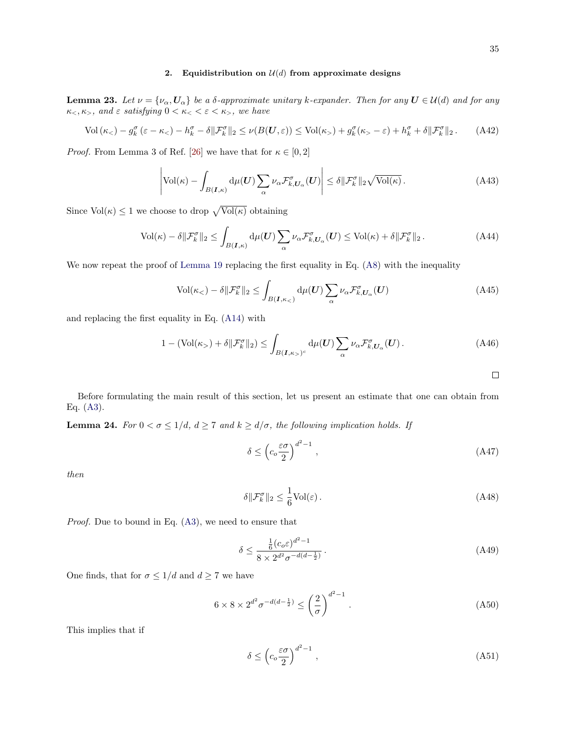## 2. Equidistribution on $\mathcal{U}(d)$ from approximate designs

**Lemma 23.** *Let $\nu = \{\nu_\alpha, \boldsymbol{U}_\alpha\}$ be a $\delta$-approximate unitary $k$-expander. Then for any $\boldsymbol{U} \in \mathcal{U}(d)$ and for any $\kappa_<, \kappa_>$, and $\varepsilon$ satisfying $0 < \kappa_< < \varepsilon < \kappa_>$, we have*

$$\mathrm{Vol}\,(\kappa_<) - g_k^\sigma\,(\varepsilon - \kappa_<) - h_k^\sigma - \delta\|\mathcal{F}_k^\sigma\|_2 \leq \nu(B(\boldsymbol{U},\varepsilon)) \leq \mathrm{Vol}(\kappa_>) + g_k^\sigma(\kappa_> - \varepsilon) + h_k^\sigma + \delta\|\mathcal{F}_k^\sigma\|_2\,. \tag{A42}$$

*Proof.* From Lemma 3 of Ref. [26] we have that for $\kappa \in [0,2]$

$$\left|\mathrm{Vol}(\kappa) - \int_{B(\boldsymbol{I},\kappa)} \mathrm{d}\mu(\boldsymbol{U}) \sum_\alpha \nu_\alpha \mathcal{F}_{k,\boldsymbol{U}_\alpha}^\sigma(\boldsymbol{U})\right| \leq \delta\|\mathcal{F}_k^\sigma\|_2 \sqrt{\mathrm{Vol}(\kappa)}\,. \tag{A43}$$

Since $\mathrm{Vol}(\kappa) \leq 1$ we choose to drop $\sqrt{\mathrm{Vol}(\kappa)}$ obtaining

$$\mathrm{Vol}(\kappa) - \delta\|\mathcal{F}_k^\sigma\|_2 \leq \int_{B(\boldsymbol{I},\kappa)} \mathrm{d}\mu(\boldsymbol{U}) \sum_\alpha \nu_\alpha \mathcal{F}_{k,\boldsymbol{U}_\alpha}^\sigma(\boldsymbol{U}) \leq \mathrm{Vol}(\kappa) + \delta\|\mathcal{F}_k^\sigma\|_2\,. \tag{A44}$$

We now repeat the proof of Lemma 19 replacing the first equality in Eq. (A8) with the inequality

$$\mathrm{Vol}(\kappa_<) - \delta\|\mathcal{F}_k^\sigma\|_2 \leq \int_{B(\boldsymbol{I},\kappa_<)} \mathrm{d}\mu(\boldsymbol{U}) \sum_\alpha \nu_\alpha \mathcal{F}_{k,\boldsymbol{U}_\alpha}^\sigma(\boldsymbol{U}) \tag{A45}$$

and replacing the first equality in Eq. (A14) with

$$1 - (\mathrm{Vol}(\kappa_>) + \delta\|\mathcal{F}_k^\sigma\|_2) \leq \int_{B(\boldsymbol{I},\kappa_>)^c} \mathrm{d}\mu(\boldsymbol{U}) \sum_\alpha \nu_\alpha \mathcal{F}_{k,\boldsymbol{U}_\alpha}^\sigma(\boldsymbol{U})\,. \tag{A46}$$

□

Before formulating the main result of this section, let us present an estimate that one can obtain from Eq. (A3).

**Lemma 24.** *For $0 < \sigma \leq 1/d$, $d \geq 7$ and $k \geq d/\sigma$, the following implication holds. If*

$$\delta \leq \left(c_o \frac{\varepsilon\sigma}{2}\right)^{d^2-1}, \tag{A47}$$

*then*

$$\delta\|\mathcal{F}_k^\sigma\|_2 \leq \frac{1}{6}\mathrm{Vol}(\varepsilon)\,. \tag{A48}$$

*Proof.* Due to bound in Eq. (A3), we need to ensure that

$$\delta \leq \frac{\frac{1}{6}(c_o\varepsilon)^{d^2-1}}{8 \times 2^{d^2}\sigma^{-d(d-\frac{1}{2})}}\,. \tag{A49}$$

One finds, that for $\sigma \leq 1/d$ and $d \geq 7$ we have

$$6 \times 8 \times 2^{d^2}\sigma^{-d(d-\frac{1}{2})} \leq \left(\frac{2}{\sigma}\right)^{d^2-1}. \tag{A50}$$

This implies that if

$$\delta \leq \left(c_o \frac{\varepsilon\sigma}{2}\right)^{d^2-1}, \tag{A51}$$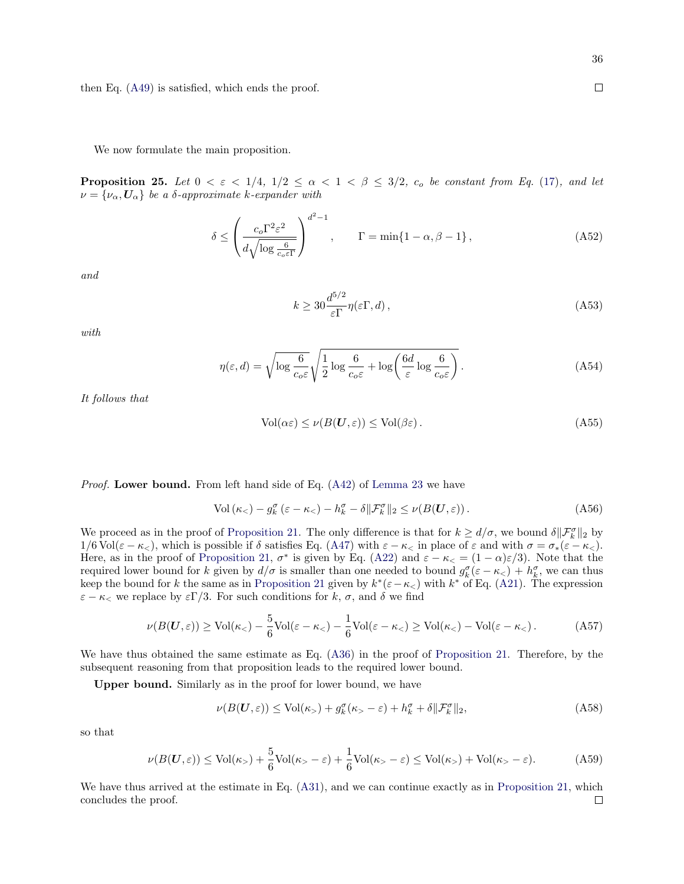then Eq. (A49) is satisfied, which ends the proof. ∎

We now formulate the main proposition.

**Proposition 25.** *Let $0 < \varepsilon < 1/4$, $1/2 \leq \alpha < 1 < \beta \leq 3/2$, $c_o$ be constant from Eq. (17), and let $\nu = \{\nu_\alpha, \boldsymbol{U}_\alpha\}$ be a $\delta$-approximate $k$-expander with*

$$\delta \leq \left(\frac{c_o \Gamma^2 \varepsilon^2}{d\sqrt{\log \frac{6}{c_o \varepsilon \Gamma}}}\right)^{d^2-1}, \qquad \Gamma = \min\{1-\alpha, \beta-1\}, \tag{A52}$$

*and*

$$k \geq 30 \frac{d^{5/2}}{\varepsilon \Gamma} \eta(\varepsilon\Gamma, d), \tag{A53}$$

*with*

$$\eta(\varepsilon, d) = \sqrt{\log \frac{6}{c_o \varepsilon}} \sqrt{\frac{1}{2}\log \frac{6}{c_o \varepsilon} + \log\left(\frac{6d}{\varepsilon}\log \frac{6}{c_o \varepsilon}\right)}. \tag{A54}$$

*It follows that*

$$\mathrm{Vol}(\alpha\varepsilon) \leq \nu(B(\boldsymbol{U}, \varepsilon)) \leq \mathrm{Vol}(\beta\varepsilon). \tag{A55}$$

*Proof.* **Lower bound.** From left hand side of Eq. (A42) of Lemma 23 we have

$$\mathrm{Vol}\left(\kappa_<\right) - g_k^\sigma\left(\varepsilon - \kappa_<\right) - h_k^\sigma - \delta\|\mathcal{F}_k^\sigma\|_2 \leq \nu(B(\boldsymbol{U}, \varepsilon)). \tag{A56}$$

We proceed as in the proof of Proposition 21. The only difference is that for $k \geq d/\sigma$, we bound $\delta\|\mathcal{F}_k^\sigma\|_2$ by $1/6\,\mathrm{Vol}(\varepsilon - \kappa_<)$, which is possible if $\delta$ satisfies Eq. (A47) with $\varepsilon - \kappa_<$ in place of $\varepsilon$ and with $\sigma = \sigma_*(\varepsilon - \kappa_<)$. Here, as in the proof of Proposition 21, $\sigma^*$ is given by Eq. (A22) and $\varepsilon - \kappa_< = (1-\alpha)\varepsilon/3$). Note that the required lower bound for $k$ given by $d/\sigma$ is smaller than one needed to bound $g_k^\sigma(\varepsilon - \kappa_<) + h_k^\sigma$, we can thus keep the bound for $k$ the same as in Proposition 21 given by $k^*(\varepsilon - \kappa_<)$ with $k^*$ of Eq. (A21). The expression $\varepsilon - \kappa_<$ we replace by $\varepsilon\Gamma/3$. For such conditions for $k$, $\sigma$, and $\delta$ we find

$$\nu(B(\boldsymbol{U}, \varepsilon)) \geq \mathrm{Vol}(\kappa_<) - \frac{5}{6}\mathrm{Vol}(\varepsilon - \kappa_<) - \frac{1}{6}\mathrm{Vol}(\varepsilon - \kappa_<) \geq \mathrm{Vol}(\kappa_<) - \mathrm{Vol}(\varepsilon - \kappa_<). \tag{A57}$$

We have thus obtained the same estimate as Eq. (A36) in the proof of Proposition 21. Therefore, by the subsequent reasoning from that proposition leads to the required lower bound.

**Upper bound.** Similarly as in the proof for lower bound, we have

$$\nu(B(\boldsymbol{U}, \varepsilon)) \leq \mathrm{Vol}(\kappa_>) + g_k^\sigma(\kappa_> - \varepsilon) + h_k^\sigma + \delta\|\mathcal{F}_k^\sigma\|_2, \tag{A58}$$

so that

$$\nu(B(\boldsymbol{U}, \varepsilon)) \leq \mathrm{Vol}(\kappa_>) + \frac{5}{6}\mathrm{Vol}(\kappa_> - \varepsilon) + \frac{1}{6}\mathrm{Vol}(\kappa_> - \varepsilon) \leq \mathrm{Vol}(\kappa_>) + \mathrm{Vol}(\kappa_> - \varepsilon). \tag{A59}$$

We have thus arrived at the estimate in Eq. (A31), and we can continue exactly as in Proposition 21, which concludes the proof. ∎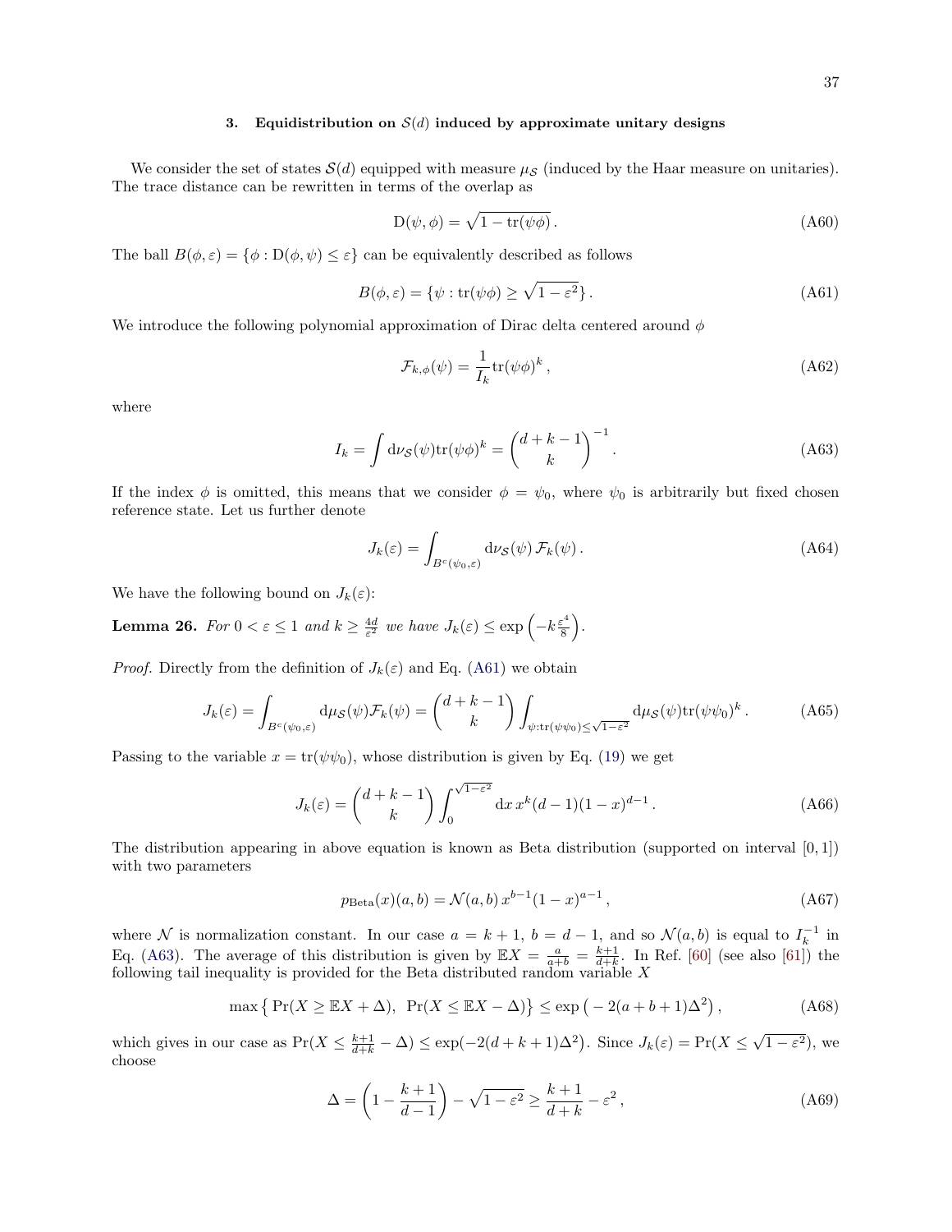### 3. Equidistribution on $\mathcal{S}(d)$ induced by approximate unitary designs

We consider the set of states $\mathcal{S}(d)$ equipped with measure $\mu_{\mathcal{S}}$ (induced by the Haar measure on unitaries). The trace distance can be rewritten in terms of the overlap as

$$\mathrm{D}(\psi, \phi) = \sqrt{1 - \mathrm{tr}(\psi\phi)}\,. \tag{A60}$$

The ball $B(\phi, \varepsilon) = \{\phi : \mathrm{D}(\phi, \psi) \leq \varepsilon\}$ can be equivalently described as follows

$$B(\phi, \varepsilon) = \{\psi : \mathrm{tr}(\psi\phi) \geq \sqrt{1 - \varepsilon^2}\}\,. \tag{A61}$$

We introduce the following polynomial approximation of Dirac delta centered around $\phi$

$$\mathcal{F}_{k,\phi}(\psi) = \frac{1}{I_k}\mathrm{tr}(\psi\phi)^k\,, \tag{A62}$$

where

$$I_k = \int \mathrm{d}\nu_{\mathcal{S}}(\psi)\mathrm{tr}(\psi\phi)^k = \binom{d+k-1}{k}^{-1}\,. \tag{A63}$$

If the index $\phi$ is omitted, this means that we consider $\phi = \psi_0$, where $\psi_0$ is arbitrarily but fixed chosen reference state. Let us further denote

$$J_k(\varepsilon) = \int_{B^c(\psi_0,\varepsilon)} \mathrm{d}\nu_{\mathcal{S}}(\psi)\,\mathcal{F}_k(\psi)\,. \tag{A64}$$

We have the following bound on $J_k(\varepsilon)$:

**Lemma 26.** *For $0 < \varepsilon \leq 1$ and $k \geq \frac{4d}{\varepsilon^2}$ we have $J_k(\varepsilon) \leq \exp\left(-k\frac{\varepsilon^4}{8}\right)$.*

*Proof.* Directly from the definition of $J_k(\varepsilon)$ and Eq. (A61) we obtain

$$J_k(\varepsilon) = \int_{B^c(\psi_0,\varepsilon)} \mathrm{d}\mu_{\mathcal{S}}(\psi)\mathcal{F}_k(\psi) = \binom{d+k-1}{k}\int_{\psi:\mathrm{tr}(\psi\psi_0)\leq\sqrt{1-\varepsilon^2}} \mathrm{d}\mu_{\mathcal{S}}(\psi)\mathrm{tr}(\psi\psi_0)^k\,. \tag{A65}$$

Passing to the variable $x = \mathrm{tr}(\psi\psi_0)$, whose distribution is given by Eq. (19) we get

$$J_k(\varepsilon) = \binom{d+k-1}{k}\int_0^{\sqrt{1-\varepsilon^2}} \mathrm{d}x\, x^k(d-1)(1-x)^{d-1}\,. \tag{A66}$$

The distribution appearing in above equation is known as Beta distribution (supported on interval $[0, 1]$) with two parameters

$$p_{\mathrm{Beta}}(x)(a, b) = \mathcal{N}(a, b)\, x^{b-1}(1-x)^{a-1}\,, \tag{A67}$$

where $\mathcal{N}$ is normalization constant. In our case $a = k+1$, $b = d-1$, and so $\mathcal{N}(a, b)$ is equal to $I_k^{-1}$ in Eq. (A63). The average of this distribution is given by $\mathbb{E}X = \frac{a}{a+b} = \frac{k+1}{d+k}$. In Ref. [60] (see also [61]) the following tail inequality is provided for the Beta distributed random variable $X$

$$\max\left\{\Pr(X \geq \mathbb{E}X + \Delta),\ \Pr(X \leq \mathbb{E}X - \Delta)\right\} \leq \exp\left(-2(a+b+1)\Delta^2\right)\,, \tag{A68}$$

which gives in our case as $\Pr(X \leq \frac{k+1}{d+k} - \Delta) \leq \exp(-2(d+k+1)\Delta^2)$. Since $J_k(\varepsilon) = \Pr(X \leq \sqrt{1-\varepsilon^2})$, we choose

$$\Delta = \left(1 - \frac{k+1}{d-1}\right) - \sqrt{1-\varepsilon^2} \geq \frac{k+1}{d+k} - \varepsilon^2\,, \tag{A69}$$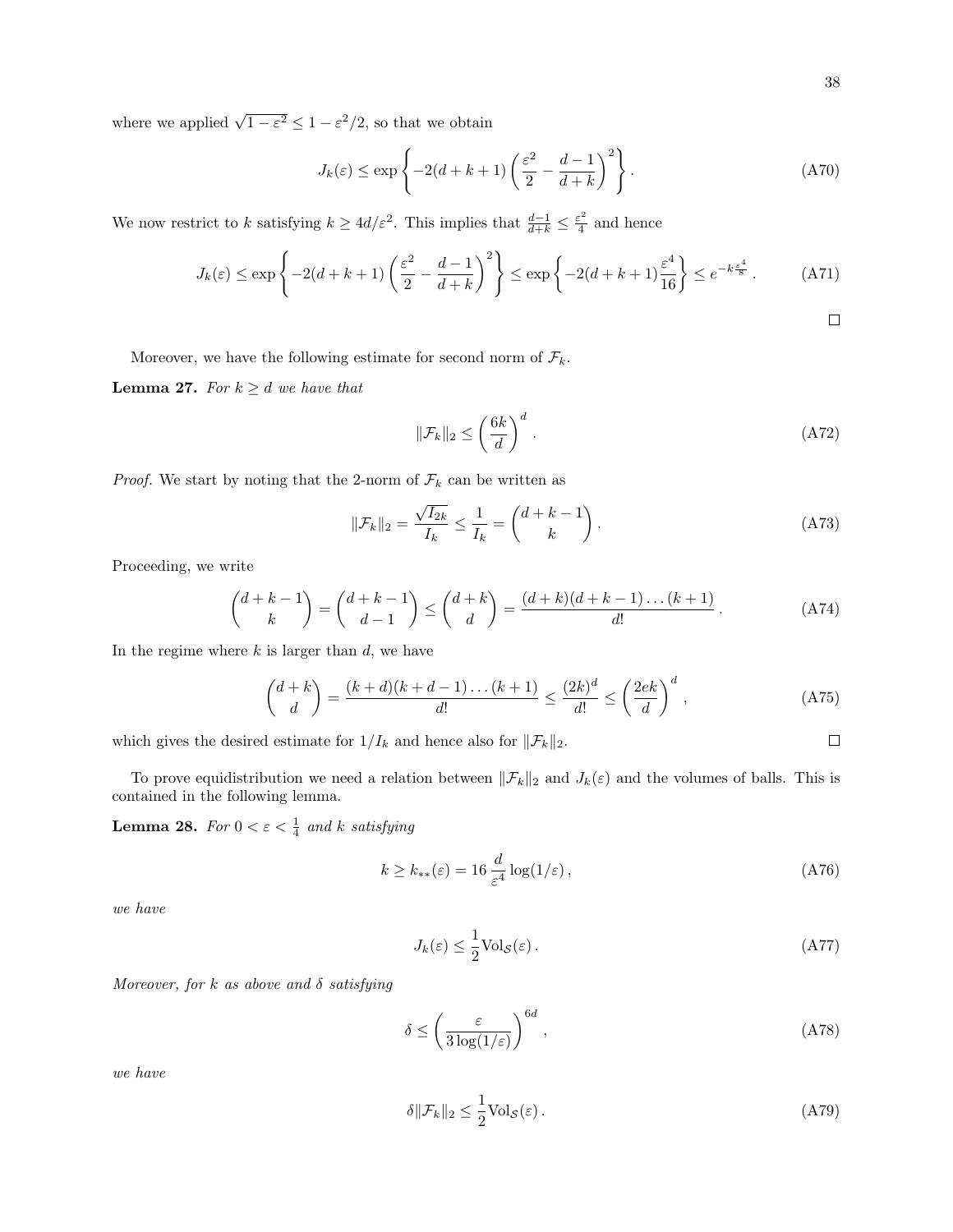where we applied $\sqrt{1-\varepsilon^2} \leq 1 - \varepsilon^2/2$, so that we obtain

$$J_k(\varepsilon) \leq \exp\left\{-2(d+k+1)\left(\frac{\varepsilon^2}{2} - \frac{d-1}{d+k}\right)^2\right\}. \tag{A70}$$

We now restrict to $k$ satisfying $k \geq 4d/\varepsilon^2$. This implies that $\frac{d-1}{d+k} \leq \frac{\varepsilon^2}{4}$ and hence

$$J_k(\varepsilon) \leq \exp\left\{-2(d+k+1)\left(\frac{\varepsilon^2}{2} - \frac{d-1}{d+k}\right)^2\right\} \leq \exp\left\{-2(d+k+1)\frac{\varepsilon^4}{16}\right\} \leq e^{-k\frac{\varepsilon^4}{8}}. \tag{A71}$$

□

Moreover, we have the following estimate for second norm of $\mathcal{F}_k$.

**Lemma 27.** *For $k \geq d$ we have that*

$$\|\mathcal{F}_k\|_2 \leq \left(\frac{6k}{d}\right)^d. \tag{A72}$$

*Proof.* We start by noting that the 2-norm of $\mathcal{F}_k$ can be written as

$$\|\mathcal{F}_k\|_2 = \frac{\sqrt{I_{2k}}}{I_k} \leq \frac{1}{I_k} = \binom{d+k-1}{k}. \tag{A73}$$

Proceeding, we write

$$\binom{d+k-1}{k} = \binom{d+k-1}{d-1} \leq \binom{d+k}{d} = \frac{(d+k)(d+k-1)\dots(k+1)}{d!}. \tag{A74}$$

In the regime where $k$ is larger than $d$, we have

$$\binom{d+k}{d} = \frac{(k+d)(k+d-1)\dots(k+1)}{d!} \leq \frac{(2k)^d}{d!} \leq \left(\frac{2ek}{d}\right)^d, \tag{A75}$$

which gives the desired estimate for $1/I_k$ and hence also for $\|\mathcal{F}_k\|_2$. □

To prove equidistribution we need a relation between $\|\mathcal{F}_k\|_2$ and $J_k(\varepsilon)$ and the volumes of balls. This is contained in the following lemma.

**Lemma 28.** *For $0 < \varepsilon < \frac{1}{4}$ and $k$ satisfying*

$$k \geq k_{**}(\varepsilon) = 16\,\frac{d}{\varepsilon^4}\log(1/\varepsilon), \tag{A76}$$

*we have*

$$J_k(\varepsilon) \leq \frac{1}{2}\mathrm{Vol}_{\mathcal{S}}(\varepsilon). \tag{A77}$$

*Moreover, for $k$ as above and $\delta$ satisfying*

$$\delta \leq \left(\frac{\varepsilon}{3\log(1/\varepsilon)}\right)^{6d}, \tag{A78}$$

*we have*

$$\delta\|\mathcal{F}_k\|_2 \leq \frac{1}{2}\mathrm{Vol}_{\mathcal{S}}(\varepsilon). \tag{A79}$$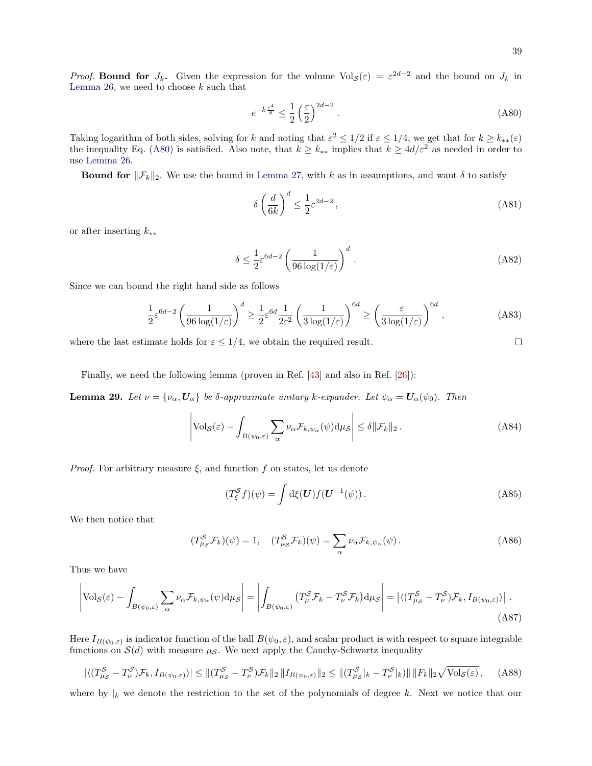*Proof.* **Bound for $J_k$.** Given the expression for the volume $\mathrm{Vol}_{\mathcal{S}}(\varepsilon) = \varepsilon^{2d-2}$ and the bound on $J_k$ in Lemma 26, we need to choose $k$ such that

$$e^{-k\frac{\varepsilon^4}{8}} \leq \frac{1}{2}\left(\frac{\varepsilon}{2}\right)^{2d-2} . \tag{A80}$$

Taking logarithm of both sides, solving for $k$ and noting that $\varepsilon^2 \leq 1/2$ if $\varepsilon \leq 1/4$, we get that for $k \geq k_{**}(\varepsilon)$ the inequality Eq. (A80) is satisfied. Also note, that $k \geq k_{**}$ implies that $k \geq 4d/\varepsilon^2$ as needed in order to use Lemma 26.

**Bound for $\|\mathcal{F}_k\|_2$.** We use the bound in Lemma 27, with $k$ as in assumptions, and want $\delta$ to satisfy

$$\delta \left(\frac{d}{6k}\right)^d \leq \frac{1}{2}\varepsilon^{2d-2} , \tag{A81}$$

or after inserting $k_{**}$

$$\delta \leq \frac{1}{2}\varepsilon^{6d-2}\left(\frac{1}{96\log(1/\varepsilon)}\right)^d . \tag{A82}$$

Since we can bound the right hand side as follows

$$\frac{1}{2}\varepsilon^{6d-2}\left(\frac{1}{96\log(1/\varepsilon)}\right)^d \geq \frac{1}{2}\varepsilon^{6d}\frac{1}{2\varepsilon^2}\left(\frac{1}{3\log(1/\varepsilon)}\right)^{6d} \geq \left(\frac{\varepsilon}{3\log(1/\varepsilon)}\right)^{6d} , \tag{A83}$$

where the last estimate holds for $\varepsilon \leq 1/4$, we obtain the required result. □

Finally, we need the following lemma (proven in Ref. [43] and also in Ref. [26]):

**Lemma 29.** *Let $\nu = \{\nu_\alpha, \boldsymbol{U}_\alpha\}$ be $\delta$-approximate unitary $k$-expander. Let $\psi_\alpha = \boldsymbol{U}_\alpha(\psi_0)$. Then*

$$\left|\mathrm{Vol}_{\mathcal{S}}(\varepsilon) - \int_{B(\psi_0,\varepsilon)} \sum_\alpha \nu_\alpha \mathcal{F}_{k,\psi_\alpha}(\psi)\mathrm{d}\mu_{\mathcal{S}}\right| \leq \delta\|\mathcal{F}_k\|_2 . \tag{A84}$$

*Proof.* For arbitrary measure $\xi$, and function $f$ on states, let us denote

$$(T_\xi^{\mathcal{S}} f)(\psi) = \int \mathrm{d}\xi(\boldsymbol{U}) f(\boldsymbol{U}^{-1}(\psi)) . \tag{A85}$$

We then notice that

$$(T_{\mu_{\mathcal{S}}}^{\mathcal{S}}\mathcal{F}_k)(\psi) = 1, \quad (T_{\mu_{\mathcal{S}}}^{\mathcal{S}}\mathcal{F}_k)(\psi) = \sum_\alpha \nu_\alpha \mathcal{F}_{k,\psi_\alpha}(\psi) . \tag{A86}$$

Thus we have

$$\left|\mathrm{Vol}_{\mathcal{S}}(\varepsilon) - \int_{B(\psi_0,\varepsilon)} \sum_\alpha \nu_\alpha \mathcal{F}_{k,\psi_\alpha}(\psi)\mathrm{d}\mu_{\mathcal{S}}\right| = \left|\int_{B(\psi_0,\varepsilon)} \left(T_\mu^{\mathcal{S}}\mathcal{F}_k - T_\nu^{\mathcal{S}}\mathcal{F}_k\right)\mathrm{d}\mu_{\mathcal{S}}\right| = \left|\langle (T_{\mu_{\mathcal{S}}}^{\mathcal{S}} - T_\nu^{\mathcal{S}})\mathcal{F}_k, I_{B(\psi_0,\varepsilon)}\rangle\right| . \tag{A87}$$

Here $I_{B(\psi_0,\varepsilon)}$ is indicator function of the ball $B(\psi_0,\varepsilon)$, and scalar product is with respect to square integrable functions on $\mathcal{S}(d)$ with measure $\mu_{\mathcal{S}}$. We next apply the Cauchy-Schwartz inequality

$$|\langle (T_{\mu_{\mathcal{S}}}^{\mathcal{S}} - T_\nu^{\mathcal{S}})\mathcal{F}_k, I_{B(\psi_0,\varepsilon)}\rangle| \leq \|(T_{\mu_{\mathcal{S}}}^{\mathcal{S}} - T_\nu^{\mathcal{S}})\mathcal{F}_k\|_2 \, \|I_{B(\psi_0,\varepsilon)}\|_2 \leq \|(T_{\mu_{\mathcal{S}}}^{\mathcal{S}}|_k - T_\nu^{\mathcal{S}}|_k)\| \, \|F_k\|_2\sqrt{\mathrm{Vol}_{\mathcal{S}}(\varepsilon)} , \tag{A88}$$

where by $|_k$ we denote the restriction to the set of the polynomials of degree $k$. Next we notice that our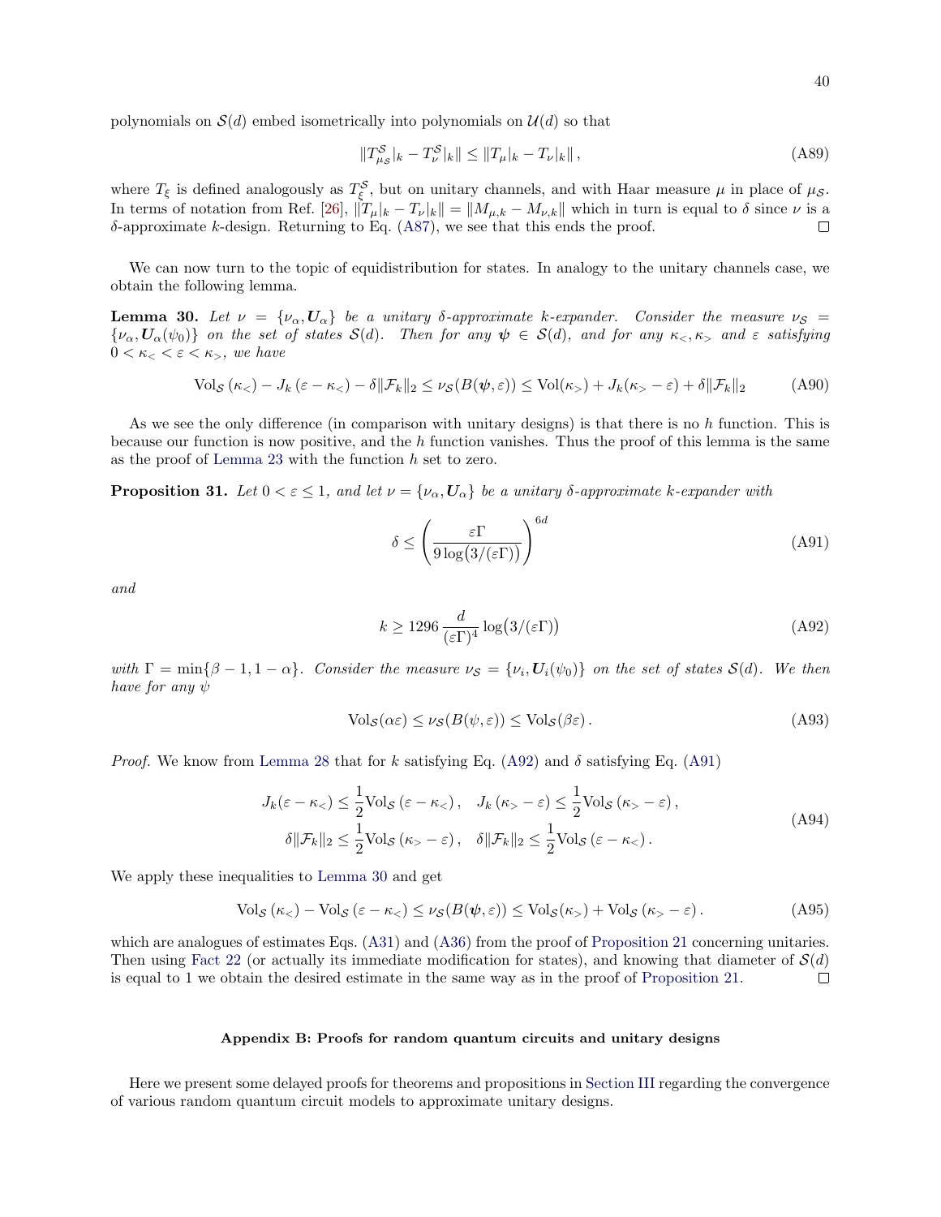polynomials on $\mathcal{S}(d)$ embed isometrically into polynomials on $\mathcal{U}(d)$ so that

$$\|T^{\mathcal{S}}_{\mu_{\mathcal{S}}}|_k - T^{\mathcal{S}}_{\nu}|_k\| \leq \|T_\mu|_k - T_\nu|_k\|\,, \tag{A89}$$

where $T_\xi$ is defined analogously as $T^{\mathcal{S}}_{\xi}$, but on unitary channels, and with Haar measure $\mu$ in place of $\mu_{\mathcal{S}}$. In terms of notation from Ref. [26], $\|T_\mu|_k - T_\nu|_k\| = \|M_{\mu,k} - M_{\nu,k}\|$ which in turn is equal to $\delta$ since $\nu$ is a $\delta$-approximate $k$-design. Returning to Eq. (A87), we see that this ends the proof. ∎

We can now turn to the topic of equidistribution for states. In analogy to the unitary channels case, we obtain the following lemma.

**Lemma 30.** *Let $\nu = \{\nu_\alpha, \boldsymbol{U}_\alpha\}$ be a unitary $\delta$-approximate $k$-expander. Consider the measure $\nu_{\mathcal{S}} = \{\nu_\alpha, \boldsymbol{U}_\alpha(\psi_0)\}$ on the set of states $\mathcal{S}(d)$. Then for any $\boldsymbol{\psi} \in \mathcal{S}(d)$, and for any $\kappa_<, \kappa_>$ and $\varepsilon$ satisfying $0 < \kappa_< < \varepsilon < \kappa_>$, we have*

$$\mathrm{Vol}_{\mathcal{S}}\left(\kappa_<\right) - J_k\left(\varepsilon - \kappa_<\right) - \delta\|\mathcal{F}_k\|_2 \leq \nu_{\mathcal{S}}(B(\boldsymbol{\psi},\varepsilon)) \leq \mathrm{Vol}(\kappa_>) + J_k(\kappa_> - \varepsilon) + \delta\|\mathcal{F}_k\|_2 \tag{A90}$$

As we see the only difference (in comparison with unitary designs) is that there is no $h$ function. This is because our function is now positive, and the $h$ function vanishes. Thus the proof of this lemma is the same as the proof of Lemma 23 with the function $h$ set to zero.

**Proposition 31.** *Let $0 < \varepsilon \leq 1$, and let $\nu = \{\nu_\alpha, \boldsymbol{U}_\alpha\}$ be a unitary $\delta$-approximate $k$-expander with*

$$\delta \leq \left(\frac{\varepsilon\Gamma}{9\log\big(3/(\varepsilon\Gamma)\big)}\right)^{6d} \tag{A91}$$

*and*

$$k \geq 1296\,\frac{d}{(\varepsilon\Gamma)^4}\log\big(3/(\varepsilon\Gamma)\big) \tag{A92}$$

*with $\Gamma = \min\{\beta - 1, 1 - \alpha\}$. Consider the measure $\nu_{\mathcal{S}} = \{\nu_i, \boldsymbol{U}_i(\psi_0)\}$ on the set of states $\mathcal{S}(d)$. We then have for any $\psi$*

$$\mathrm{Vol}_{\mathcal{S}}(\alpha\varepsilon) \leq \nu_{\mathcal{S}}(B(\psi,\varepsilon)) \leq \mathrm{Vol}_{\mathcal{S}}(\beta\varepsilon)\,. \tag{A93}$$

*Proof.* We know from Lemma 28 that for $k$ satisfying Eq. (A92) and $\delta$ satisfying Eq. (A91)

$$\begin{aligned} J_k(\varepsilon - \kappa_<) \leq \frac{1}{2}\mathrm{Vol}_{\mathcal{S}}\left(\varepsilon - \kappa_<\right), \quad J_k\left(\kappa_> - \varepsilon\right) \leq \frac{1}{2}\mathrm{Vol}_{\mathcal{S}}\left(\kappa_> - \varepsilon\right), \\ \delta\|\mathcal{F}_k\|_2 \leq \frac{1}{2}\mathrm{Vol}_{\mathcal{S}}\left(\kappa_> - \varepsilon\right), \quad \delta\|\mathcal{F}_k\|_2 \leq \frac{1}{2}\mathrm{Vol}_{\mathcal{S}}\left(\varepsilon - \kappa_<\right). \end{aligned} \tag{A94}$$

We apply these inequalities to Lemma 30 and get

$$\mathrm{Vol}_{\mathcal{S}}\left(\kappa_<\right) - \mathrm{Vol}_{\mathcal{S}}\left(\varepsilon - \kappa_<\right) \leq \nu_{\mathcal{S}}(B(\boldsymbol{\psi},\varepsilon)) \leq \mathrm{Vol}_{\mathcal{S}}(\kappa_>) + \mathrm{Vol}_{\mathcal{S}}\left(\kappa_> - \varepsilon\right). \tag{A95}$$

which are analogues of estimates Eqs. (A31) and (A36) from the proof of Proposition 21 concerning unitaries. Then using Fact 22 (or actually its immediate modification for states), and knowing that diameter of $\mathcal{S}(d)$ is equal to 1 we obtain the desired estimate in the same way as in the proof of Proposition 21. ∎

## Appendix B: Proofs for random quantum circuits and unitary designs

Here we present some delayed proofs for theorems and propositions in Section III regarding the convergence of various random quantum circuit models to approximate unitary designs.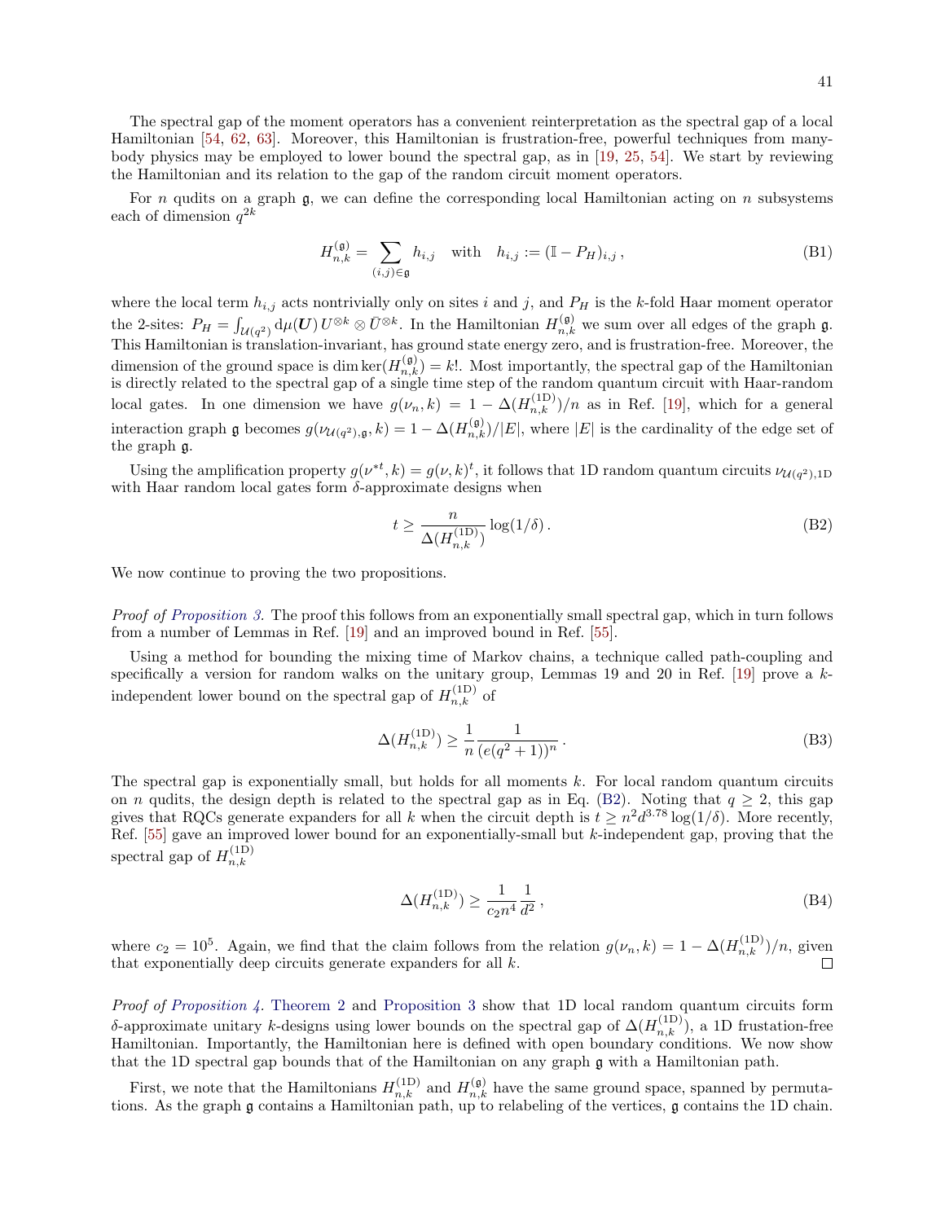The spectral gap of the moment operators has a convenient reinterpretation as the spectral gap of a local Hamiltonian [54, 62, 63]. Moreover, this Hamiltonian is frustration-free, powerful techniques from many-body physics may be employed to lower bound the spectral gap, as in [19, 25, 54]. We start by reviewing the Hamiltonian and its relation to the gap of the random circuit moment operators.

For $n$ qudits on a graph $\mathfrak{g}$, we can define the corresponding local Hamiltonian acting on $n$ subsystems each of dimension $q^{2k}$

$$
H_{n,k}^{(\mathfrak{g})} = \sum_{(i,j)\in\mathfrak{g}} h_{i,j} \quad \text{with} \quad h_{i,j} := (\mathbb{I} - P_H)_{i,j}\,, \tag{B1}
$$

where the local term $h_{i,j}$ acts nontrivially only on sites $i$ and $j$, and $P_H$ is the $k$-fold Haar moment operator the 2-sites: $P_H = \int_{\mathcal{U}(q^2)} \mathrm{d}\mu(\boldsymbol{U})\, U^{\otimes k} \otimes \bar{U}^{\otimes k}$. In the Hamiltonian $H_{n,k}^{(\mathfrak{g})}$ we sum over all edges of the graph $\mathfrak{g}$. This Hamiltonian is translation-invariant, has ground state energy zero, and is frustration-free. Moreover, the dimension of the ground space is $\dim\ker(H_{n,k}^{(\mathfrak{g})}) = k!$. Most importantly, the spectral gap of the Hamiltonian is directly related to the spectral gap of a single time step of the random quantum circuit with Haar-random local gates. In one dimension we have $g(\nu_n, k) = 1 - \Delta(H_{n,k}^{(\mathrm{1D})})/n$ as in Ref. [19], which for a general interaction graph $\mathfrak{g}$ becomes $g(\nu_{\mathcal{U}(q^2),\mathfrak{g}}, k) = 1 - \Delta(H_{n,k}^{(\mathfrak{g})})/|E|$, where $|E|$ is the cardinality of the edge set of the graph $\mathfrak{g}$.

Using the amplification property $g(\nu^{*t}, k) = g(\nu, k)^t$, it follows that 1D random quantum circuits $\nu_{\mathcal{U}(q^2),\mathrm{1D}}$ with Haar random local gates form $\delta$-approximate designs when

$$
t \geq \frac{n}{\Delta(H_{n,k}^{(\mathrm{1D})})} \log(1/\delta)\,. \tag{B2}
$$

We now continue to proving the two propositions.

*Proof of Proposition 3.* The proof this follows from an exponentially small spectral gap, which in turn follows from a number of Lemmas in Ref. [19] and an improved bound in Ref. [55].

Using a method for bounding the mixing time of Markov chains, a technique called path-coupling and specifically a version for random walks on the unitary group, Lemmas 19 and 20 in Ref. [19] prove a $k$-independent lower bound on the spectral gap of $H_{n,k}^{(\mathrm{1D})}$ of

$$
\Delta(H_{n,k}^{(\mathrm{1D})}) \geq \frac{1}{n} \frac{1}{(e(q^2+1))^n}\,. \tag{B3}
$$

The spectral gap is exponentially small, but holds for all moments $k$. For local random quantum circuits on $n$ qudits, the design depth is related to the spectral gap as in Eq. (B2). Noting that $q \geq 2$, this gap gives that RQCs generate expanders for all $k$ when the circuit depth is $t \geq n^2 d^{3.78} \log(1/\delta)$. More recently, Ref. [55] gave an improved lower bound for an exponentially-small but $k$-independent gap, proving that the spectral gap of $H_{n,k}^{(\mathrm{1D})}$

$$
\Delta(H_{n,k}^{(\mathrm{1D})}) \geq \frac{1}{c_2 n^4} \frac{1}{d^2}\,, \tag{B4}
$$

where $c_2 = 10^5$. Again, we find that the claim follows from the relation $g(\nu_n, k) = 1 - \Delta(H_{n,k}^{(\mathrm{1D})})/n$, given that exponentially deep circuits generate expanders for all $k$. ∎

*Proof of Proposition 4.* Theorem 2 and Proposition 3 show that 1D local random quantum circuits form $\delta$-approximate unitary $k$-designs using lower bounds on the spectral gap of $\Delta(H_{n,k}^{(\mathrm{1D})})$, a 1D frustation-free Hamiltonian. Importantly, the Hamiltonian here is defined with open boundary conditions. We now show that the 1D spectral gap bounds that of the Hamiltonian on any graph $\mathfrak{g}$ with a Hamiltonian path.

First, we note that the Hamiltonians $H_{n,k}^{(\mathrm{1D})}$ and $H_{n,k}^{(\mathfrak{g})}$ have the same ground space, spanned by permutations. As the graph $\mathfrak{g}$ contains a Hamiltonian path, up to relabeling of the vertices, $\mathfrak{g}$ contains the 1D chain.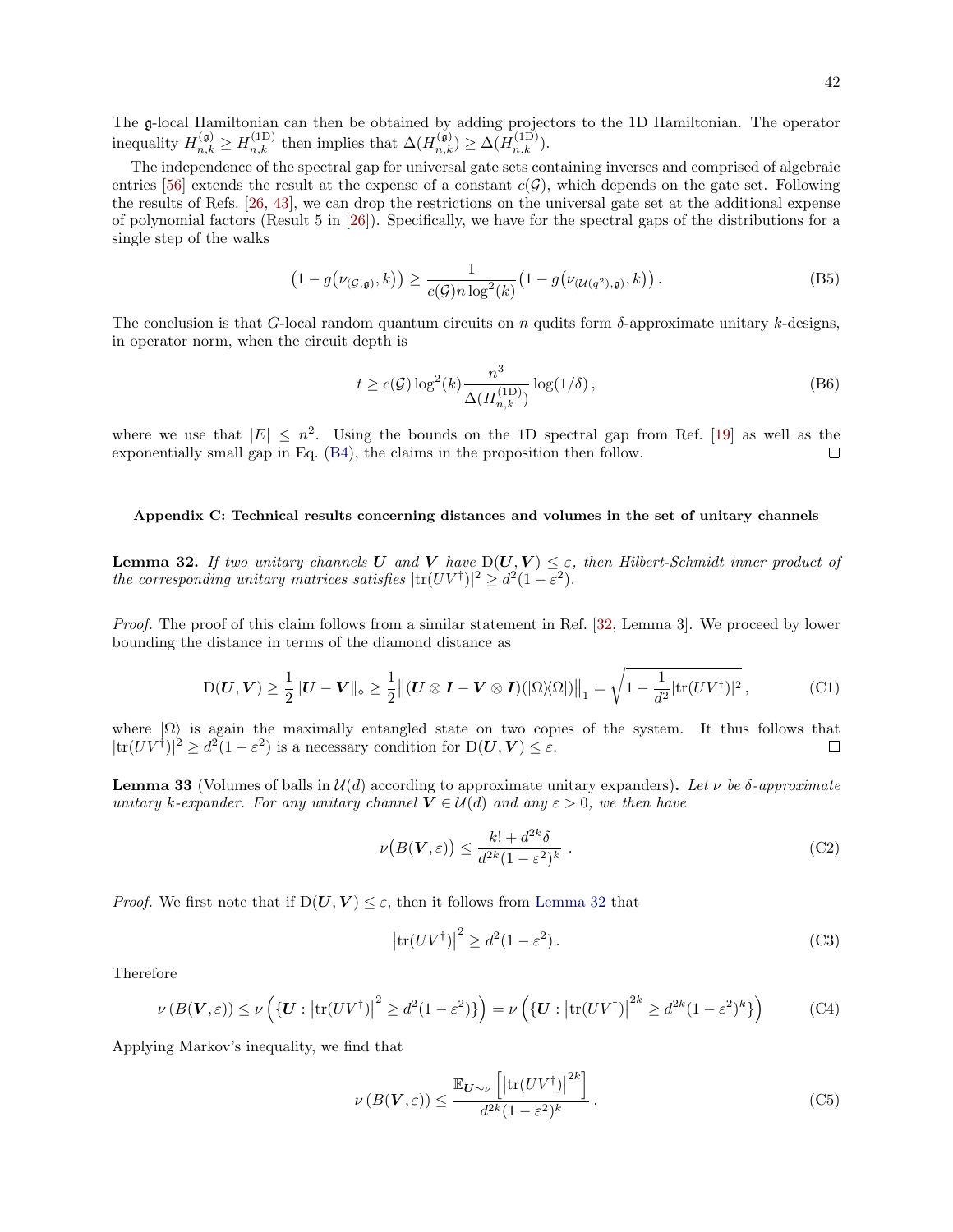The $\mathfrak{g}$-local Hamiltonian can then be obtained by adding projectors to the 1D Hamiltonian. The operator inequality $H^{(\mathfrak{g})}_{n,k} \geq H^{(\mathrm{1D})}_{n,k}$ then implies that $\Delta(H^{(\mathfrak{g})}_{n,k}) \geq \Delta(H^{(\mathrm{1D})}_{n,k})$.

The independence of the spectral gap for universal gate sets containing inverses and comprised of algebraic entries [56] extends the result at the expense of a constant $c(\mathcal{G})$, which depends on the gate set. Following the results of Refs. [26, 43], we can drop the restrictions on the universal gate set at the additional expense of polynomial factors (Result 5 in [26]). Specifically, we have for the spectral gaps of the distributions for a single step of the walks

$$\left(1 - g\left(\nu_{(\mathcal{G},\mathfrak{g})}, k\right)\right) \geq \frac{1}{c(\mathcal{G}) n \log^2(k)} \left(1 - g\left(\nu_{(\mathcal{U}(q^2),\mathfrak{g})}, k\right)\right). \tag{B5}$$

The conclusion is that $G$-local random quantum circuits on $n$ qudits form $\delta$-approximate unitary $k$-designs, in operator norm, when the circuit depth is

$$t \geq c(\mathcal{G}) \log^2(k) \frac{n^3}{\Delta(H^{(\mathrm{1D})}_{n,k})} \log(1/\delta)\,, \tag{B6}$$

where we use that $|E| \leq n^2$. Using the bounds on the 1D spectral gap from Ref. [19] as well as the exponentially small gap in Eq. (B4), the claims in the proposition then follow. $\square$

### Appendix C: Technical results concerning distances and volumes in the set of unitary channels

**Lemma 32.** *If two unitary channels $\boldsymbol{U}$ and $\boldsymbol{V}$ have $\mathrm{D}(\boldsymbol{U}, \boldsymbol{V}) \leq \varepsilon$, then Hilbert-Schmidt inner product of the corresponding unitary matrices satisfies $|\mathrm{tr}(UV^\dagger)|^2 \geq d^2(1 - \varepsilon^2)$.*

*Proof.* The proof of this claim follows from a similar statement in Ref. [32, Lemma 3]. We proceed by lower bounding the distance in terms of the diamond distance as

$$\mathrm{D}(\boldsymbol{U}, \boldsymbol{V}) \geq \frac{1}{2}\|\boldsymbol{U} - \boldsymbol{V}\|_\diamond \geq \frac{1}{2}\left\|(\boldsymbol{U} \otimes \boldsymbol{I} - \boldsymbol{V} \otimes \boldsymbol{I})(|\Omega\rangle\!\langle\Omega|)\right\|_1 = \sqrt{1 - \frac{1}{d^2}|\mathrm{tr}(UV^\dagger)|^2}\,, \tag{C1}$$

where $|\Omega\rangle$ is again the maximally entangled state on two copies of the system. It thus follows that $|\mathrm{tr}(UV^\dagger)|^2 \geq d^2(1 - \varepsilon^2)$ is a necessary condition for $\mathrm{D}(\boldsymbol{U}, \boldsymbol{V}) \leq \varepsilon$. $\square$

**Lemma 33** (Volumes of balls in $\mathcal{U}(d)$ according to approximate unitary expanders)**.** *Let $\nu$ be $\delta$-approximate unitary $k$-expander. For any unitary channel $\boldsymbol{V} \in \mathcal{U}(d)$ and any $\varepsilon > 0$, we then have*

$$\nu\big(B(\boldsymbol{V}, \varepsilon)\big) \leq \frac{k! + d^{2k}\delta}{d^{2k}(1 - \varepsilon^2)^k}\,. \tag{C2}$$

*Proof.* We first note that if $\mathrm{D}(\boldsymbol{U}, \boldsymbol{V}) \leq \varepsilon$, then it follows from Lemma 32 that

$$\left|\mathrm{tr}(UV^\dagger)\right|^2 \geq d^2(1 - \varepsilon^2)\,. \tag{C3}$$

Therefore

$$\nu\left(B(\boldsymbol{V}, \varepsilon)\right) \leq \nu\left(\{\boldsymbol{U} : \left|\mathrm{tr}(UV^\dagger)\right|^2 \geq d^2(1 - \varepsilon^2)\}\right) = \nu\left(\{\boldsymbol{U} : \left|\mathrm{tr}(UV^\dagger)\right|^{2k} \geq d^{2k}(1 - \varepsilon^2)^k\}\right) \tag{C4}$$

Applying Markov's inequality, we find that

$$\nu\left(B(\boldsymbol{V}, \varepsilon)\right) \leq \frac{\mathbb{E}_{\boldsymbol{U} \sim \nu}\left[\left|\mathrm{tr}(UV^\dagger)\right|^{2k}\right]}{d^{2k}(1 - \varepsilon^2)^k}\,. \tag{C5}$$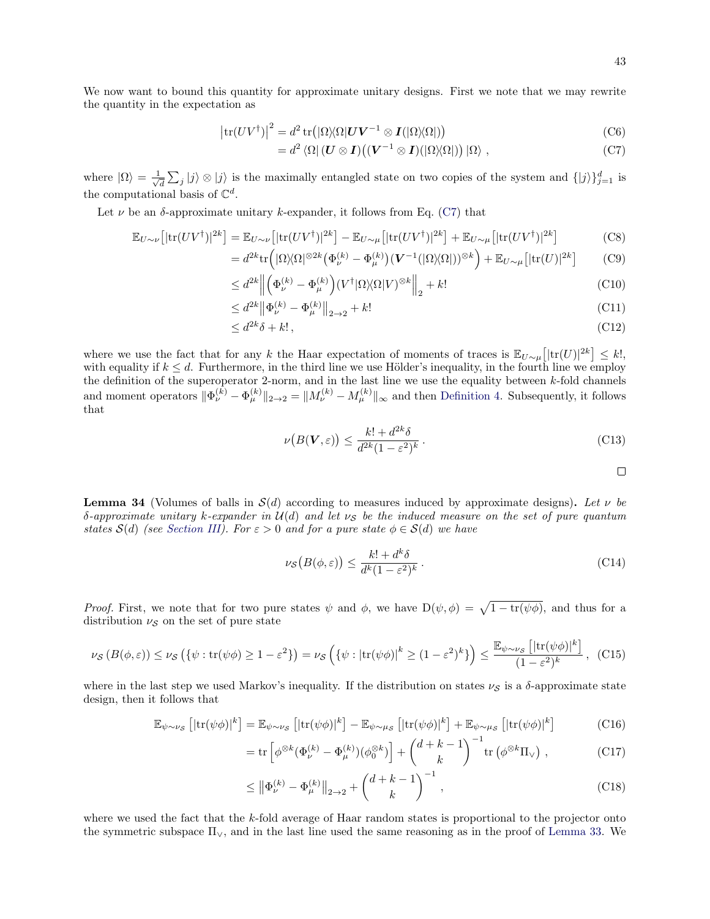We now want to bound this quantity for approximate unitary designs. First we note that we may rewrite the quantity in the expectation as

$$\left|\mathrm{tr}(UV^\dagger)\right|^2 = d^2\,\mathrm{tr}\big(|\Omega\rangle\langle\Omega|\boldsymbol{U}\boldsymbol{V}^{-1}\otimes\boldsymbol{I}(|\Omega\rangle\langle\Omega|)\big) \tag{C6}$$

$$= d^2\,\langle\Omega|\,(\boldsymbol{U}\otimes\boldsymbol{I})\big((\boldsymbol{V}^{-1}\otimes\boldsymbol{I})(|\Omega\rangle\langle\Omega|)\big)\,|\Omega\rangle\ , \tag{C7}$$

where $|\Omega\rangle = \frac{1}{\sqrt{d}}\sum_j |j\rangle\otimes|j\rangle$ is the maximally entangled state on two copies of the system and $\{|j\rangle\}_{j=1}^d$ is the computational basis of $\mathbb{C}^d$.

Let $\nu$ be an $\delta$-approximate unitary $k$-expander, it follows from Eq. (C7) that

$$\mathbb{E}_{U\sim\nu}\big[|\mathrm{tr}(UV^\dagger)|^{2k}\big] = \mathbb{E}_{U\sim\nu}\big[|\mathrm{tr}(UV^\dagger)|^{2k}\big] - \mathbb{E}_{U\sim\mu}\big[|\mathrm{tr}(UV^\dagger)|^{2k}\big] + \mathbb{E}_{U\sim\mu}\big[|\mathrm{tr}(UV^\dagger)|^{2k}\big] \tag{C8}$$

$$= d^{2k}\mathrm{tr}\Big(|\Omega\rangle\langle\Omega|^{\otimes 2k}\big(\Phi_\nu^{(k)}-\Phi_\mu^{(k)}\big)(\boldsymbol{V}^{-1}(|\Omega\rangle\langle\Omega|))^{\otimes k}\Big) + \mathbb{E}_{U\sim\mu}\big[|\mathrm{tr}(U)|^{2k}\big] \tag{C9}$$

$$\leq d^{2k}\Big\|\Big(\Phi_\nu^{(k)}-\Phi_\mu^{(k)}\Big)(V^\dagger|\Omega\rangle\langle\Omega|V)^{\otimes k}\Big\|_2 + k! \tag{C10}$$

$$\leq d^{2k}\big\|\Phi_\nu^{(k)}-\Phi_\mu^{(k)}\big\|_{2\to 2} + k! \tag{C11}$$

$$\leq d^{2k}\delta + k!\,, \tag{C12}$$

where we use the fact that for any $k$ the Haar expectation of moments of traces is $\mathbb{E}_{U\sim\mu}\big[|\mathrm{tr}(U)|^{2k}\big]\leq k!$, with equality if $k\leq d$. Furthermore, in the third line we use Hölder's inequality, in the fourth line we employ the definition of the superoperator 2-norm, and in the last line we use the equality between $k$-fold channels and moment operators $\|\Phi_\nu^{(k)}-\Phi_\mu^{(k)}\|_{2\to 2} = \|M_\nu^{(k)}-M_\mu^{(k)}\|_\infty$ and then Definition 4. Subsequently, it follows that

$$\nu\big(B(\boldsymbol{V},\varepsilon)\big) \leq \frac{k! + d^{2k}\delta}{d^{2k}(1-\varepsilon^2)^k}\,. \tag{C13}$$

□

**Lemma 34** (Volumes of balls in $\mathcal{S}(d)$ according to measures induced by approximate designs)**.** *Let $\nu$ be $\delta$-approximate unitary $k$-expander in $\mathcal{U}(d)$ and let $\nu_{\mathcal{S}}$ be the induced measure on the set of pure quantum states $\mathcal{S}(d)$ (see Section III). For $\varepsilon>0$ and for a pure state $\phi\in\mathcal{S}(d)$ we have*

$$\nu_{\mathcal{S}}\big(B(\phi,\varepsilon)\big) \leq \frac{k! + d^k\delta}{d^k(1-\varepsilon^2)^k}\,. \tag{C14}$$

*Proof.* First, we note that for two pure states $\psi$ and $\phi$, we have $\mathrm{D}(\psi,\phi) = \sqrt{1-\mathrm{tr}(\psi\phi)}$, and thus for a distribution $\nu_{\mathcal{S}}$ on the set of pure state

$$\nu_{\mathcal{S}}\left(B(\phi,\varepsilon)\right) \leq \nu_{\mathcal{S}}\left(\{\psi : \mathrm{tr}(\psi\phi)\geq 1-\varepsilon^2\}\right) = \nu_{\mathcal{S}}\left(\{\psi : |\mathrm{tr}(\psi\phi)|^k \geq (1-\varepsilon^2)^k\}\right) \leq \frac{\mathbb{E}_{\psi\sim\nu_{\mathcal{S}}}\left[|\mathrm{tr}(\psi\phi)|^k\right]}{(1-\varepsilon^2)^k}\,, \tag{C15}$$

where in the last step we used Markov's inequality. If the distribution on states $\nu_{\mathcal{S}}$ is a $\delta$-approximate state design, then it follows that

$$\mathbb{E}_{\psi\sim\nu_{\mathcal{S}}}\left[|\mathrm{tr}(\psi\phi)|^k\right] = \mathbb{E}_{\psi\sim\nu_{\mathcal{S}}}\left[|\mathrm{tr}(\psi\phi)|^k\right] - \mathbb{E}_{\psi\sim\mu_{\mathcal{S}}}\left[|\mathrm{tr}(\psi\phi)|^k\right] + \mathbb{E}_{\psi\sim\mu_{\mathcal{S}}}\left[|\mathrm{tr}(\psi\phi)|^k\right] \tag{C16}$$

$$= \mathrm{tr}\left[\phi^{\otimes k}(\Phi_\nu^{(k)}-\Phi_\mu^{(k)})(\phi_0^{\otimes k})\right] + \binom{d+k-1}{k}^{-1}\mathrm{tr}\left(\phi^{\otimes k}\Pi_\vee\right)\,, \tag{C17}$$

$$\leq \big\|\Phi_\nu^{(k)}-\Phi_\mu^{(k)}\big\|_{2\to 2} + \binom{d+k-1}{k}^{-1}\,, \tag{C18}$$

where we used the fact that the $k$-fold average of Haar random states is proportional to the projector onto the symmetric subspace $\Pi_\vee$, and in the last line used the same reasoning as in the proof of Lemma 33. We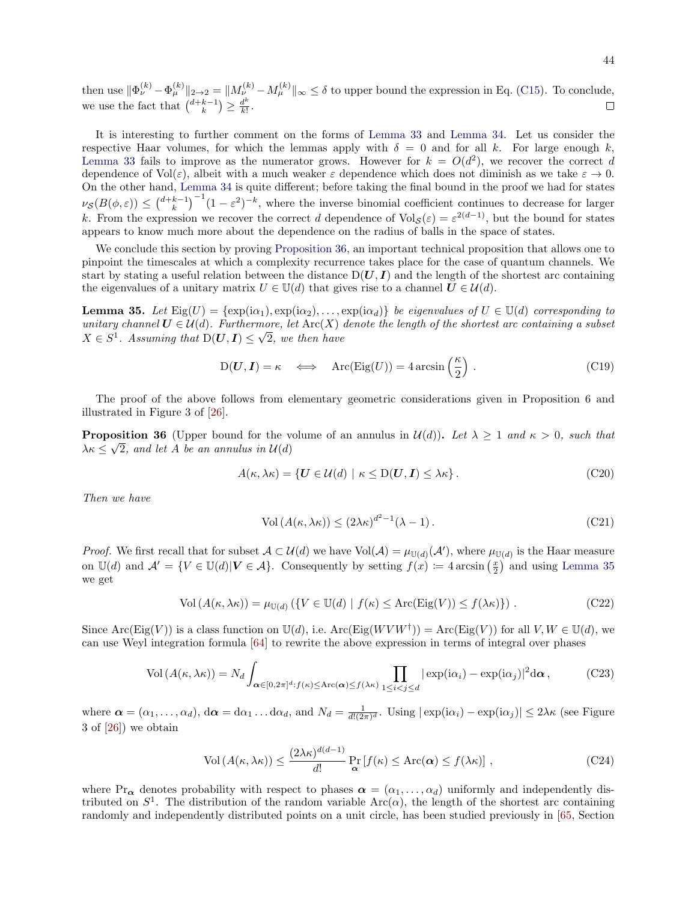then use $\|\Phi_\nu^{(k)} - \Phi_\mu^{(k)}\|_{2\to 2} = \|M_\nu^{(k)} - M_\mu^{(k)}\|_\infty \leq \delta$ to upper bound the expression in Eq. (C15). To conclude, we use the fact that $\binom{d+k-1}{k} \geq \frac{d^k}{k!}$. $\square$

It is interesting to further comment on the forms of Lemma 33 and Lemma 34. Let us consider the respective Haar volumes, for which the lemmas apply with $\delta = 0$ and for all $k$. For large enough $k$, Lemma 33 fails to improve as the numerator grows. However for $k = O(d^2)$, we recover the correct $d$ dependence of $\mathrm{Vol}(\varepsilon)$, albeit with a much weaker $\varepsilon$ dependence which does not diminish as we take $\varepsilon \to 0$. On the other hand, Lemma 34 is quite different; before taking the final bound in the proof we had for states $\nu_{\mathcal{S}}(B(\phi,\varepsilon)) \leq \binom{d+k-1}{k}^{-1}(1-\varepsilon^2)^{-k}$, where the inverse binomial coefficient continues to decrease for larger $k$. From the expression we recover the correct $d$ dependence of $\mathrm{Vol}_{\mathcal{S}}(\varepsilon) = \varepsilon^{2(d-1)}$, but the bound for states appears to know much more about the dependence on the radius of balls in the space of states.

We conclude this section by proving Proposition 36, an important technical proposition that allows one to pinpoint the timescales at which a complexity recurrence takes place for the case of quantum channels. We start by stating a useful relation between the distance $\mathrm{D}(\boldsymbol{U}, \boldsymbol{I})$ and the length of the shortest arc containing the eigenvalues of a unitary matrix $U \in \mathbb{U}(d)$ that gives rise to a channel $\boldsymbol{U} \in \mathcal{U}(d)$.

**Lemma 35.** *Let $\mathrm{Eig}(U) = \{\exp(\mathrm{i}\alpha_1), \exp(\mathrm{i}\alpha_2), \ldots, \exp(\mathrm{i}\alpha_d)\}$ be eigenvalues of $U \in \mathbb{U}(d)$ corresponding to unitary channel $\boldsymbol{U} \in \mathcal{U}(d)$. Furthermore, let $\mathrm{Arc}(X)$ denote the length of the shortest arc containing a subset $X \in S^1$. Assuming that $\mathrm{D}(\boldsymbol{U}, \boldsymbol{I}) \leq \sqrt{2}$, we then have*

$$\mathrm{D}(\boldsymbol{U}, \boldsymbol{I}) = \kappa \quad \Longleftrightarrow \quad \mathrm{Arc}(\mathrm{Eig}(U)) = 4 \arcsin\left(\frac{\kappa}{2}\right). \tag{C19}$$

The proof of the above follows from elementary geometric considerations given in Proposition 6 and illustrated in Figure 3 of [26].

**Proposition 36** (Upper bound for the volume of an annulus in $\mathcal{U}(d)$)**.** *Let $\lambda \geq 1$ and $\kappa > 0$, such that $\lambda\kappa \leq \sqrt{2}$, and let $A$ be an annulus in $\mathcal{U}(d)$*

$$A(\kappa, \lambda\kappa) = \{\boldsymbol{U} \in \mathcal{U}(d) \mid \kappa \leq \mathrm{D}(\boldsymbol{U}, \boldsymbol{I}) \leq \lambda\kappa\}. \tag{C20}$$

*Then we have*

$$\mathrm{Vol}\left(A(\kappa, \lambda\kappa)\right) \leq (2\lambda\kappa)^{d^2-1}(\lambda - 1). \tag{C21}$$

*Proof.* We first recall that for subset $\mathcal{A} \subset \mathcal{U}(d)$ we have $\mathrm{Vol}(\mathcal{A}) = \mu_{\mathbb{U}(d)}(\mathcal{A}')$, where $\mu_{\mathbb{U}(d)}$ is the Haar measure on $\mathbb{U}(d)$ and $\mathcal{A}' = \{V \in \mathbb{U}(d) | \boldsymbol{V} \in \mathcal{A}\}$. Consequently by setting $f(x) \coloneqq 4\arcsin\left(\frac{x}{2}\right)$ and using Lemma 35 we get

$$\mathrm{Vol}\left(A(\kappa, \lambda\kappa)\right) = \mu_{\mathbb{U}(d)}\left(\{V \in \mathbb{U}(d) \mid f(\kappa) \leq \mathrm{Arc}(\mathrm{Eig}(V)) \leq f(\lambda\kappa)\}\right). \tag{C22}$$

Since $\mathrm{Arc}(\mathrm{Eig}(V))$ is a class function on $\mathbb{U}(d)$, i.e. $\mathrm{Arc}(\mathrm{Eig}(WVW^\dagger)) = \mathrm{Arc}(\mathrm{Eig}(V))$ for all $V, W \in \mathbb{U}(d)$, we can use Weyl integration formula [64] to rewrite the above expression in terms of integral over phases

$$\mathrm{Vol}\left(A(\kappa, \lambda\kappa)\right) = N_d \int_{\boldsymbol{\alpha} \in [0,2\pi]^d : f(\kappa) \leq \mathrm{Arc}(\boldsymbol{\alpha}) \leq f(\lambda\kappa)} \prod_{1 \leq i < j \leq d} |\exp(\mathrm{i}\alpha_i) - \exp(\mathrm{i}\alpha_j)|^2 \mathrm{d}\boldsymbol{\alpha}, \tag{C23}$$

where $\boldsymbol{\alpha} = (\alpha_1, \ldots, \alpha_d)$, $\mathrm{d}\boldsymbol{\alpha} = \mathrm{d}\alpha_1 \ldots \mathrm{d}\alpha_d$, and $N_d = \frac{1}{d!(2\pi)^d}$. Using $|\exp(\mathrm{i}\alpha_i) - \exp(\mathrm{i}\alpha_j)| \leq 2\lambda\kappa$ (see Figure 3 of [26]) we obtain

$$\mathrm{Vol}\left(A(\kappa, \lambda\kappa)\right) \leq \frac{(2\lambda\kappa)^{d(d-1)}}{d!} \Pr_{\boldsymbol{\alpha}}\left[f(\kappa) \leq \mathrm{Arc}(\boldsymbol{\alpha}) \leq f(\lambda\kappa)\right], \tag{C24}$$

where $\Pr_{\boldsymbol{\alpha}}$ denotes probability with respect to phases $\boldsymbol{\alpha} = (\alpha_1, \ldots, \alpha_d)$ uniformly and independently distributed on $S^1$. The distribution of the random variable $\mathrm{Arc}(\alpha)$, the length of the shortest arc containing randomly and independently distributed points on a unit circle, has been studied previously in [65, Section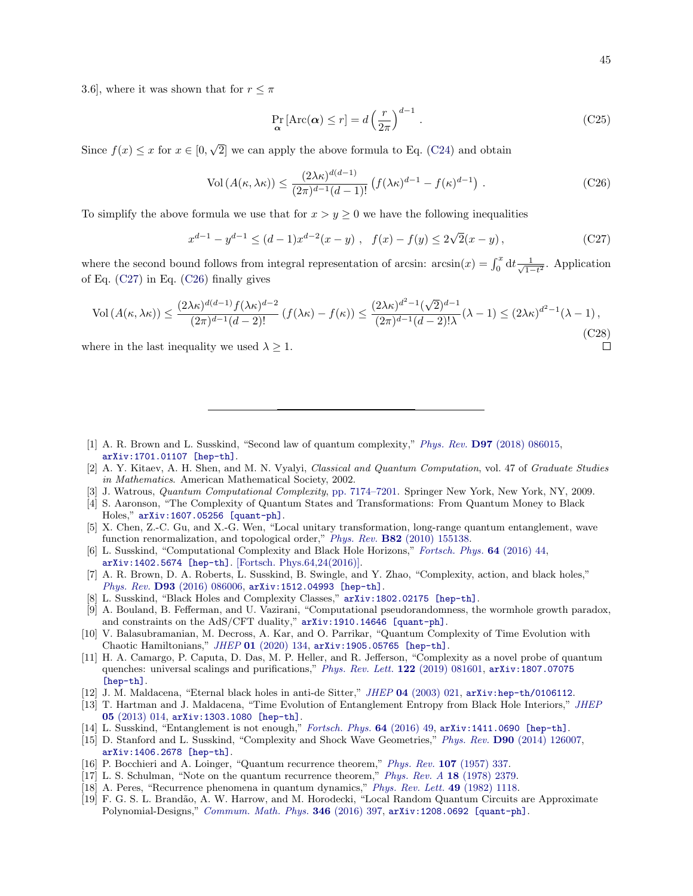3.6], where it was shown that for $r \leq \pi$

$$\Pr_{\boldsymbol{\alpha}} \left[ \mathrm{Arc}(\boldsymbol{\alpha}) \leq r \right] = d \left( \frac{r}{2\pi} \right)^{d-1} . \tag{C25}$$

Since $f(x) \leq x$ for $x \in [0, \sqrt{2}]$ we can apply the above formula to Eq. (C24) and obtain

$$\mathrm{Vol}\left( A(\kappa, \lambda\kappa) \right) \leq \frac{(2\lambda\kappa)^{d(d-1)}}{(2\pi)^{d-1}(d-1)!} \left( f(\lambda\kappa)^{d-1} - f(\kappa)^{d-1} \right) . \tag{C26}$$

To simplify the above formula we use that for $x > y \geq 0$ we have the following inequalities

$$x^{d-1} - y^{d-1} \leq (d-1)x^{d-2}(x-y) , \quad f(x) - f(y) \leq 2\sqrt{2}(x-y) , \tag{C27}$$

where the second bound follows from integral representation of arcsin: $\arcsin(x) = \int_0^x \mathrm{d}t \frac{1}{\sqrt{1-t^2}}$. Application of Eq. (C27) in Eq. (C26) finally gives

$$\mathrm{Vol}\left( A(\kappa, \lambda\kappa) \right) \leq \frac{(2\lambda\kappa)^{d(d-1)} f(\lambda\kappa)^{d-2}}{(2\pi)^{d-1}(d-2)!} \left( f(\lambda\kappa) - f(\kappa) \right) \leq \frac{(2\lambda\kappa)^{d^2-1} (\sqrt{2})^{d-1}}{(2\pi)^{d-1}(d-2)!\lambda} (\lambda - 1) \leq (2\lambda\kappa)^{d^2-1} (\lambda - 1) , \tag{C28}$$

where in the last inequality we used $\lambda \geq 1$. □

---

[1] A. R. Brown and L. Susskind, "Second law of quantum complexity," *Phys. Rev.* **D97** (2018) 086015, arXiv:1701.01107 [hep-th].

[2] A. Y. Kitaev, A. H. Shen, and M. N. Vyalyi, *Classical and Quantum Computation*, vol. 47 of *Graduate Studies in Mathematics*. American Mathematical Society, 2002.

[3] J. Watrous, *Quantum Computational Complexity*, pp. 7174–7201. Springer New York, New York, NY, 2009.

[4] S. Aaronson, "The Complexity of Quantum States and Transformations: From Quantum Money to Black Holes," arXiv:1607.05256 [quant-ph].

[5] X. Chen, Z.-C. Gu, and X.-G. Wen, "Local unitary transformation, long-range quantum entanglement, wave function renormalization, and topological order," *Phys. Rev.* **B82** (2010) 155138.

[6] L. Susskind, "Computational Complexity and Black Hole Horizons," *Fortsch. Phys.* **64** (2016) 44, arXiv:1402.5674 [hep-th]. [Fortsch. Phys.64,24(2016)].

[7] A. R. Brown, D. A. Roberts, L. Susskind, B. Swingle, and Y. Zhao, "Complexity, action, and black holes," *Phys. Rev.* **D93** (2016) 086006, arXiv:1512.04993 [hep-th].

[8] L. Susskind, "Black Holes and Complexity Classes," arXiv:1802.02175 [hep-th].

[9] A. Bouland, B. Fefferman, and U. Vazirani, "Computational pseudorandomness, the wormhole growth paradox, and constraints on the AdS/CFT duality," arXiv:1910.14646 [quant-ph].

[10] V. Balasubramanian, M. Decross, A. Kar, and O. Parrikar, "Quantum Complexity of Time Evolution with Chaotic Hamiltonians," *JHEP* **01** (2020) 134, arXiv:1905.05765 [hep-th].

[11] H. A. Camargo, P. Caputa, D. Das, M. P. Heller, and R. Jefferson, "Complexity as a novel probe of quantum quenches: universal scalings and purifications," *Phys. Rev. Lett.* **122** (2019) 081601, arXiv:1807.07075 [hep-th].

[12] J. M. Maldacena, "Eternal black holes in anti-de Sitter," *JHEP* **04** (2003) 021, arXiv:hep-th/0106112.

[13] T. Hartman and J. Maldacena, "Time Evolution of Entanglement Entropy from Black Hole Interiors," *JHEP* **05** (2013) 014, arXiv:1303.1080 [hep-th].

[14] L. Susskind, "Entanglement is not enough," *Fortsch. Phys.* **64** (2016) 49, arXiv:1411.0690 [hep-th].

[15] D. Stanford and L. Susskind, "Complexity and Shock Wave Geometries," *Phys. Rev.* **D90** (2014) 126007, arXiv:1406.2678 [hep-th].

[16] P. Bocchieri and A. Loinger, "Quantum recurrence theorem," *Phys. Rev.* **107** (1957) 337.

[17] L. S. Schulman, "Note on the quantum recurrence theorem," *Phys. Rev. A* **18** (1978) 2379.

[18] A. Peres, "Recurrence phenomena in quantum dynamics," *Phys. Rev. Lett.* **49** (1982) 1118.

[19] F. G. S. L. Brandão, A. W. Harrow, and M. Horodecki, "Local Random Quantum Circuits are Approximate Polynomial-Designs," *Commum. Math. Phys.* **346** (2016) 397, arXiv:1208.0692 [quant-ph].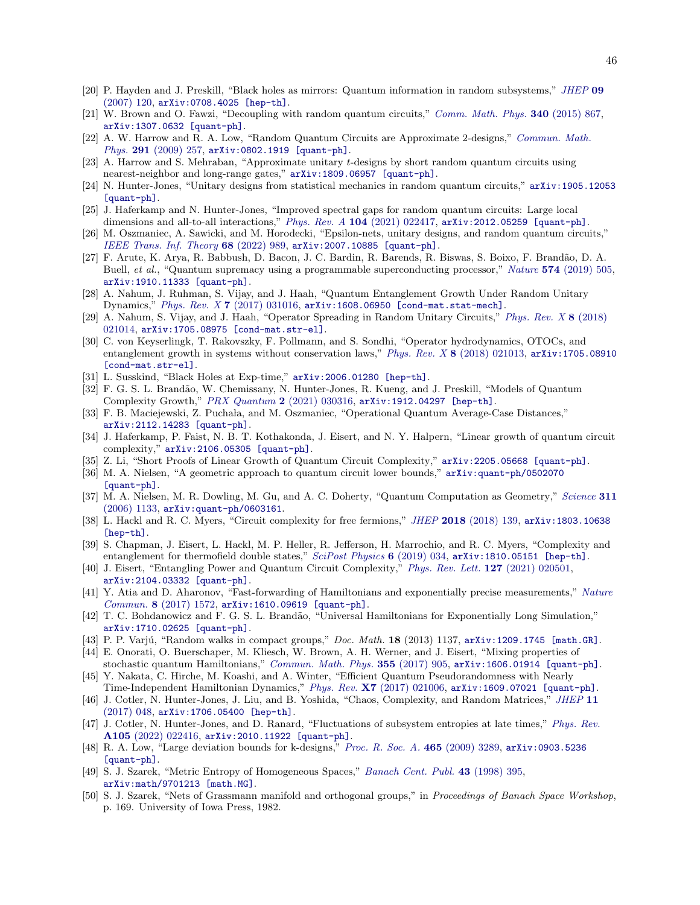[20] P. Hayden and J. Preskill, "Black holes as mirrors: Quantum information in random subsystems," *JHEP* **09** (2007) 120, arXiv:0708.4025 [hep-th].

[21] W. Brown and O. Fawzi, "Decoupling with random quantum circuits," *Comm. Math. Phys.* **340** (2015) 867, arXiv:1307.0632 [quant-ph].

[22] A. W. Harrow and R. A. Low, "Random Quantum Circuits are Approximate 2-designs," *Commun. Math. Phys.* **291** (2009) 257, arXiv:0802.1919 [quant-ph].

[23] A. Harrow and S. Mehraban, "Approximate unitary $t$-designs by short random quantum circuits using nearest-neighbor and long-range gates," arXiv:1809.06957 [quant-ph].

[24] N. Hunter-Jones, "Unitary designs from statistical mechanics in random quantum circuits," arXiv:1905.12053 [quant-ph].

[25] J. Haferkamp and N. Hunter-Jones, "Improved spectral gaps for random quantum circuits: Large local dimensions and all-to-all interactions," *Phys. Rev. A* **104** (2021) 022417, arXiv:2012.05259 [quant-ph].

[26] M. Oszmaniec, A. Sawicki, and M. Horodecki, "Epsilon-nets, unitary designs, and random quantum circuits," *IEEE Trans. Inf. Theory* **68** (2022) 989, arXiv:2007.10885 [quant-ph].

[27] F. Arute, K. Arya, R. Babbush, D. Bacon, J. C. Bardin, R. Barends, R. Biswas, S. Boixo, F. Brandão, D. A. Buell, *et al.*, "Quantum supremacy using a programmable superconducting processor," *Nature* **574** (2019) 505, arXiv:1910.11333 [quant-ph].

[28] A. Nahum, J. Ruhman, S. Vijay, and J. Haah, "Quantum Entanglement Growth Under Random Unitary Dynamics," *Phys. Rev. X* **7** (2017) 031016, arXiv:1608.06950 [cond-mat.stat-mech].

[29] A. Nahum, S. Vijay, and J. Haah, "Operator Spreading in Random Unitary Circuits," *Phys. Rev. X* **8** (2018) 021014, arXiv:1705.08975 [cond-mat.str-el].

[30] C. von Keyserlingk, T. Rakovszky, F. Pollmann, and S. Sondhi, "Operator hydrodynamics, OTOCs, and entanglement growth in systems without conservation laws," *Phys. Rev. X* **8** (2018) 021013, arXiv:1705.08910 [cond-mat.str-el].

[31] L. Susskind, "Black Holes at Exp-time," arXiv:2006.01280 [hep-th].

[32] F. G. S. L. Brandão, W. Chemissany, N. Hunter-Jones, R. Kueng, and J. Preskill, "Models of Quantum Complexity Growth," *PRX Quantum* **2** (2021) 030316, arXiv:1912.04297 [hep-th].

[33] F. B. Maciejewski, Z. Puchała, and M. Oszmaniec, "Operational Quantum Average-Case Distances," arXiv:2112.14283 [quant-ph].

[34] J. Haferkamp, P. Faist, N. B. T. Kothakonda, J. Eisert, and N. Y. Halpern, "Linear growth of quantum circuit complexity," arXiv:2106.05305 [quant-ph].

[35] Z. Li, "Short Proofs of Linear Growth of Quantum Circuit Complexity," arXiv:2205.05668 [quant-ph].

[36] M. A. Nielsen, "A geometric approach to quantum circuit lower bounds," arXiv:quant-ph/0502070 [quant-ph].

[37] M. A. Nielsen, M. R. Dowling, M. Gu, and A. C. Doherty, "Quantum Computation as Geometry," *Science* **311** (2006) 1133, arXiv:quant-ph/0603161.

[38] L. Hackl and R. C. Myers, "Circuit complexity for free fermions," *JHEP* **2018** (2018) 139, arXiv:1803.10638 [hep-th].

[39] S. Chapman, J. Eisert, L. Hackl, M. P. Heller, R. Jefferson, H. Marrochio, and R. C. Myers, "Complexity and entanglement for thermofield double states," *SciPost Physics* **6** (2019) 034, arXiv:1810.05151 [hep-th].

[40] J. Eisert, "Entangling Power and Quantum Circuit Complexity," *Phys. Rev. Lett.* **127** (2021) 020501, arXiv:2104.03332 [quant-ph].

[41] Y. Atia and D. Aharonov, "Fast-forwarding of Hamiltonians and exponentially precise measurements," *Nature Commun.* **8** (2017) 1572, arXiv:1610.09619 [quant-ph].

[42] T. C. Bohdanowicz and F. G. S. L. Brandão, "Universal Hamiltonians for Exponentially Long Simulation," arXiv:1710.02625 [quant-ph].

[43] P. P. Varjú, "Random walks in compact groups," *Doc. Math.* **18** (2013) 1137, arXiv:1209.1745 [math.GR].

[44] E. Onorati, O. Buerschaper, M. Kliesch, W. Brown, A. H. Werner, and J. Eisert, "Mixing properties of stochastic quantum Hamiltonians," *Commun. Math. Phys.* **355** (2017) 905, arXiv:1606.01914 [quant-ph].

[45] Y. Nakata, C. Hirche, M. Koashi, and A. Winter, "Efficient Quantum Pseudorandomness with Nearly Time-Independent Hamiltonian Dynamics," *Phys. Rev.* **X7** (2017) 021006, arXiv:1609.07021 [quant-ph].

[46] J. Cotler, N. Hunter-Jones, J. Liu, and B. Yoshida, "Chaos, Complexity, and Random Matrices," *JHEP* **11** (2017) 048, arXiv:1706.05400 [hep-th].

[47] J. Cotler, N. Hunter-Jones, and D. Ranard, "Fluctuations of subsystem entropies at late times," *Phys. Rev.* **A105** (2022) 022416, arXiv:2010.11922 [quant-ph].

[48] R. A. Low, "Large deviation bounds for k-designs," *Proc. R. Soc. A.* **465** (2009) 3289, arXiv:0903.5236 [quant-ph].

[49] S. J. Szarek, "Metric Entropy of Homogeneous Spaces," *Banach Cent. Publ.* **43** (1998) 395, arXiv:math/9701213 [math.MG].

[50] S. J. Szarek, "Nets of Grassmann manifold and orthogonal groups," in *Proceedings of Banach Space Workshop*, p. 169. University of Iowa Press, 1982.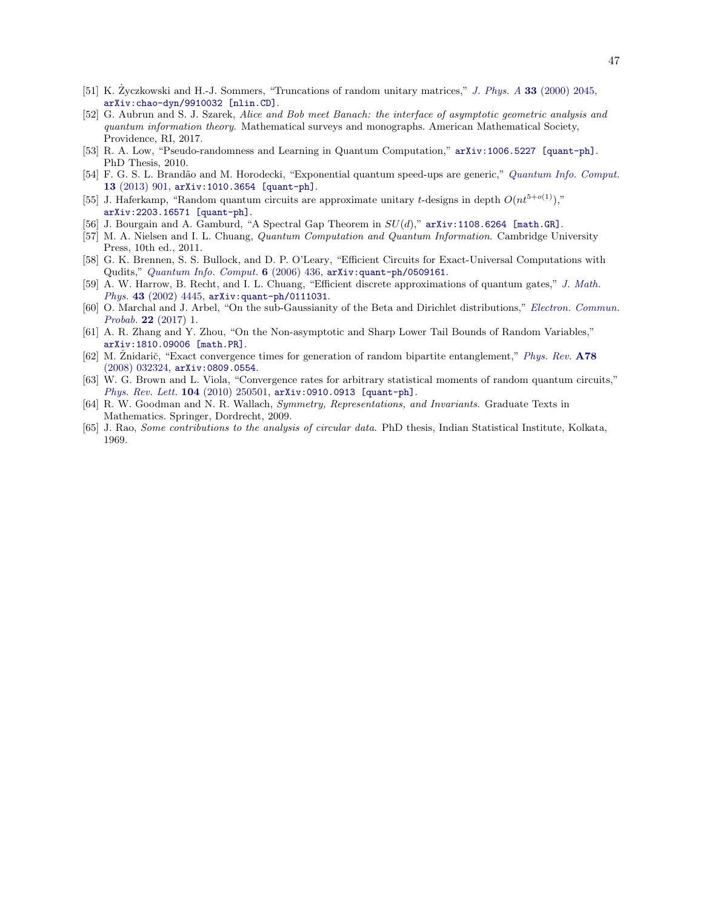[51] K. Życzkowski and H.-J. Sommers, "Truncations of random unitary matrices," *J. Phys. A* **33** (2000) 2045, arXiv:chao-dyn/9910032 [nlin.CD].

[52] G. Aubrun and S. J. Szarek, *Alice and Bob meet Banach: the interface of asymptotic geometric analysis and quantum information theory*. Mathematical surveys and monographs. American Mathematical Society, Providence, RI, 2017.

[53] R. A. Low, "Pseudo-randomness and Learning in Quantum Computation," arXiv:1006.5227 [quant-ph]. PhD Thesis, 2010.

[54] F. G. S. L. Brandão and M. Horodecki, "Exponential quantum speed-ups are generic," *Quantum Info. Comput.* **13** (2013) 901, arXiv:1010.3654 [quant-ph].

[55] J. Haferkamp, "Random quantum circuits are approximate unitary $t$-designs in depth $O(nt^{5+o(1)})$," arXiv:2203.16571 [quant-ph].

[56] J. Bourgain and A. Gamburd, "A Spectral Gap Theorem in $SU(d)$," arXiv:1108.6264 [math.GR].

[57] M. A. Nielsen and I. L. Chuang, *Quantum Computation and Quantum Information*. Cambridge University Press, 10th ed., 2011.

[58] G. K. Brennen, S. S. Bullock, and D. P. O'Leary, "Efficient Circuits for Exact-Universal Computations with Qudits," *Quantum Info. Comput.* **6** (2006) 436, arXiv:quant-ph/0509161.

[59] A. W. Harrow, B. Recht, and I. L. Chuang, "Efficient discrete approximations of quantum gates," *J. Math. Phys.* **43** (2002) 4445, arXiv:quant-ph/0111031.

[60] O. Marchal and J. Arbel, "On the sub-Gaussianity of the Beta and Dirichlet distributions," *Electron. Commun. Probab.* **22** (2017) 1.

[61] A. R. Zhang and Y. Zhou, "On the Non-asymptotic and Sharp Lower Tail Bounds of Random Variables," arXiv:1810.09006 [math.PR].

[62] M. Žnidarič, "Exact convergence times for generation of random bipartite entanglement," *Phys. Rev.* **A78** (2008) 032324, arXiv:0809.0554.

[63] W. G. Brown and L. Viola, "Convergence rates for arbitrary statistical moments of random quantum circuits," *Phys. Rev. Lett.* **104** (2010) 250501, arXiv:0910.0913 [quant-ph].

[64] R. W. Goodman and N. R. Wallach, *Symmetry, Representations, and Invariants*. Graduate Texts in Mathematics. Springer, Dordrecht, 2009.

[65] J. Rao, *Some contributions to the analysis of circular data*. PhD thesis, Indian Statistical Institute, Kolkata, 1969.